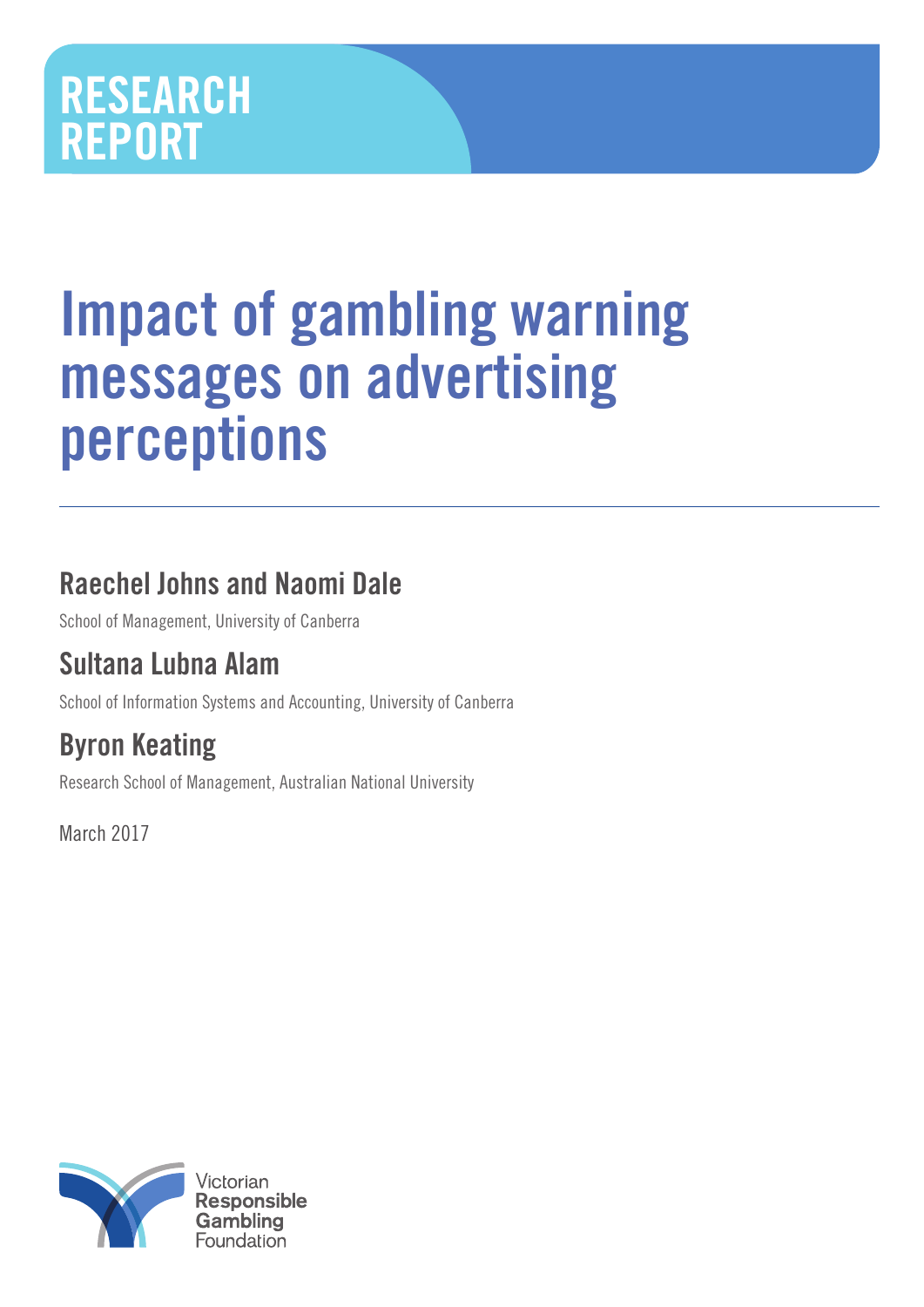RESEARCH REPORT

# Impact of gambling warning messages on advertising perceptions

## Raechel Johns and Naomi Dale

School of Management, University of Canberra

## Sultana Lubna Alam

School of Information Systems and Accounting, University of Canberra

## Byron Keating

Research School of Management, Australian National University

March 2017

Victorian Responsible Gambling Foundation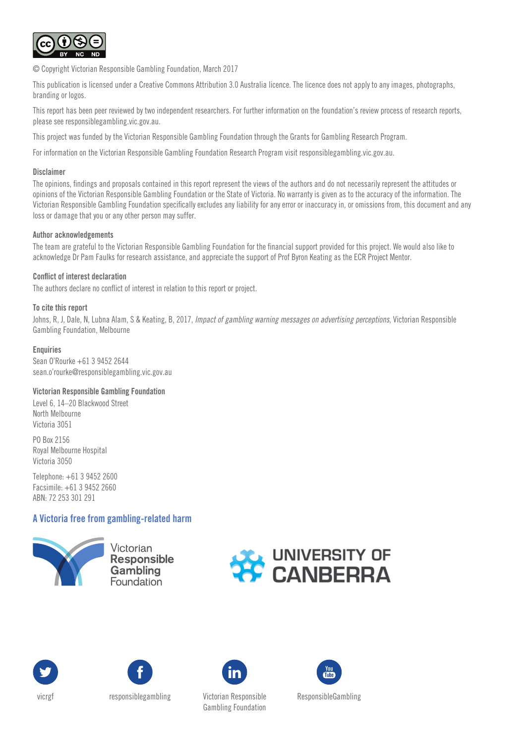© Copyright Victorian Responsible Gambling Foundation, March 2017

This publication is licensed under a Creative Commons Attribution 3.0 Australia licence. The licence does not apply to any images, photographs, branding or logos.

This report has been peer reviewed by two independent researchers. For further information on the foundation's review process of research reports, please see responsiblegambling.vic.gov.au.

This project was funded by the Victorian Responsible Gambling Foundation through the Grants for Gambling Research Program.

For information on the Victorian Responsible Gambling Foundation Research Program visit responsiblegambling.vic.gov.au.

**Disclaimer**

The opinions, findings and proposals contained in this report represent the views of the authors and do not necessarily represent the attitudes or opinions of the Victorian Responsible Gambling Foundation or the State of Victoria. No warranty is given as to the accuracy of the information. The Victorian Responsible Gambling Foundation specifically excludes any liability for any error or inaccuracy in, or omissions from, this document and any loss or damage that you or any other person may suffer.

**Author acknowledgements**

The team are grateful to the Victorian Responsible Gambling Foundation for the financial support provided for this project. We would also like to acknowledge Dr Pam Faulks for research assistance, and appreciate the support of Prof Byron Keating as the ECR Project Mentor.

**Conflict of interest declaration**

The authors declare no conflict of interest in relation to this report or project.

**To cite this report**

Johns, R, J, Dale, N, Lubna Alam, S & Keating, B, 2017, *Impact of gambling warning messages on advertising perceptions*, Victorian Responsible Gambling Foundation, Melbourne

**Enquiries**

Sean O'Rourke +61 3 9452 2644
sean.o'rourke@responsiblegambling.vic.gov.au

**Victorian Responsible Gambling Foundation**

Level 6, 14–20 Blackwood Street
North Melbourne
Victoria 3051

PO Box 2156
Royal Melbourne Hospital
Victoria 3050

Telephone: +61 3 9452 2600
Facsimile: +61 3 9452 2660
ABN: 72 253 301 291

**A Victoria free from gambling-related harm**

Victorian Responsible Gambling Foundation

UNIVERSITY OF CANBERRA

vicrgf

responsiblegambling

Victorian Responsible Gambling Foundation

ResponsibleGambling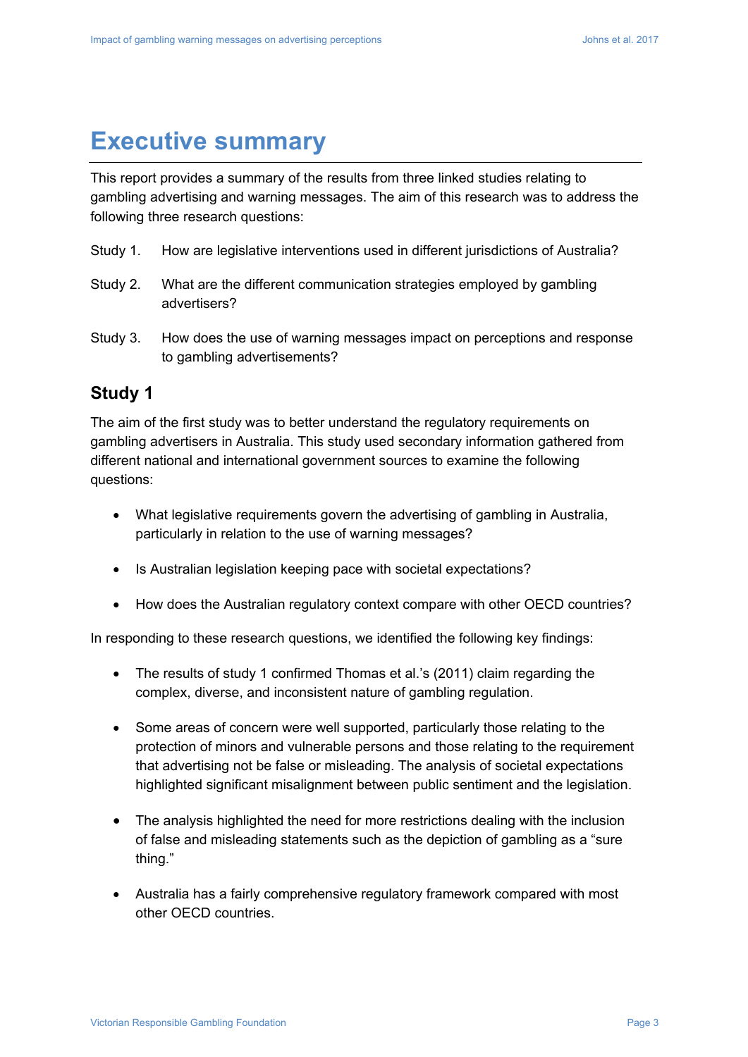# Executive summary

This report provides a summary of the results from three linked studies relating to gambling advertising and warning messages. The aim of this research was to address the following three research questions:

Study 1. How are legislative interventions used in different jurisdictions of Australia?

Study 2. What are the different communication strategies employed by gambling advertisers?

Study 3. How does the use of warning messages impact on perceptions and response to gambling advertisements?

## Study 1

The aim of the first study was to better understand the regulatory requirements on gambling advertisers in Australia. This study used secondary information gathered from different national and international government sources to examine the following questions:

- What legislative requirements govern the advertising of gambling in Australia, particularly in relation to the use of warning messages?
- Is Australian legislation keeping pace with societal expectations?
- How does the Australian regulatory context compare with other OECD countries?

In responding to these research questions, we identified the following key findings:

- The results of study 1 confirmed Thomas et al.'s (2011) claim regarding the complex, diverse, and inconsistent nature of gambling regulation.
- Some areas of concern were well supported, particularly those relating to the protection of minors and vulnerable persons and those relating to the requirement that advertising not be false or misleading. The analysis of societal expectations highlighted significant misalignment between public sentiment and the legislation.
- The analysis highlighted the need for more restrictions dealing with the inclusion of false and misleading statements such as the depiction of gambling as a "sure thing."
- Australia has a fairly comprehensive regulatory framework compared with most other OECD countries.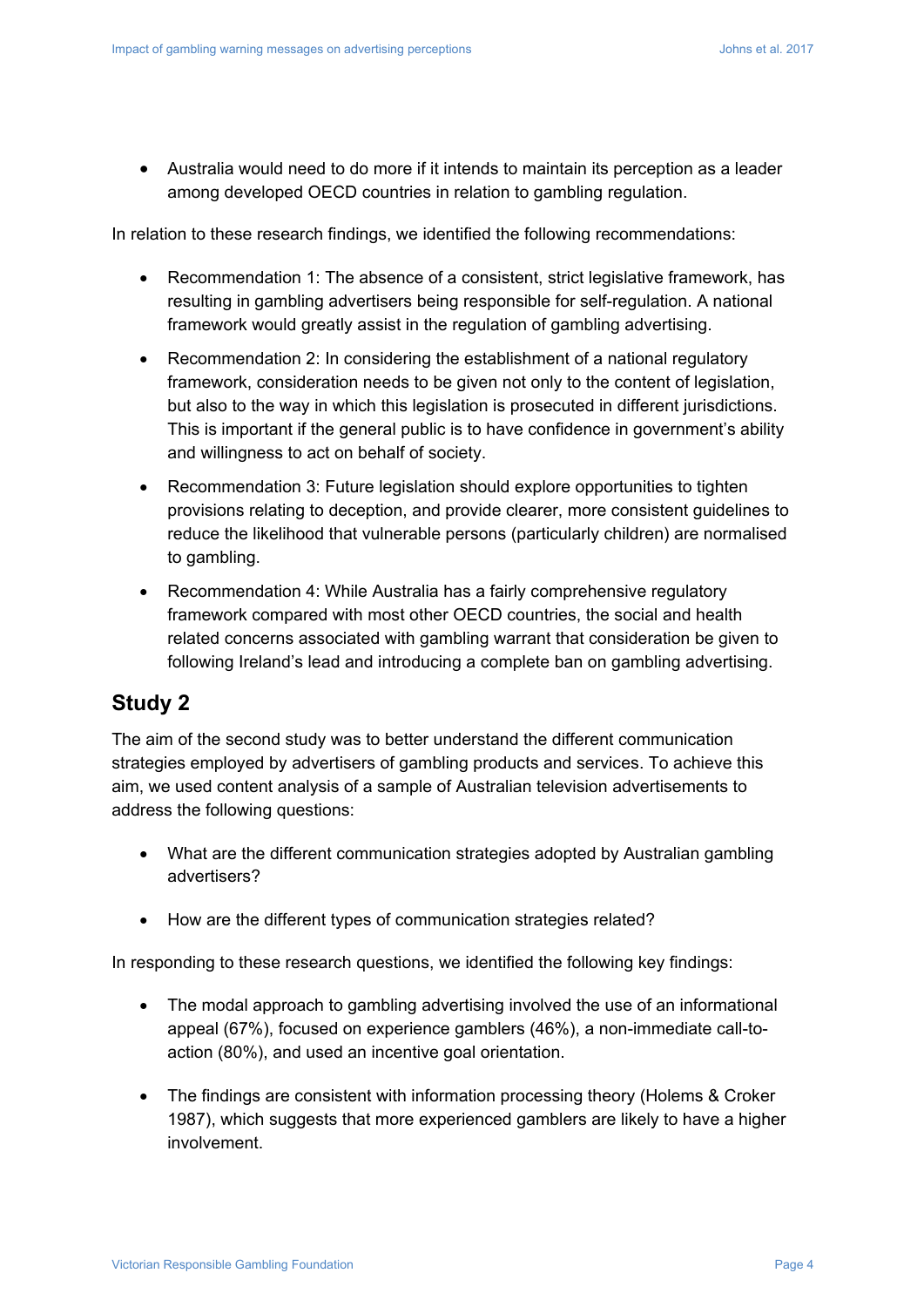- Australia would need to do more if it intends to maintain its perception as a leader among developed OECD countries in relation to gambling regulation.

In relation to these research findings, we identified the following recommendations:

- Recommendation 1: The absence of a consistent, strict legislative framework, has resulting in gambling advertisers being responsible for self-regulation. A national framework would greatly assist in the regulation of gambling advertising.
- Recommendation 2: In considering the establishment of a national regulatory framework, consideration needs to be given not only to the content of legislation, but also to the way in which this legislation is prosecuted in different jurisdictions. This is important if the general public is to have confidence in government's ability and willingness to act on behalf of society.
- Recommendation 3: Future legislation should explore opportunities to tighten provisions relating to deception, and provide clearer, more consistent guidelines to reduce the likelihood that vulnerable persons (particularly children) are normalised to gambling.
- Recommendation 4: While Australia has a fairly comprehensive regulatory framework compared with most other OECD countries, the social and health related concerns associated with gambling warrant that consideration be given to following Ireland's lead and introducing a complete ban on gambling advertising.

## Study 2

The aim of the second study was to better understand the different communication strategies employed by advertisers of gambling products and services. To achieve this aim, we used content analysis of a sample of Australian television advertisements to address the following questions:

- What are the different communication strategies adopted by Australian gambling advertisers?
- How are the different types of communication strategies related?

In responding to these research questions, we identified the following key findings:

- The modal approach to gambling advertising involved the use of an informational appeal (67%), focused on experience gamblers (46%), a non-immediate call-to-action (80%), and used an incentive goal orientation.
- The findings are consistent with information processing theory (Holems & Croker 1987), which suggests that more experienced gamblers are likely to have a higher involvement.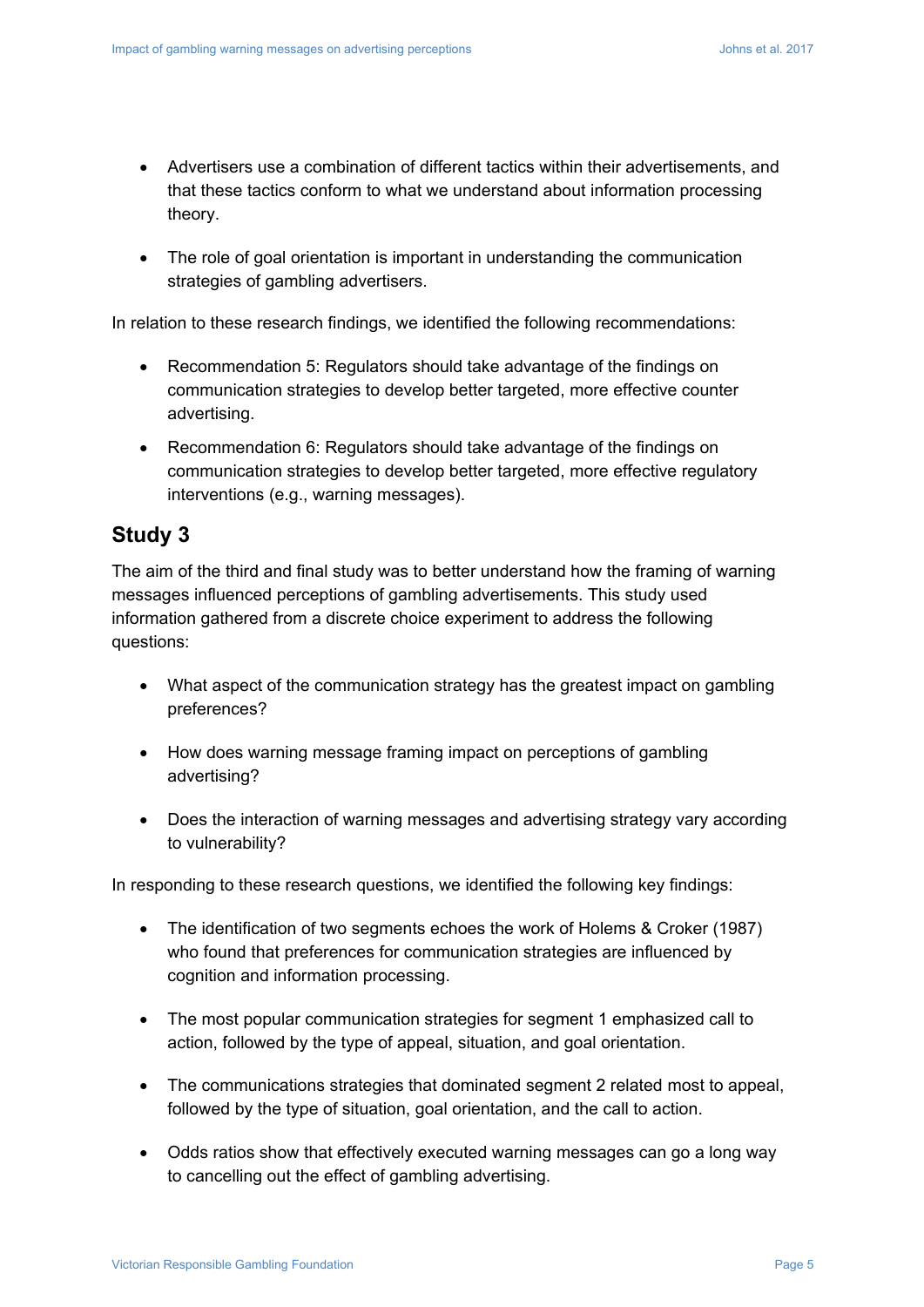- Advertisers use a combination of different tactics within their advertisements, and that these tactics conform to what we understand about information processing theory.

- The role of goal orientation is important in understanding the communication strategies of gambling advertisers.

In relation to these research findings, we identified the following recommendations:

- Recommendation 5: Regulators should take advantage of the findings on communication strategies to develop better targeted, more effective counter advertising.

- Recommendation 6: Regulators should take advantage of the findings on communication strategies to develop better targeted, more effective regulatory interventions (e.g., warning messages).

## Study 3

The aim of the third and final study was to better understand how the framing of warning messages influenced perceptions of gambling advertisements. This study used information gathered from a discrete choice experiment to address the following questions:

- What aspect of the communication strategy has the greatest impact on gambling preferences?

- How does warning message framing impact on perceptions of gambling advertising?

- Does the interaction of warning messages and advertising strategy vary according to vulnerability?

In responding to these research questions, we identified the following key findings:

- The identification of two segments echoes the work of Holems & Croker (1987) who found that preferences for communication strategies are influenced by cognition and information processing.

- The most popular communication strategies for segment 1 emphasized call to action, followed by the type of appeal, situation, and goal orientation.

- The communications strategies that dominated segment 2 related most to appeal, followed by the type of situation, goal orientation, and the call to action.

- Odds ratios show that effectively executed warning messages can go a long way to cancelling out the effect of gambling advertising.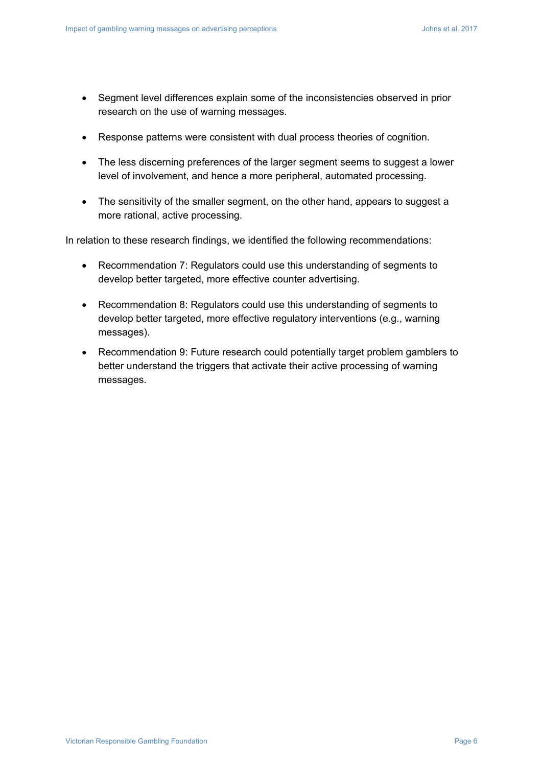- Segment level differences explain some of the inconsistencies observed in prior research on the use of warning messages.
- Response patterns were consistent with dual process theories of cognition.
- The less discerning preferences of the larger segment seems to suggest a lower level of involvement, and hence a more peripheral, automated processing.
- The sensitivity of the smaller segment, on the other hand, appears to suggest a more rational, active processing.

In relation to these research findings, we identified the following recommendations:

- Recommendation 7: Regulators could use this understanding of segments to develop better targeted, more effective counter advertising.
- Recommendation 8: Regulators could use this understanding of segments to develop better targeted, more effective regulatory interventions (e.g., warning messages).
- Recommendation 9: Future research could potentially target problem gamblers to better understand the triggers that activate their active processing of warning messages.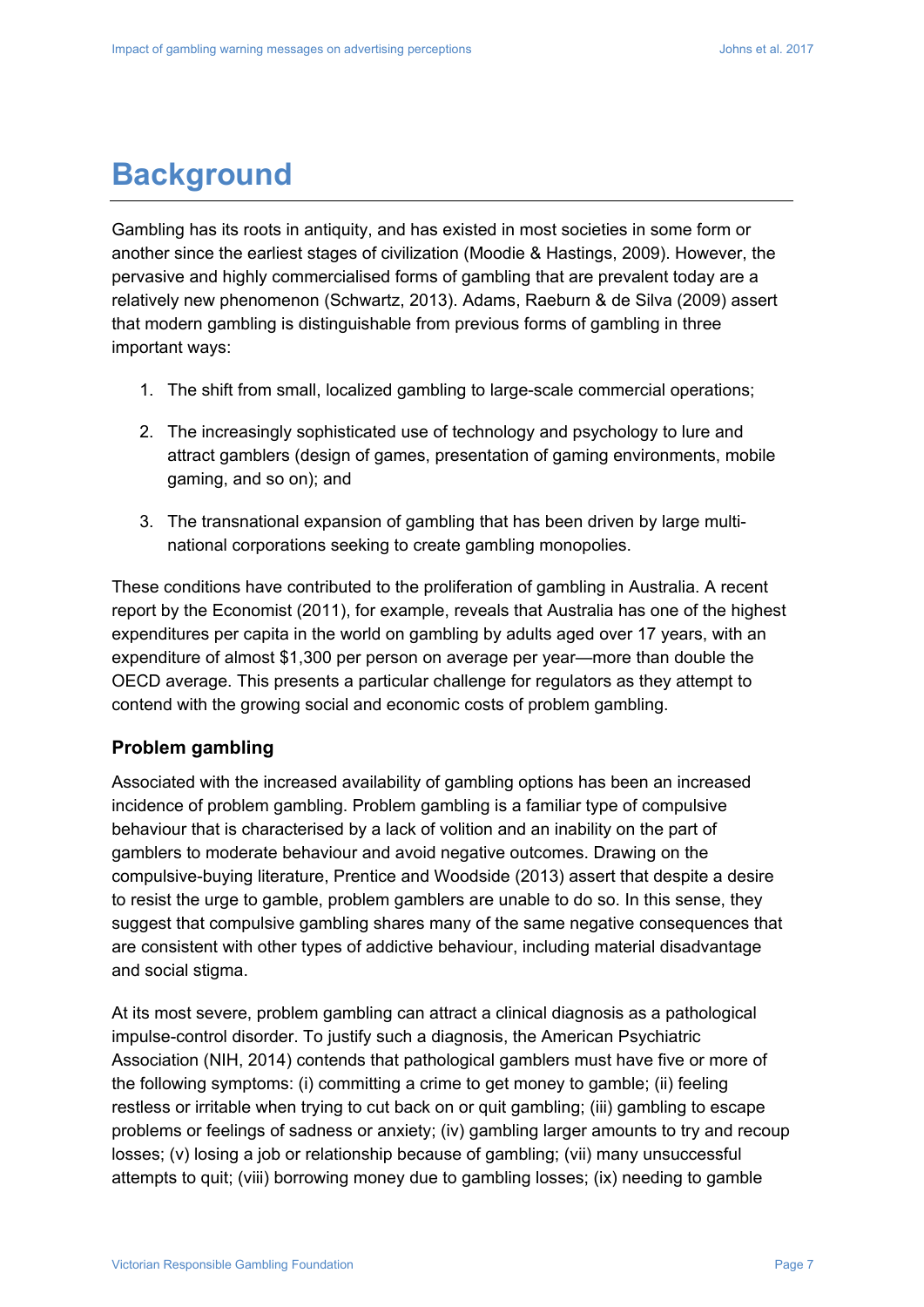# Background

Gambling has its roots in antiquity, and has existed in most societies in some form or another since the earliest stages of civilization (Moodie & Hastings, 2009). However, the pervasive and highly commercialised forms of gambling that are prevalent today are a relatively new phenomenon (Schwartz, 2013). Adams, Raeburn & de Silva (2009) assert that modern gambling is distinguishable from previous forms of gambling in three important ways:

1. The shift from small, localized gambling to large-scale commercial operations;
2. The increasingly sophisticated use of technology and psychology to lure and attract gamblers (design of games, presentation of gaming environments, mobile gaming, and so on); and
3. The transnational expansion of gambling that has been driven by large multi-national corporations seeking to create gambling monopolies.

These conditions have contributed to the proliferation of gambling in Australia. A recent report by the Economist (2011), for example, reveals that Australia has one of the highest expenditures per capita in the world on gambling by adults aged over 17 years, with an expenditure of almost $1,300 per person on average per year—more than double the OECD average. This presents a particular challenge for regulators as they attempt to contend with the growing social and economic costs of problem gambling.

### Problem gambling

Associated with the increased availability of gambling options has been an increased incidence of problem gambling. Problem gambling is a familiar type of compulsive behaviour that is characterised by a lack of volition and an inability on the part of gamblers to moderate behaviour and avoid negative outcomes. Drawing on the compulsive-buying literature, Prentice and Woodside (2013) assert that despite a desire to resist the urge to gamble, problem gamblers are unable to do so. In this sense, they suggest that compulsive gambling shares many of the same negative consequences that are consistent with other types of addictive behaviour, including material disadvantage and social stigma.

At its most severe, problem gambling can attract a clinical diagnosis as a pathological impulse-control disorder. To justify such a diagnosis, the American Psychiatric Association (NIH, 2014) contends that pathological gamblers must have five or more of the following symptoms: (i) committing a crime to get money to gamble; (ii) feeling restless or irritable when trying to cut back on or quit gambling; (iii) gambling to escape problems or feelings of sadness or anxiety; (iv) gambling larger amounts to try and recoup losses; (v) losing a job or relationship because of gambling; (vii) many unsuccessful attempts to quit; (viii) borrowing money due to gambling losses; (ix) needing to gamble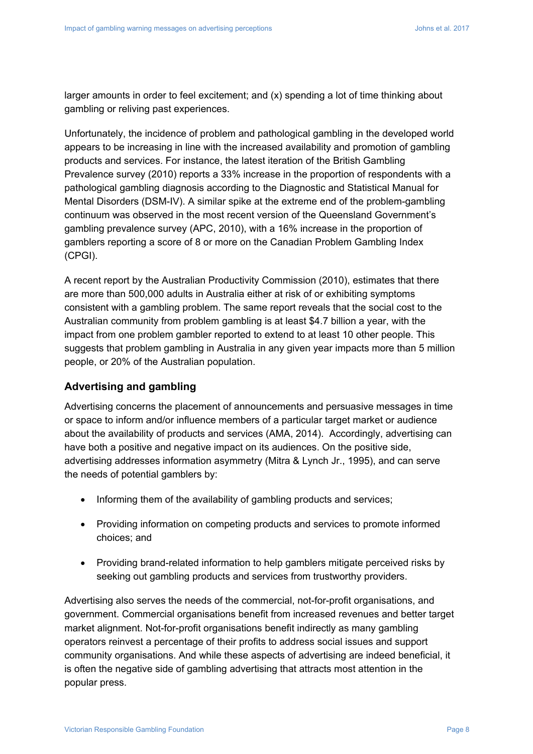larger amounts in order to feel excitement; and (x) spending a lot of time thinking about gambling or reliving past experiences.

Unfortunately, the incidence of problem and pathological gambling in the developed world appears to be increasing in line with the increased availability and promotion of gambling products and services. For instance, the latest iteration of the British Gambling Prevalence survey (2010) reports a 33% increase in the proportion of respondents with a pathological gambling diagnosis according to the Diagnostic and Statistical Manual for Mental Disorders (DSM-IV). A similar spike at the extreme end of the problem-gambling continuum was observed in the most recent version of the Queensland Government's gambling prevalence survey (APC, 2010), with a 16% increase in the proportion of gamblers reporting a score of 8 or more on the Canadian Problem Gambling Index (CPGI).

A recent report by the Australian Productivity Commission (2010), estimates that there are more than 500,000 adults in Australia either at risk of or exhibiting symptoms consistent with a gambling problem. The same report reveals that the social cost to the Australian community from problem gambling is at least $4.7 billion a year, with the impact from one problem gambler reported to extend to at least 10 other people. This suggests that problem gambling in Australia in any given year impacts more than 5 million people, or 20% of the Australian population.

## Advertising and gambling

Advertising concerns the placement of announcements and persuasive messages in time or space to inform and/or influence members of a particular target market or audience about the availability of products and services (AMA, 2014). Accordingly, advertising can have both a positive and negative impact on its audiences. On the positive side, advertising addresses information asymmetry (Mitra & Lynch Jr., 1995), and can serve the needs of potential gamblers by:

- Informing them of the availability of gambling products and services;
- Providing information on competing products and services to promote informed choices; and
- Providing brand-related information to help gamblers mitigate perceived risks by seeking out gambling products and services from trustworthy providers.

Advertising also serves the needs of the commercial, not-for-profit organisations, and government. Commercial organisations benefit from increased revenues and better target market alignment. Not-for-profit organisations benefit indirectly as many gambling operators reinvest a percentage of their profits to address social issues and support community organisations. And while these aspects of advertising are indeed beneficial, it is often the negative side of gambling advertising that attracts most attention in the popular press.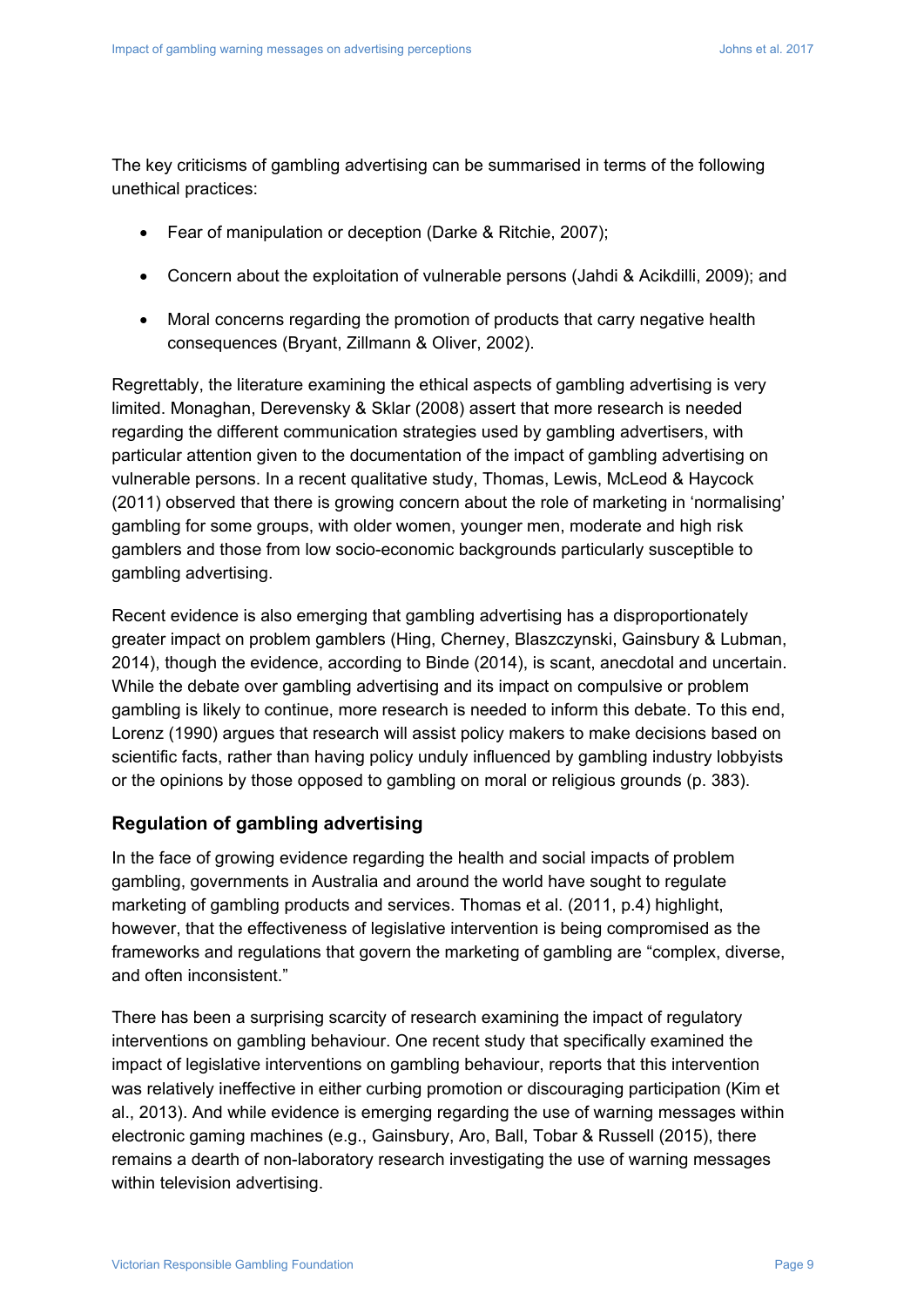The key criticisms of gambling advertising can be summarised in terms of the following unethical practices:

- Fear of manipulation or deception (Darke & Ritchie, 2007);
- Concern about the exploitation of vulnerable persons (Jahdi & Acikdilli, 2009); and
- Moral concerns regarding the promotion of products that carry negative health consequences (Bryant, Zillmann & Oliver, 2002).

Regrettably, the literature examining the ethical aspects of gambling advertising is very limited. Monaghan, Derevensky & Sklar (2008) assert that more research is needed regarding the different communication strategies used by gambling advertisers, with particular attention given to the documentation of the impact of gambling advertising on vulnerable persons. In a recent qualitative study, Thomas, Lewis, McLeod & Haycock (2011) observed that there is growing concern about the role of marketing in 'normalising' gambling for some groups, with older women, younger men, moderate and high risk gamblers and those from low socio-economic backgrounds particularly susceptible to gambling advertising.

Recent evidence is also emerging that gambling advertising has a disproportionately greater impact on problem gamblers (Hing, Cherney, Blaszczynski, Gainsbury & Lubman, 2014), though the evidence, according to Binde (2014), is scant, anecdotal and uncertain. While the debate over gambling advertising and its impact on compulsive or problem gambling is likely to continue, more research is needed to inform this debate. To this end, Lorenz (1990) argues that research will assist policy makers to make decisions based on scientific facts, rather than having policy unduly influenced by gambling industry lobbyists or the opinions by those opposed to gambling on moral or religious grounds (p. 383).

### Regulation of gambling advertising

In the face of growing evidence regarding the health and social impacts of problem gambling, governments in Australia and around the world have sought to regulate marketing of gambling products and services. Thomas et al. (2011, p.4) highlight, however, that the effectiveness of legislative intervention is being compromised as the frameworks and regulations that govern the marketing of gambling are "complex, diverse, and often inconsistent."

There has been a surprising scarcity of research examining the impact of regulatory interventions on gambling behaviour. One recent study that specifically examined the impact of legislative interventions on gambling behaviour, reports that this intervention was relatively ineffective in either curbing promotion or discouraging participation (Kim et al., 2013). And while evidence is emerging regarding the use of warning messages within electronic gaming machines (e.g., Gainsbury, Aro, Ball, Tobar & Russell (2015), there remains a dearth of non-laboratory research investigating the use of warning messages within television advertising.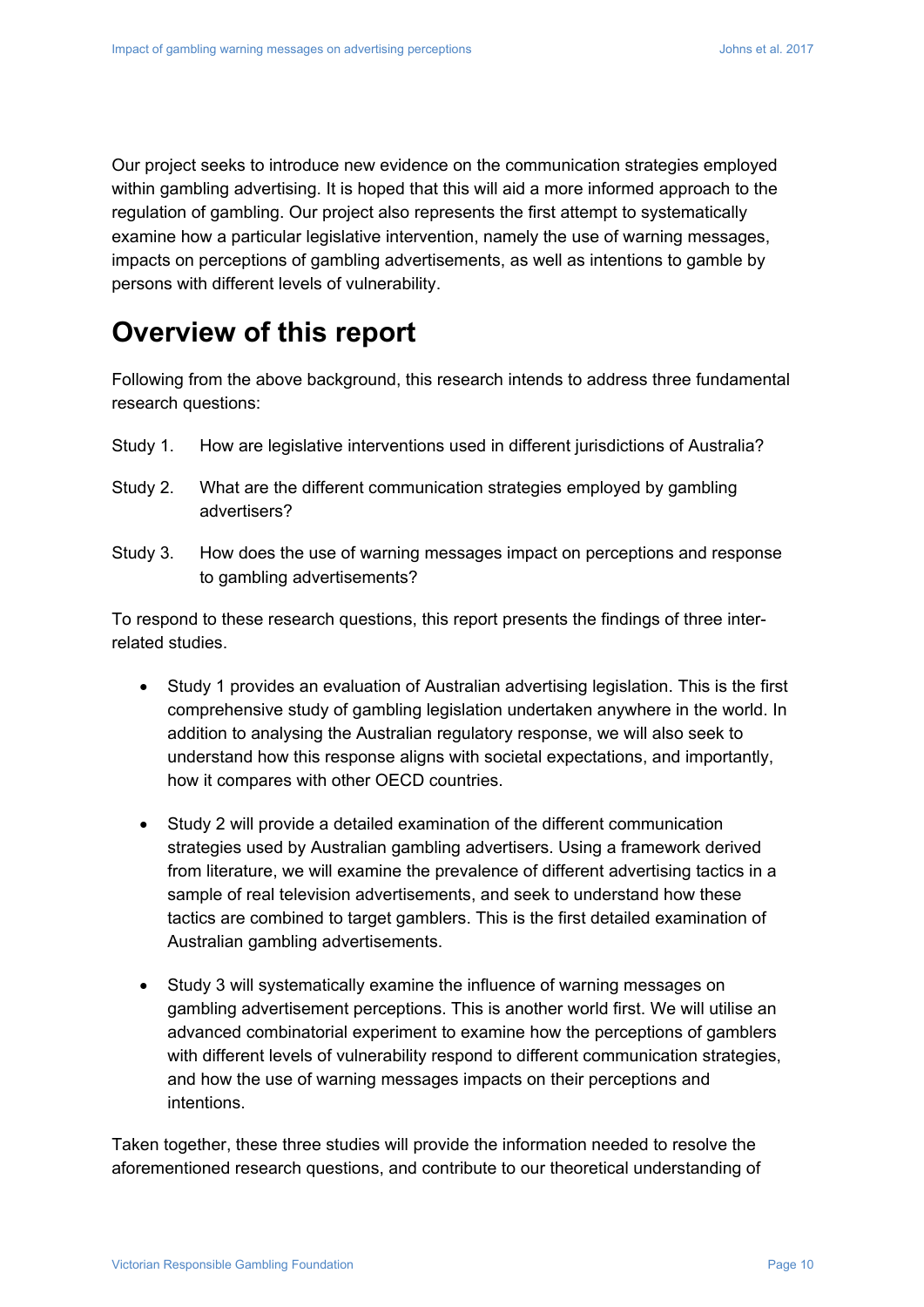Our project seeks to introduce new evidence on the communication strategies employed within gambling advertising. It is hoped that this will aid a more informed approach to the regulation of gambling. Our project also represents the first attempt to systematically examine how a particular legislative intervention, namely the use of warning messages, impacts on perceptions of gambling advertisements, as well as intentions to gamble by persons with different levels of vulnerability.

# Overview of this report

Following from the above background, this research intends to address three fundamental research questions:

Study 1. How are legislative interventions used in different jurisdictions of Australia?

Study 2. What are the different communication strategies employed by gambling advertisers?

Study 3. How does the use of warning messages impact on perceptions and response to gambling advertisements?

To respond to these research questions, this report presents the findings of three inter-related studies.

- Study 1 provides an evaluation of Australian advertising legislation. This is the first comprehensive study of gambling legislation undertaken anywhere in the world. In addition to analysing the Australian regulatory response, we will also seek to understand how this response aligns with societal expectations, and importantly, how it compares with other OECD countries.
- Study 2 will provide a detailed examination of the different communication strategies used by Australian gambling advertisers. Using a framework derived from literature, we will examine the prevalence of different advertising tactics in a sample of real television advertisements, and seek to understand how these tactics are combined to target gamblers. This is the first detailed examination of Australian gambling advertisements.
- Study 3 will systematically examine the influence of warning messages on gambling advertisement perceptions. This is another world first. We will utilise an advanced combinatorial experiment to examine how the perceptions of gamblers with different levels of vulnerability respond to different communication strategies, and how the use of warning messages impacts on their perceptions and intentions.

Taken together, these three studies will provide the information needed to resolve the aforementioned research questions, and contribute to our theoretical understanding of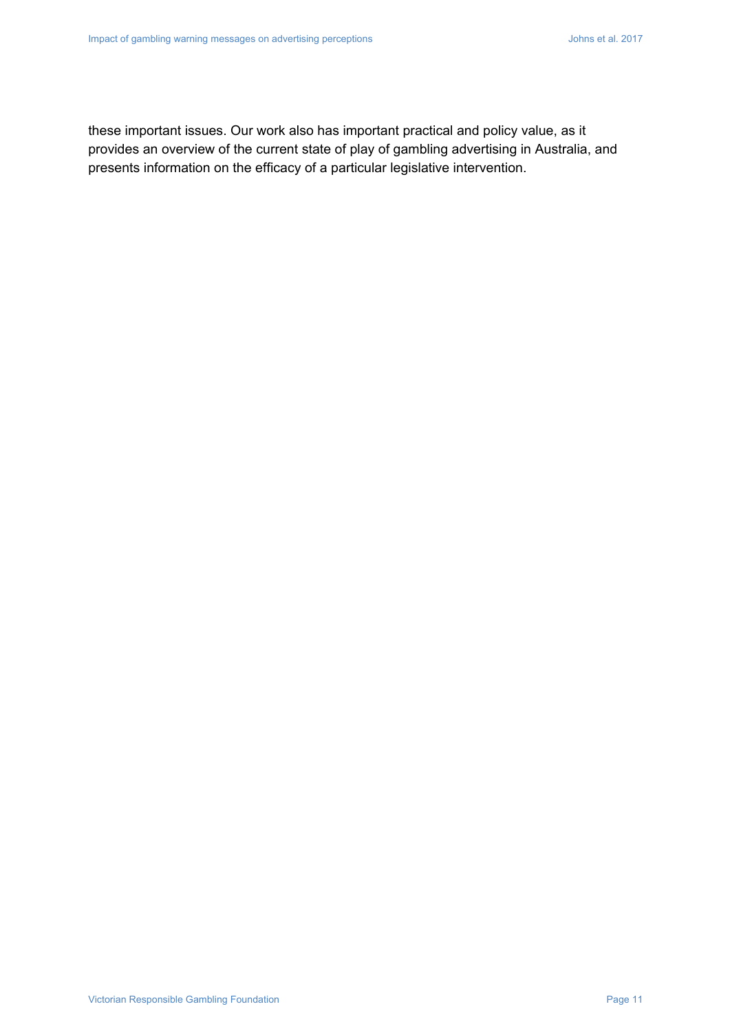these important issues. Our work also has important practical and policy value, as it provides an overview of the current state of play of gambling advertising in Australia, and presents information on the efficacy of a particular legislative intervention.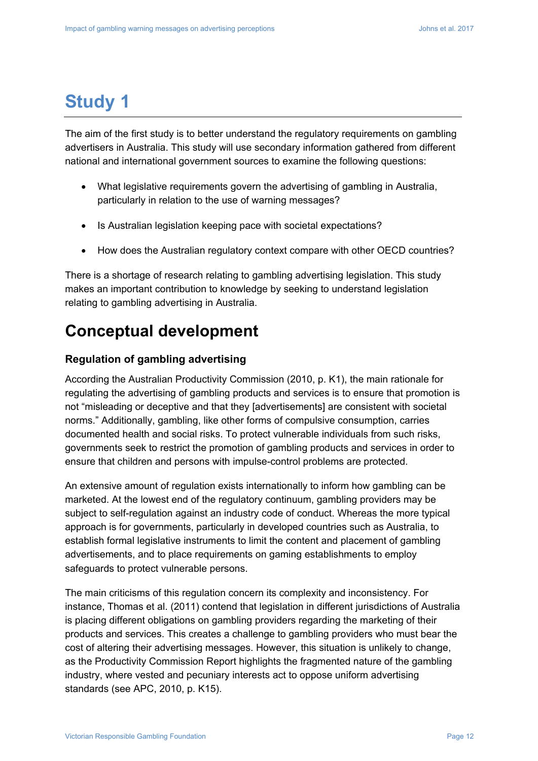# Study 1

The aim of the first study is to better understand the regulatory requirements on gambling advertisers in Australia. This study will use secondary information gathered from different national and international government sources to examine the following questions:

- What legislative requirements govern the advertising of gambling in Australia, particularly in relation to the use of warning messages?
- Is Australian legislation keeping pace with societal expectations?
- How does the Australian regulatory context compare with other OECD countries?

There is a shortage of research relating to gambling advertising legislation. This study makes an important contribution to knowledge by seeking to understand legislation relating to gambling advertising in Australia.

# Conceptual development

### Regulation of gambling advertising

According the Australian Productivity Commission (2010, p. K1), the main rationale for regulating the advertising of gambling products and services is to ensure that promotion is not "misleading or deceptive and that they [advertisements] are consistent with societal norms." Additionally, gambling, like other forms of compulsive consumption, carries documented health and social risks. To protect vulnerable individuals from such risks, governments seek to restrict the promotion of gambling products and services in order to ensure that children and persons with impulse-control problems are protected.

An extensive amount of regulation exists internationally to inform how gambling can be marketed. At the lowest end of the regulatory continuum, gambling providers may be subject to self-regulation against an industry code of conduct. Whereas the more typical approach is for governments, particularly in developed countries such as Australia, to establish formal legislative instruments to limit the content and placement of gambling advertisements, and to place requirements on gaming establishments to employ safeguards to protect vulnerable persons.

The main criticisms of this regulation concern its complexity and inconsistency. For instance, Thomas et al. (2011) contend that legislation in different jurisdictions of Australia is placing different obligations on gambling providers regarding the marketing of their products and services. This creates a challenge to gambling providers who must bear the cost of altering their advertising messages. However, this situation is unlikely to change, as the Productivity Commission Report highlights the fragmented nature of the gambling industry, where vested and pecuniary interests act to oppose uniform advertising standards (see APC, 2010, p. K15).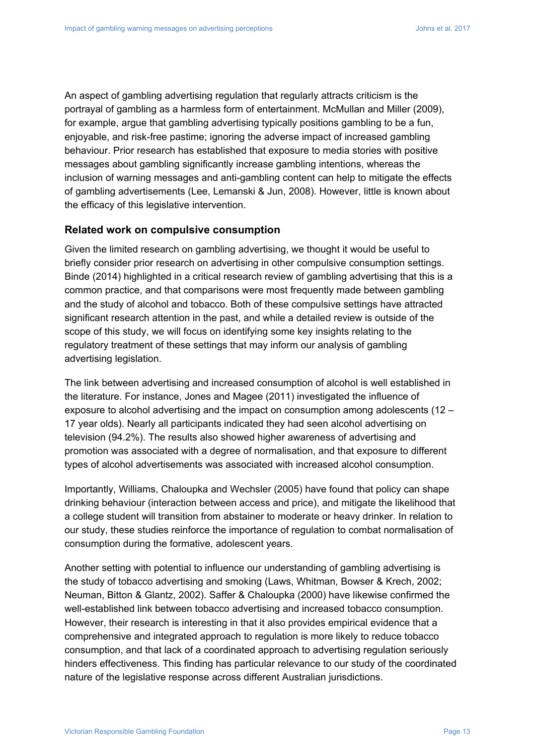An aspect of gambling advertising regulation that regularly attracts criticism is the portrayal of gambling as a harmless form of entertainment. McMullan and Miller (2009), for example, argue that gambling advertising typically positions gambling to be a fun, enjoyable, and risk-free pastime; ignoring the adverse impact of increased gambling behaviour. Prior research has established that exposure to media stories with positive messages about gambling significantly increase gambling intentions, whereas the inclusion of warning messages and anti-gambling content can help to mitigate the effects of gambling advertisements (Lee, Lemanski & Jun, 2008). However, little is known about the efficacy of this legislative intervention.

### Related work on compulsive consumption

Given the limited research on gambling advertising, we thought it would be useful to briefly consider prior research on advertising in other compulsive consumption settings. Binde (2014) highlighted in a critical research review of gambling advertising that this is a common practice, and that comparisons were most frequently made between gambling and the study of alcohol and tobacco. Both of these compulsive settings have attracted significant research attention in the past, and while a detailed review is outside of the scope of this study, we will focus on identifying some key insights relating to the regulatory treatment of these settings that may inform our analysis of gambling advertising legislation.

The link between advertising and increased consumption of alcohol is well established in the literature. For instance, Jones and Magee (2011) investigated the influence of exposure to alcohol advertising and the impact on consumption among adolescents (12 – 17 year olds). Nearly all participants indicated they had seen alcohol advertising on television (94.2%). The results also showed higher awareness of advertising and promotion was associated with a degree of normalisation, and that exposure to different types of alcohol advertisements was associated with increased alcohol consumption.

Importantly, Williams, Chaloupka and Wechsler (2005) have found that policy can shape drinking behaviour (interaction between access and price), and mitigate the likelihood that a college student will transition from abstainer to moderate or heavy drinker. In relation to our study, these studies reinforce the importance of regulation to combat normalisation of consumption during the formative, adolescent years.

Another setting with potential to influence our understanding of gambling advertising is the study of tobacco advertising and smoking (Laws, Whitman, Bowser & Krech, 2002; Neuman, Bitton & Glantz, 2002). Saffer & Chaloupka (2000) have likewise confirmed the well-established link between tobacco advertising and increased tobacco consumption. However, their research is interesting in that it also provides empirical evidence that a comprehensive and integrated approach to regulation is more likely to reduce tobacco consumption, and that lack of a coordinated approach to advertising regulation seriously hinders effectiveness. This finding has particular relevance to our study of the coordinated nature of the legislative response across different Australian jurisdictions.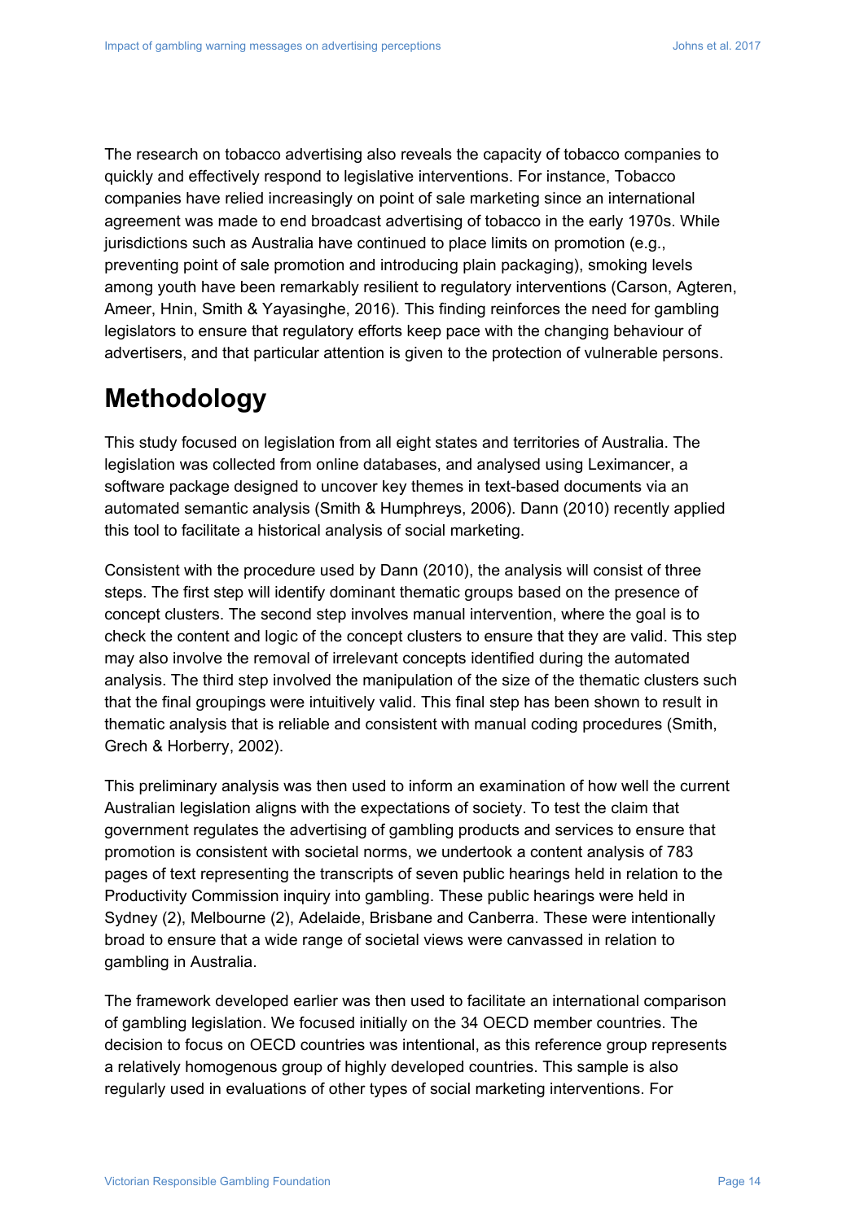The research on tobacco advertising also reveals the capacity of tobacco companies to quickly and effectively respond to legislative interventions. For instance, Tobacco companies have relied increasingly on point of sale marketing since an international agreement was made to end broadcast advertising of tobacco in the early 1970s. While jurisdictions such as Australia have continued to place limits on promotion (e.g., preventing point of sale promotion and introducing plain packaging), smoking levels among youth have been remarkably resilient to regulatory interventions (Carson, Agteren, Ameer, Hnin, Smith & Yayasinghe, 2016). This finding reinforces the need for gambling legislators to ensure that regulatory efforts keep pace with the changing behaviour of advertisers, and that particular attention is given to the protection of vulnerable persons.

# Methodology

This study focused on legislation from all eight states and territories of Australia. The legislation was collected from online databases, and analysed using Leximancer, a software package designed to uncover key themes in text-based documents via an automated semantic analysis (Smith & Humphreys, 2006). Dann (2010) recently applied this tool to facilitate a historical analysis of social marketing.

Consistent with the procedure used by Dann (2010), the analysis will consist of three steps. The first step will identify dominant thematic groups based on the presence of concept clusters. The second step involves manual intervention, where the goal is to check the content and logic of the concept clusters to ensure that they are valid. This step may also involve the removal of irrelevant concepts identified during the automated analysis. The third step involved the manipulation of the size of the thematic clusters such that the final groupings were intuitively valid. This final step has been shown to result in thematic analysis that is reliable and consistent with manual coding procedures (Smith, Grech & Horberry, 2002).

This preliminary analysis was then used to inform an examination of how well the current Australian legislation aligns with the expectations of society. To test the claim that government regulates the advertising of gambling products and services to ensure that promotion is consistent with societal norms, we undertook a content analysis of 783 pages of text representing the transcripts of seven public hearings held in relation to the Productivity Commission inquiry into gambling. These public hearings were held in Sydney (2), Melbourne (2), Adelaide, Brisbane and Canberra. These were intentionally broad to ensure that a wide range of societal views were canvassed in relation to gambling in Australia.

The framework developed earlier was then used to facilitate an international comparison of gambling legislation. We focused initially on the 34 OECD member countries. The decision to focus on OECD countries was intentional, as this reference group represents a relatively homogenous group of highly developed countries. This sample is also regularly used in evaluations of other types of social marketing interventions. For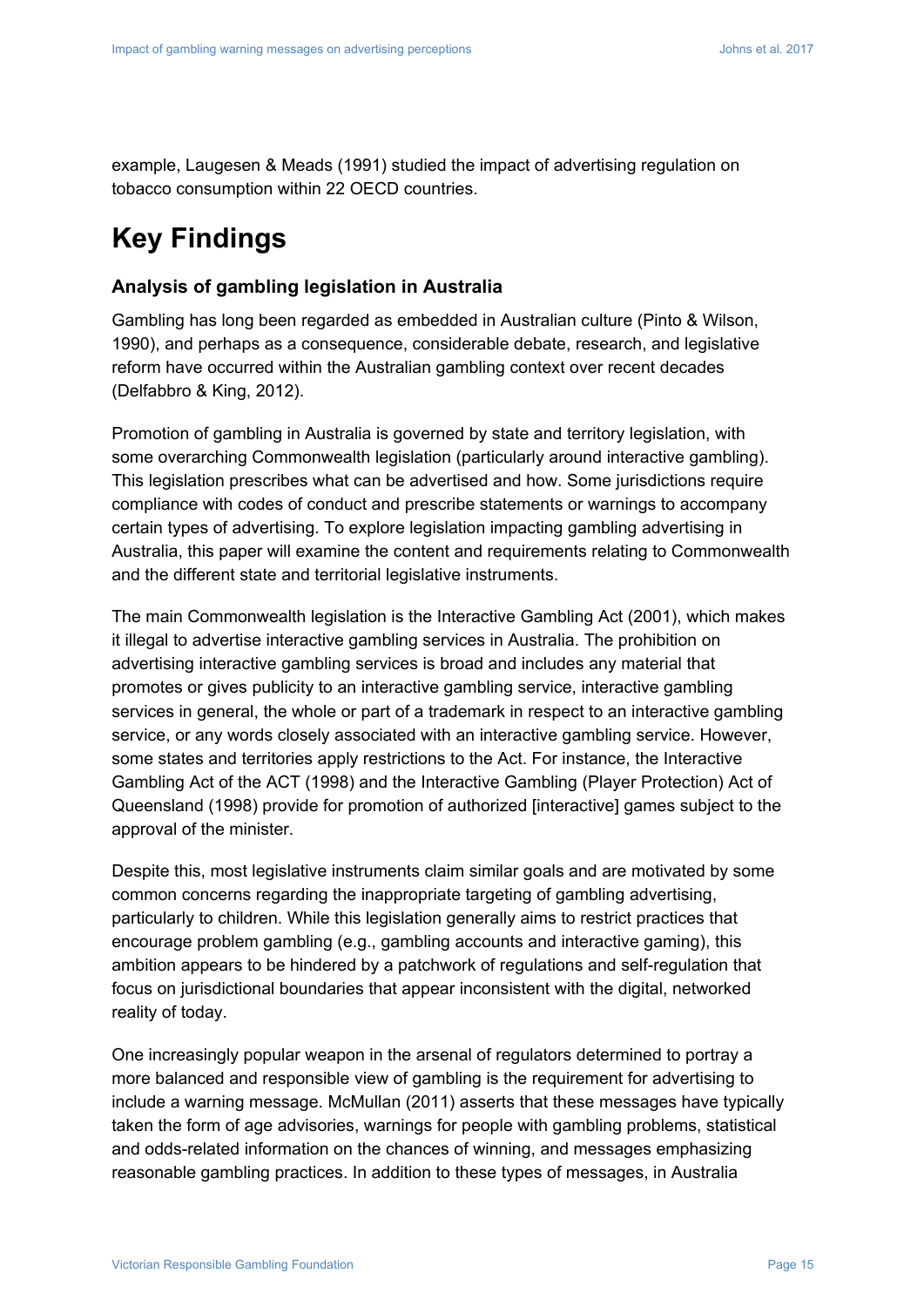example, Laugesen & Meads (1991) studied the impact of advertising regulation on tobacco consumption within 22 OECD countries.

# Key Findings

### Analysis of gambling legislation in Australia

Gambling has long been regarded as embedded in Australian culture (Pinto & Wilson, 1990), and perhaps as a consequence, considerable debate, research, and legislative reform have occurred within the Australian gambling context over recent decades (Delfabbro & King, 2012).

Promotion of gambling in Australia is governed by state and territory legislation, with some overarching Commonwealth legislation (particularly around interactive gambling). This legislation prescribes what can be advertised and how. Some jurisdictions require compliance with codes of conduct and prescribe statements or warnings to accompany certain types of advertising. To explore legislation impacting gambling advertising in Australia, this paper will examine the content and requirements relating to Commonwealth and the different state and territorial legislative instruments.

The main Commonwealth legislation is the Interactive Gambling Act (2001), which makes it illegal to advertise interactive gambling services in Australia. The prohibition on advertising interactive gambling services is broad and includes any material that promotes or gives publicity to an interactive gambling service, interactive gambling services in general, the whole or part of a trademark in respect to an interactive gambling service, or any words closely associated with an interactive gambling service. However, some states and territories apply restrictions to the Act. For instance, the Interactive Gambling Act of the ACT (1998) and the Interactive Gambling (Player Protection) Act of Queensland (1998) provide for promotion of authorized [interactive] games subject to the approval of the minister.

Despite this, most legislative instruments claim similar goals and are motivated by some common concerns regarding the inappropriate targeting of gambling advertising, particularly to children. While this legislation generally aims to restrict practices that encourage problem gambling (e.g., gambling accounts and interactive gaming), this ambition appears to be hindered by a patchwork of regulations and self-regulation that focus on jurisdictional boundaries that appear inconsistent with the digital, networked reality of today.

One increasingly popular weapon in the arsenal of regulators determined to portray a more balanced and responsible view of gambling is the requirement for advertising to include a warning message. McMullan (2011) asserts that these messages have typically taken the form of age advisories, warnings for people with gambling problems, statistical and odds-related information on the chances of winning, and messages emphasizing reasonable gambling practices. In addition to these types of messages, in Australia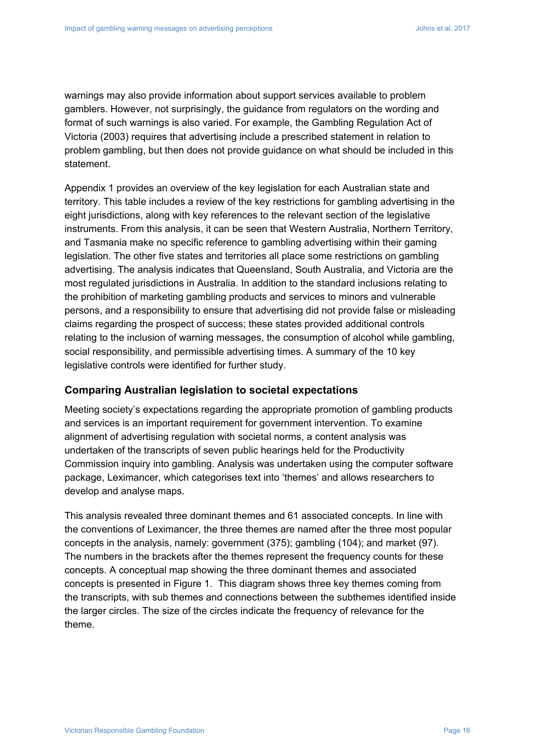warnings may also provide information about support services available to problem gamblers. However, not surprisingly, the guidance from regulators on the wording and format of such warnings is also varied. For example, the Gambling Regulation Act of Victoria (2003) requires that advertising include a prescribed statement in relation to problem gambling, but then does not provide guidance on what should be included in this statement.

Appendix 1 provides an overview of the key legislation for each Australian state and territory. This table includes a review of the key restrictions for gambling advertising in the eight jurisdictions, along with key references to the relevant section of the legislative instruments. From this analysis, it can be seen that Western Australia, Northern Territory, and Tasmania make no specific reference to gambling advertising within their gaming legislation. The other five states and territories all place some restrictions on gambling advertising. The analysis indicates that Queensland, South Australia, and Victoria are the most regulated jurisdictions in Australia. In addition to the standard inclusions relating to the prohibition of marketing gambling products and services to minors and vulnerable persons, and a responsibility to ensure that advertising did not provide false or misleading claims regarding the prospect of success; these states provided additional controls relating to the inclusion of warning messages, the consumption of alcohol while gambling, social responsibility, and permissible advertising times. A summary of the 10 key legislative controls were identified for further study.

### Comparing Australian legislation to societal expectations

Meeting society's expectations regarding the appropriate promotion of gambling products and services is an important requirement for government intervention. To examine alignment of advertising regulation with societal norms, a content analysis was undertaken of the transcripts of seven public hearings held for the Productivity Commission inquiry into gambling. Analysis was undertaken using the computer software package, Leximancer, which categorises text into 'themes' and allows researchers to develop and analyse maps.

This analysis revealed three dominant themes and 61 associated concepts. In line with the conventions of Leximancer, the three themes are named after the three most popular concepts in the analysis, namely: government (375); gambling (104); and market (97). The numbers in the brackets after the themes represent the frequency counts for these concepts. A conceptual map showing the three dominant themes and associated concepts is presented in Figure 1. This diagram shows three key themes coming from the transcripts, with sub themes and connections between the subthemes identified inside the larger circles. The size of the circles indicate the frequency of relevance for the theme.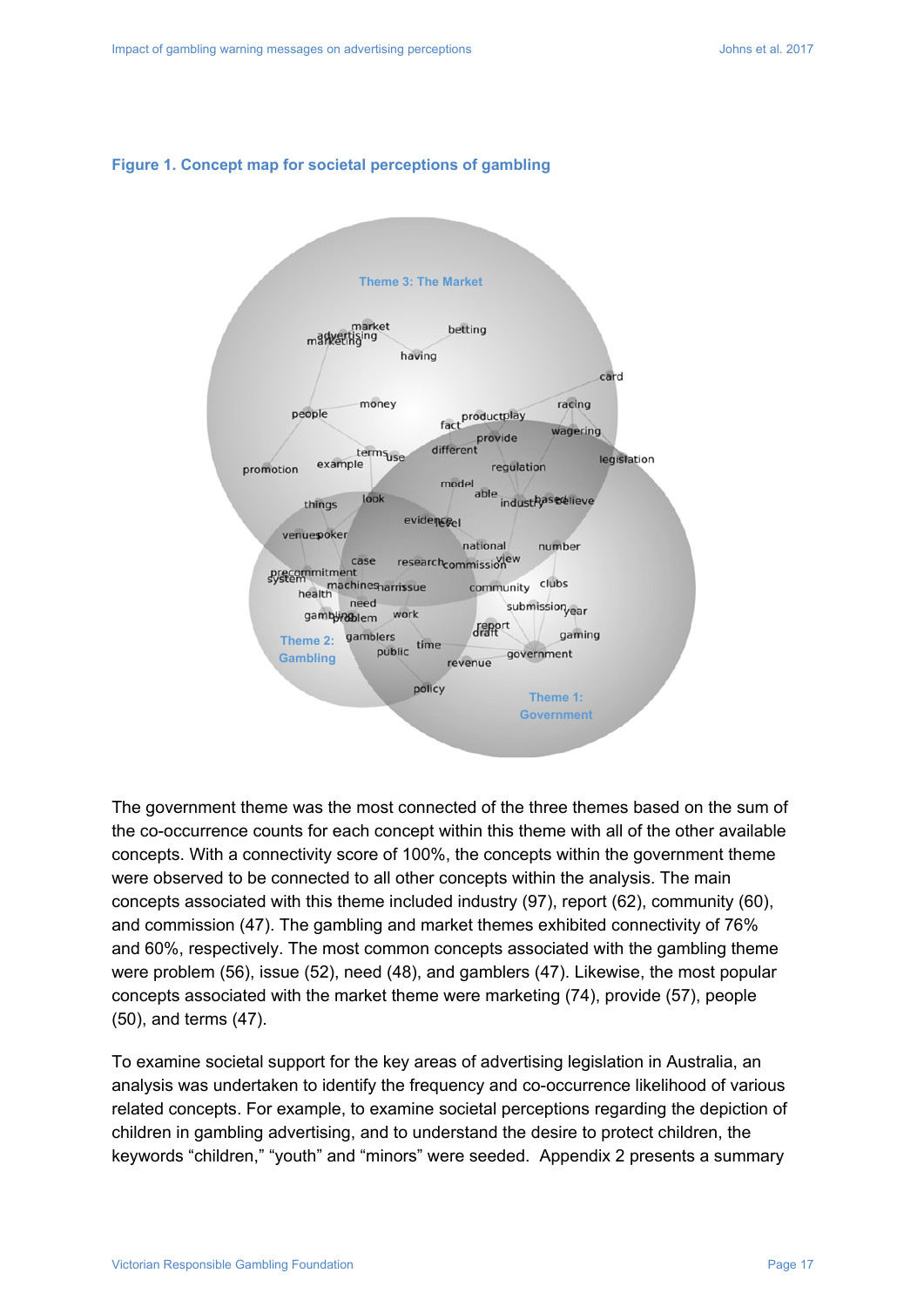**Figure 1. Concept map for societal perceptions of gambling**

The government theme was the most connected of the three themes based on the sum of the co-occurrence counts for each concept within this theme with all of the other available concepts. With a connectivity score of 100%, the concepts within the government theme were observed to be connected to all other concepts within the analysis. The main concepts associated with this theme included industry (97), report (62), community (60), and commission (47). The gambling and market themes exhibited connectivity of 76% and 60%, respectively. The most common concepts associated with the gambling theme were problem (56), issue (52), need (48), and gamblers (47). Likewise, the most popular concepts associated with the market theme were marketing (74), provide (57), people (50), and terms (47).

To examine societal support for the key areas of advertising legislation in Australia, an analysis was undertaken to identify the frequency and co-occurrence likelihood of various related concepts. For example, to examine societal perceptions regarding the depiction of children in gambling advertising, and to understand the desire to protect children, the keywords "children," "youth" and "minors" were seeded.  Appendix 2 presents a summary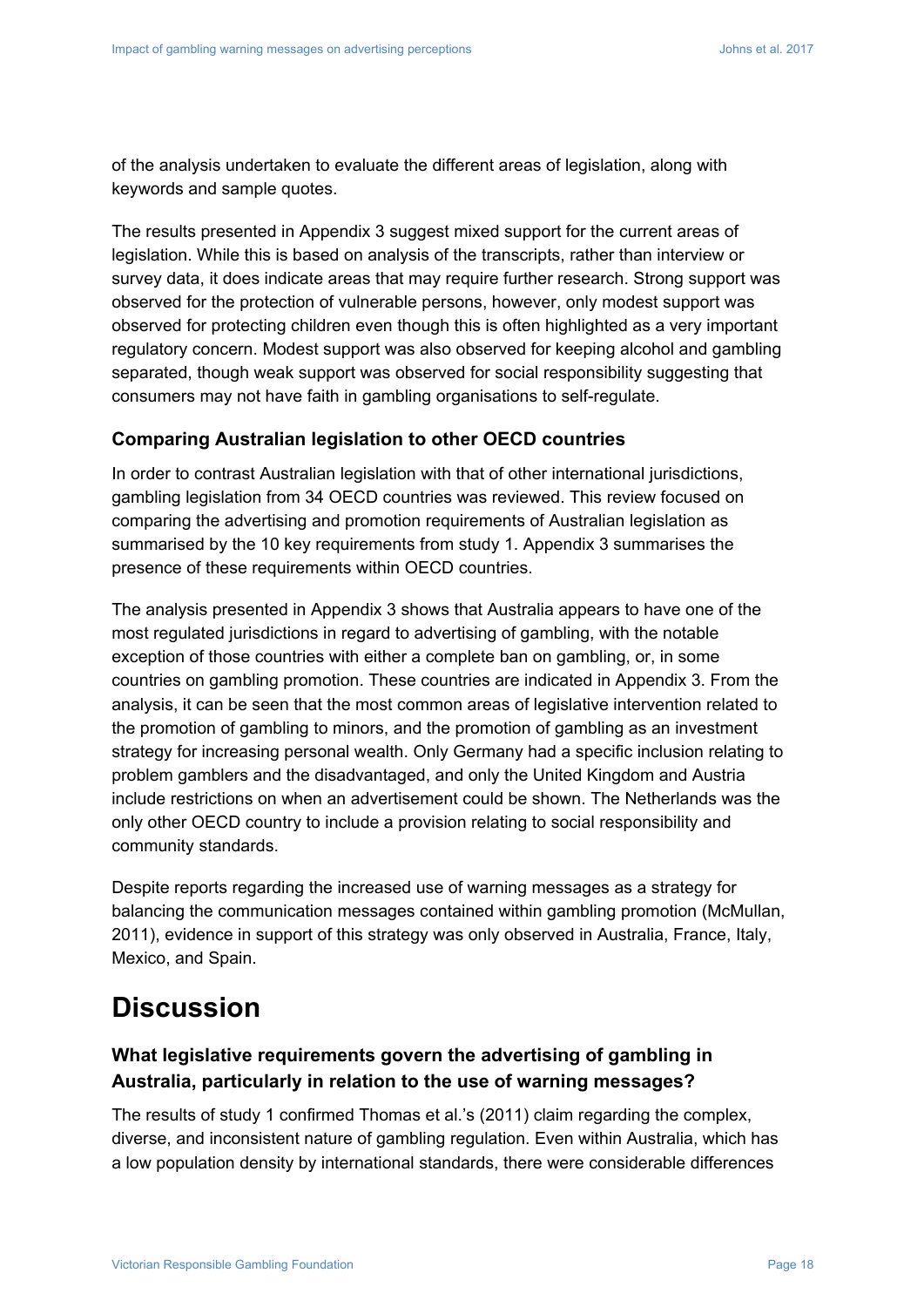of the analysis undertaken to evaluate the different areas of legislation, along with keywords and sample quotes.

The results presented in Appendix 3 suggest mixed support for the current areas of legislation. While this is based on analysis of the transcripts, rather than interview or survey data, it does indicate areas that may require further research. Strong support was observed for the protection of vulnerable persons, however, only modest support was observed for protecting children even though this is often highlighted as a very important regulatory concern. Modest support was also observed for keeping alcohol and gambling separated, though weak support was observed for social responsibility suggesting that consumers may not have faith in gambling organisations to self-regulate.

### Comparing Australian legislation to other OECD countries

In order to contrast Australian legislation with that of other international jurisdictions, gambling legislation from 34 OECD countries was reviewed. This review focused on comparing the advertising and promotion requirements of Australian legislation as summarised by the 10 key requirements from study 1. Appendix 3 summarises the presence of these requirements within OECD countries.

The analysis presented in Appendix 3 shows that Australia appears to have one of the most regulated jurisdictions in regard to advertising of gambling, with the notable exception of those countries with either a complete ban on gambling, or, in some countries on gambling promotion. These countries are indicated in Appendix 3. From the analysis, it can be seen that the most common areas of legislative intervention related to the promotion of gambling to minors, and the promotion of gambling as an investment strategy for increasing personal wealth. Only Germany had a specific inclusion relating to problem gamblers and the disadvantaged, and only the United Kingdom and Austria include restrictions on when an advertisement could be shown. The Netherlands was the only other OECD country to include a provision relating to social responsibility and community standards.

Despite reports regarding the increased use of warning messages as a strategy for balancing the communication messages contained within gambling promotion (McMullan, 2011), evidence in support of this strategy was only observed in Australia, France, Italy, Mexico, and Spain.

# Discussion

### What legislative requirements govern the advertising of gambling in Australia, particularly in relation to the use of warning messages?

The results of study 1 confirmed Thomas et al.'s (2011) claim regarding the complex, diverse, and inconsistent nature of gambling regulation. Even within Australia, which has a low population density by international standards, there were considerable differences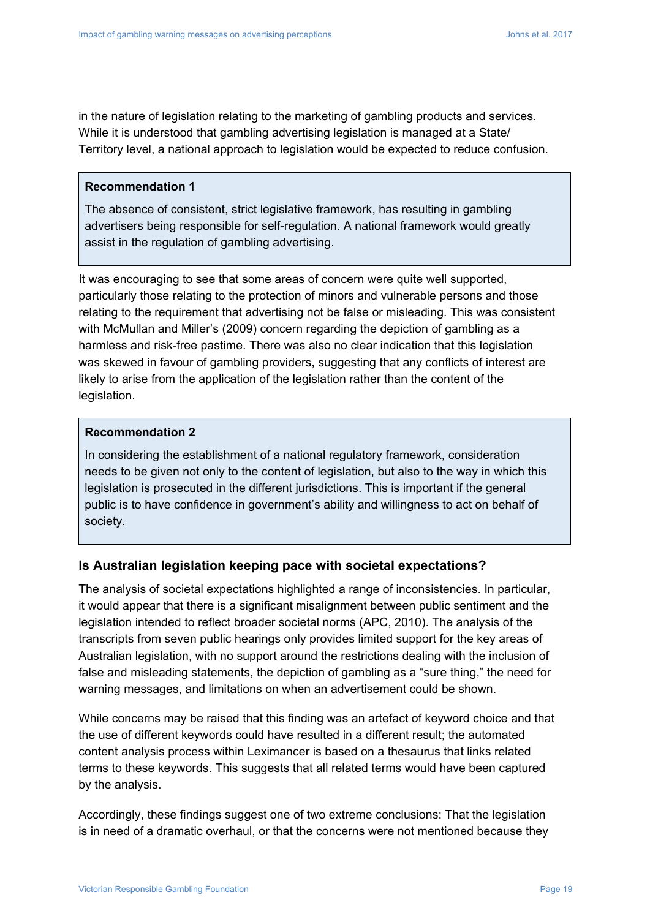in the nature of legislation relating to the marketing of gambling products and services. While it is understood that gambling advertising legislation is managed at a State/ Territory level, a national approach to legislation would be expected to reduce confusion.

> **Recommendation 1**
>
> The absence of consistent, strict legislative framework, has resulting in gambling advertisers being responsible for self-regulation. A national framework would greatly assist in the regulation of gambling advertising.

It was encouraging to see that some areas of concern were quite well supported, particularly those relating to the protection of minors and vulnerable persons and those relating to the requirement that advertising not be false or misleading. This was consistent with McMullan and Miller's (2009) concern regarding the depiction of gambling as a harmless and risk-free pastime. There was also no clear indication that this legislation was skewed in favour of gambling providers, suggesting that any conflicts of interest are likely to arise from the application of the legislation rather than the content of the legislation.

> **Recommendation 2**
>
> In considering the establishment of a national regulatory framework, consideration needs to be given not only to the content of legislation, but also to the way in which this legislation is prosecuted in the different jurisdictions. This is important if the general public is to have confidence in government's ability and willingness to act on behalf of society.

### Is Australian legislation keeping pace with societal expectations?

The analysis of societal expectations highlighted a range of inconsistencies. In particular, it would appear that there is a significant misalignment between public sentiment and the legislation intended to reflect broader societal norms (APC, 2010). The analysis of the transcripts from seven public hearings only provides limited support for the key areas of Australian legislation, with no support around the restrictions dealing with the inclusion of false and misleading statements, the depiction of gambling as a "sure thing," the need for warning messages, and limitations on when an advertisement could be shown.

While concerns may be raised that this finding was an artefact of keyword choice and that the use of different keywords could have resulted in a different result; the automated content analysis process within Leximancer is based on a thesaurus that links related terms to these keywords. This suggests that all related terms would have been captured by the analysis.

Accordingly, these findings suggest one of two extreme conclusions: That the legislation is in need of a dramatic overhaul, or that the concerns were not mentioned because they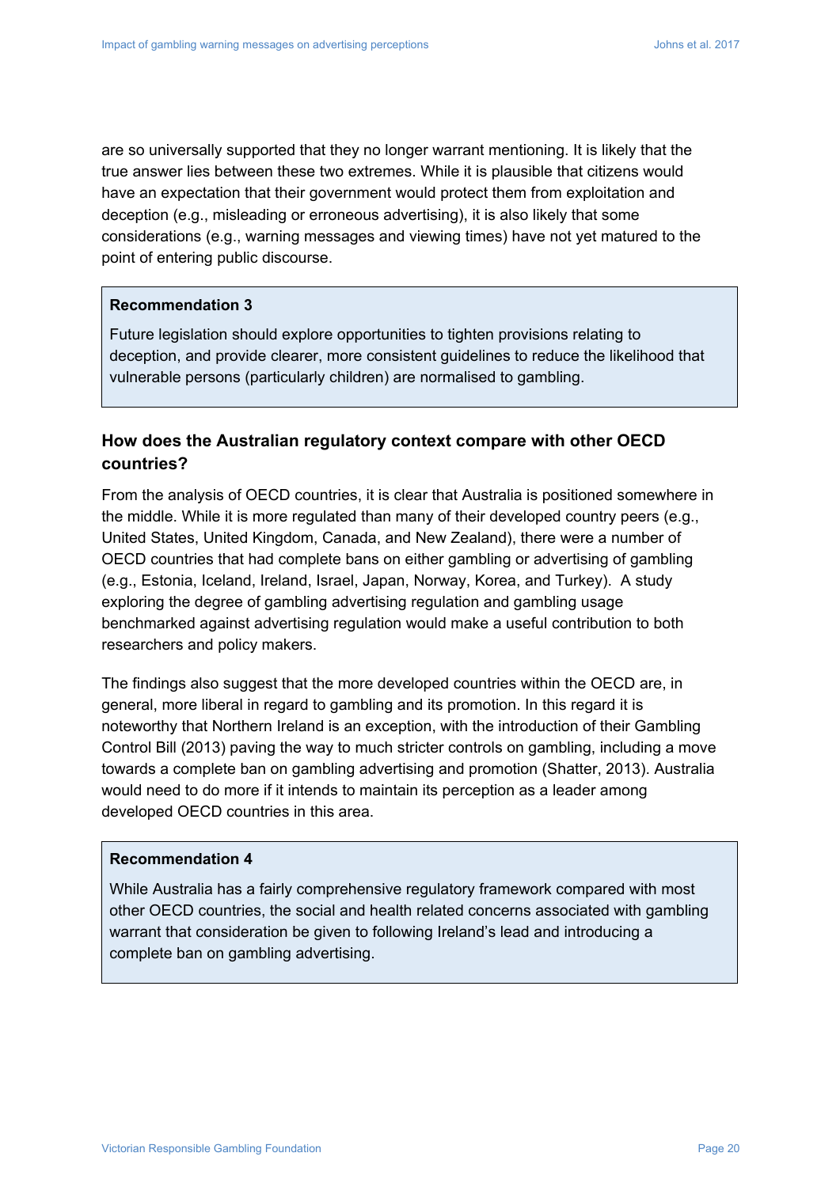are so universally supported that they no longer warrant mentioning. It is likely that the true answer lies between these two extremes. While it is plausible that citizens would have an expectation that their government would protect them from exploitation and deception (e.g., misleading or erroneous advertising), it is also likely that some considerations (e.g., warning messages and viewing times) have not yet matured to the point of entering public discourse.

> **Recommendation 3**
>
> Future legislation should explore opportunities to tighten provisions relating to deception, and provide clearer, more consistent guidelines to reduce the likelihood that vulnerable persons (particularly children) are normalised to gambling.

### How does the Australian regulatory context compare with other OECD countries?

From the analysis of OECD countries, it is clear that Australia is positioned somewhere in the middle. While it is more regulated than many of their developed country peers (e.g., United States, United Kingdom, Canada, and New Zealand), there were a number of OECD countries that had complete bans on either gambling or advertising of gambling (e.g., Estonia, Iceland, Ireland, Israel, Japan, Norway, Korea, and Turkey). A study exploring the degree of gambling advertising regulation and gambling usage benchmarked against advertising regulation would make a useful contribution to both researchers and policy makers.

The findings also suggest that the more developed countries within the OECD are, in general, more liberal in regard to gambling and its promotion. In this regard it is noteworthy that Northern Ireland is an exception, with the introduction of their Gambling Control Bill (2013) paving the way to much stricter controls on gambling, including a move towards a complete ban on gambling advertising and promotion (Shatter, 2013). Australia would need to do more if it intends to maintain its perception as a leader among developed OECD countries in this area.

> **Recommendation 4**
>
> While Australia has a fairly comprehensive regulatory framework compared with most other OECD countries, the social and health related concerns associated with gambling warrant that consideration be given to following Ireland's lead and introducing a complete ban on gambling advertising.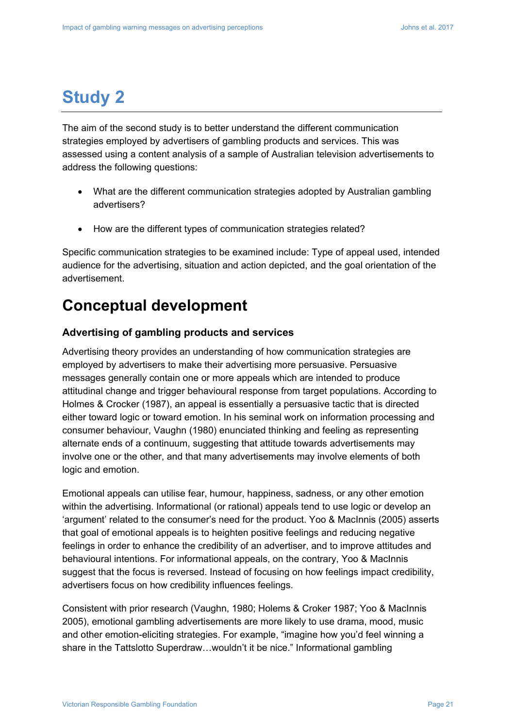# Study 2

The aim of the second study is to better understand the different communication strategies employed by advertisers of gambling products and services. This was assessed using a content analysis of a sample of Australian television advertisements to address the following questions:

- What are the different communication strategies adopted by Australian gambling advertisers?
- How are the different types of communication strategies related?

Specific communication strategies to be examined include: Type of appeal used, intended audience for the advertising, situation and action depicted, and the goal orientation of the advertisement.

# Conceptual development

### Advertising of gambling products and services

Advertising theory provides an understanding of how communication strategies are employed by advertisers to make their advertising more persuasive. Persuasive messages generally contain one or more appeals which are intended to produce attitudinal change and trigger behavioural response from target populations. According to Holmes & Crocker (1987), an appeal is essentially a persuasive tactic that is directed either toward logic or toward emotion. In his seminal work on information processing and consumer behaviour, Vaughn (1980) enunciated thinking and feeling as representing alternate ends of a continuum, suggesting that attitude towards advertisements may involve one or the other, and that many advertisements may involve elements of both logic and emotion.

Emotional appeals can utilise fear, humour, happiness, sadness, or any other emotion within the advertising. Informational (or rational) appeals tend to use logic or develop an 'argument' related to the consumer's need for the product. Yoo & MacInnis (2005) asserts that goal of emotional appeals is to heighten positive feelings and reducing negative feelings in order to enhance the credibility of an advertiser, and to improve attitudes and behavioural intentions. For informational appeals, on the contrary, Yoo & MacInnis suggest that the focus is reversed. Instead of focusing on how feelings impact credibility, advertisers focus on how credibility influences feelings.

Consistent with prior research (Vaughn, 1980; Holems & Croker 1987; Yoo & MacInnis 2005), emotional gambling advertisements are more likely to use drama, mood, music and other emotion-eliciting strategies. For example, "imagine how you'd feel winning a share in the Tattslotto Superdraw…wouldn't it be nice." Informational gambling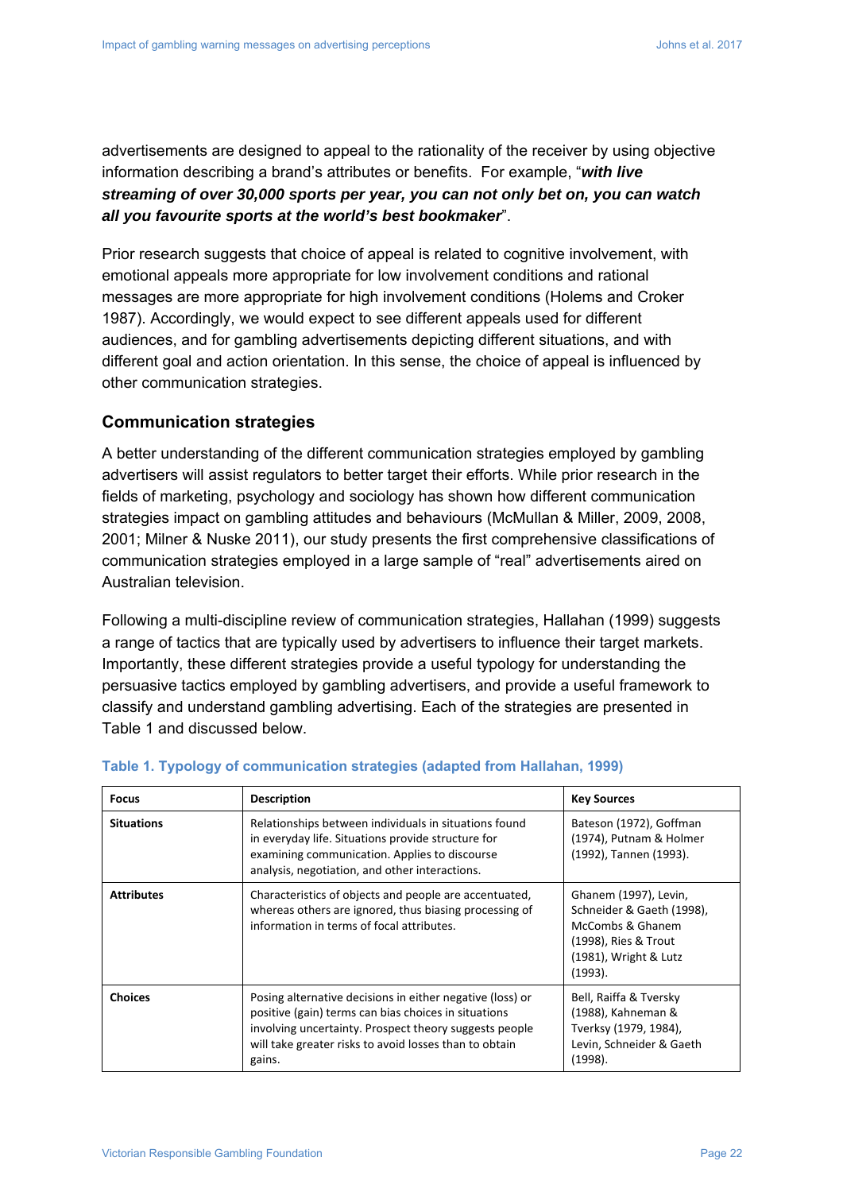advertisements are designed to appeal to the rationality of the receiver by using objective information describing a brand's attributes or benefits. For example, "***with live streaming of over 30,000 sports per year, you can not only bet on, you can watch all you favourite sports at the world's best bookmaker***".

Prior research suggests that choice of appeal is related to cognitive involvement, with emotional appeals more appropriate for low involvement conditions and rational messages are more appropriate for high involvement conditions (Holems and Croker 1987). Accordingly, we would expect to see different appeals used for different audiences, and for gambling advertisements depicting different situations, and with different goal and action orientation. In this sense, the choice of appeal is influenced by other communication strategies.

## Communication strategies

A better understanding of the different communication strategies employed by gambling advertisers will assist regulators to better target their efforts. While prior research in the fields of marketing, psychology and sociology has shown how different communication strategies impact on gambling attitudes and behaviours (McMullan & Miller, 2009, 2008, 2001; Milner & Nuske 2011), our study presents the first comprehensive classifications of communication strategies employed in a large sample of "real" advertisements aired on Australian television.

Following a multi-discipline review of communication strategies, Hallahan (1999) suggests a range of tactics that are typically used by advertisers to influence their target markets. Importantly, these different strategies provide a useful typology for understanding the persuasive tactics employed by gambling advertisers, and provide a useful framework to classify and understand gambling advertising. Each of the strategies are presented in Table 1 and discussed below.

**Table 1. Typology of communication strategies (adapted from Hallahan, 1999)**

| Focus | Description | Key Sources |
|---|---|---|
| **Situations** | Relationships between individuals in situations found in everyday life. Situations provide structure for examining communication. Applies to discourse analysis, negotiation, and other interactions. | Bateson (1972), Goffman (1974), Putnam & Holmer (1992), Tannen (1993). |
| **Attributes** | Characteristics of objects and people are accentuated, whereas others are ignored, thus biasing processing of information in terms of focal attributes. | Ghanem (1997), Levin, Schneider & Gaeth (1998), McCombs & Ghanem (1998), Ries & Trout (1981), Wright & Lutz (1993). |
| **Choices** | Posing alternative decisions in either negative (loss) or positive (gain) terms can bias choices in situations involving uncertainty. Prospect theory suggests people will take greater risks to avoid losses than to obtain gains. | Bell, Raiffa & Tversky (1988), Kahneman & Tverksy (1979, 1984), Levin, Schneider & Gaeth (1998). |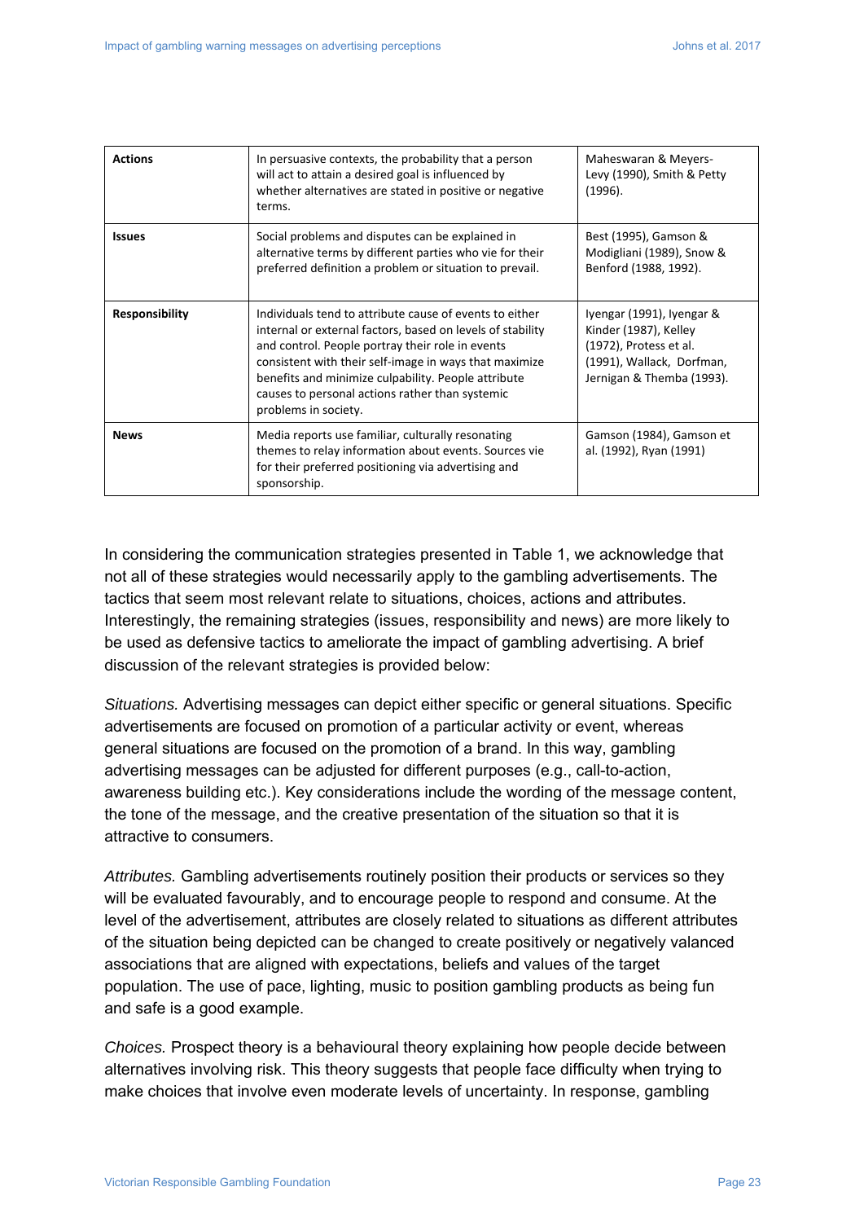| **Actions** | In persuasive contexts, the probability that a person will act to attain a desired goal is influenced by whether alternatives are stated in positive or negative terms. | Maheswaran & Meyers-Levy (1990), Smith & Petty (1996). |
|---|---|---|
| **Issues** | Social problems and disputes can be explained in alternative terms by different parties who vie for their preferred definition a problem or situation to prevail. | Best (1995), Gamson & Modigliani (1989), Snow & Benford (1988, 1992). |
| **Responsibility** | Individuals tend to attribute cause of events to either internal or external factors, based on levels of stability and control. People portray their role in events consistent with their self-image in ways that maximize benefits and minimize culpability. People attribute causes to personal actions rather than systemic problems in society. | Iyengar (1991), Iyengar & Kinder (1987), Kelley (1972), Protess et al. (1991), Wallack, Dorfman, Jernigan & Themba (1993). |
| **News** | Media reports use familiar, culturally resonating themes to relay information about events. Sources vie for their preferred positioning via advertising and sponsorship. | Gamson (1984), Gamson et al. (1992), Ryan (1991) |

In considering the communication strategies presented in Table 1, we acknowledge that not all of these strategies would necessarily apply to the gambling advertisements. The tactics that seem most relevant relate to situations, choices, actions and attributes. Interestingly, the remaining strategies (issues, responsibility and news) are more likely to be used as defensive tactics to ameliorate the impact of gambling advertising. A brief discussion of the relevant strategies is provided below:

*Situations.* Advertising messages can depict either specific or general situations. Specific advertisements are focused on promotion of a particular activity or event, whereas general situations are focused on the promotion of a brand. In this way, gambling advertising messages can be adjusted for different purposes (e.g., call-to-action, awareness building etc.). Key considerations include the wording of the message content, the tone of the message, and the creative presentation of the situation so that it is attractive to consumers.

*Attributes.* Gambling advertisements routinely position their products or services so they will be evaluated favourably, and to encourage people to respond and consume. At the level of the advertisement, attributes are closely related to situations as different attributes of the situation being depicted can be changed to create positively or negatively valanced associations that are aligned with expectations, beliefs and values of the target population. The use of pace, lighting, music to position gambling products as being fun and safe is a good example.

*Choices.* Prospect theory is a behavioural theory explaining how people decide between alternatives involving risk. This theory suggests that people face difficulty when trying to make choices that involve even moderate levels of uncertainty. In response, gambling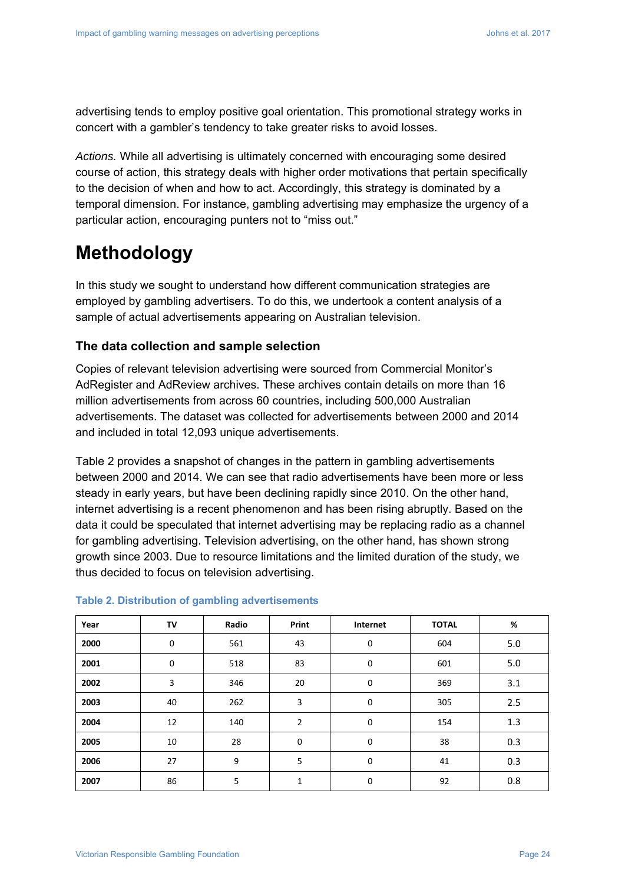advertising tends to employ positive goal orientation. This promotional strategy works in concert with a gambler's tendency to take greater risks to avoid losses.

*Actions.* While all advertising is ultimately concerned with encouraging some desired course of action, this strategy deals with higher order motivations that pertain specifically to the decision of when and how to act. Accordingly, this strategy is dominated by a temporal dimension. For instance, gambling advertising may emphasize the urgency of a particular action, encouraging punters not to "miss out."

# Methodology

In this study we sought to understand how different communication strategies are employed by gambling advertisers. To do this, we undertook a content analysis of a sample of actual advertisements appearing on Australian television.

## The data collection and sample selection

Copies of relevant television advertising were sourced from Commercial Monitor's AdRegister and AdReview archives. These archives contain details on more than 16 million advertisements from across 60 countries, including 500,000 Australian advertisements. The dataset was collected for advertisements between 2000 and 2014 and included in total 12,093 unique advertisements.

Table 2 provides a snapshot of changes in the pattern in gambling advertisements between 2000 and 2014. We can see that radio advertisements have been more or less steady in early years, but have been declining rapidly since 2010. On the other hand, internet advertising is a recent phenomenon and has been rising abruptly. Based on the data it could be speculated that internet advertising may be replacing radio as a channel for gambling advertising. Television advertising, on the other hand, has shown strong growth since 2003. Due to resource limitations and the limited duration of the study, we thus decided to focus on television advertising.

**Table 2. Distribution of gambling advertisements**

| Year | TV | Radio | Print | Internet | TOTAL | % |
|---|---|---|---|---|---|---|
| **2000** | 0 | 561 | 43 | 0 | 604 | 5.0 |
| **2001** | 0 | 518 | 83 | 0 | 601 | 5.0 |
| **2002** | 3 | 346 | 20 | 0 | 369 | 3.1 |
| **2003** | 40 | 262 | 3 | 0 | 305 | 2.5 |
| **2004** | 12 | 140 | 2 | 0 | 154 | 1.3 |
| **2005** | 10 | 28 | 0 | 0 | 38 | 0.3 |
| **2006** | 27 | 9 | 5 | 0 | 41 | 0.3 |
| **2007** | 86 | 5 | 1 | 0 | 92 | 0.8 |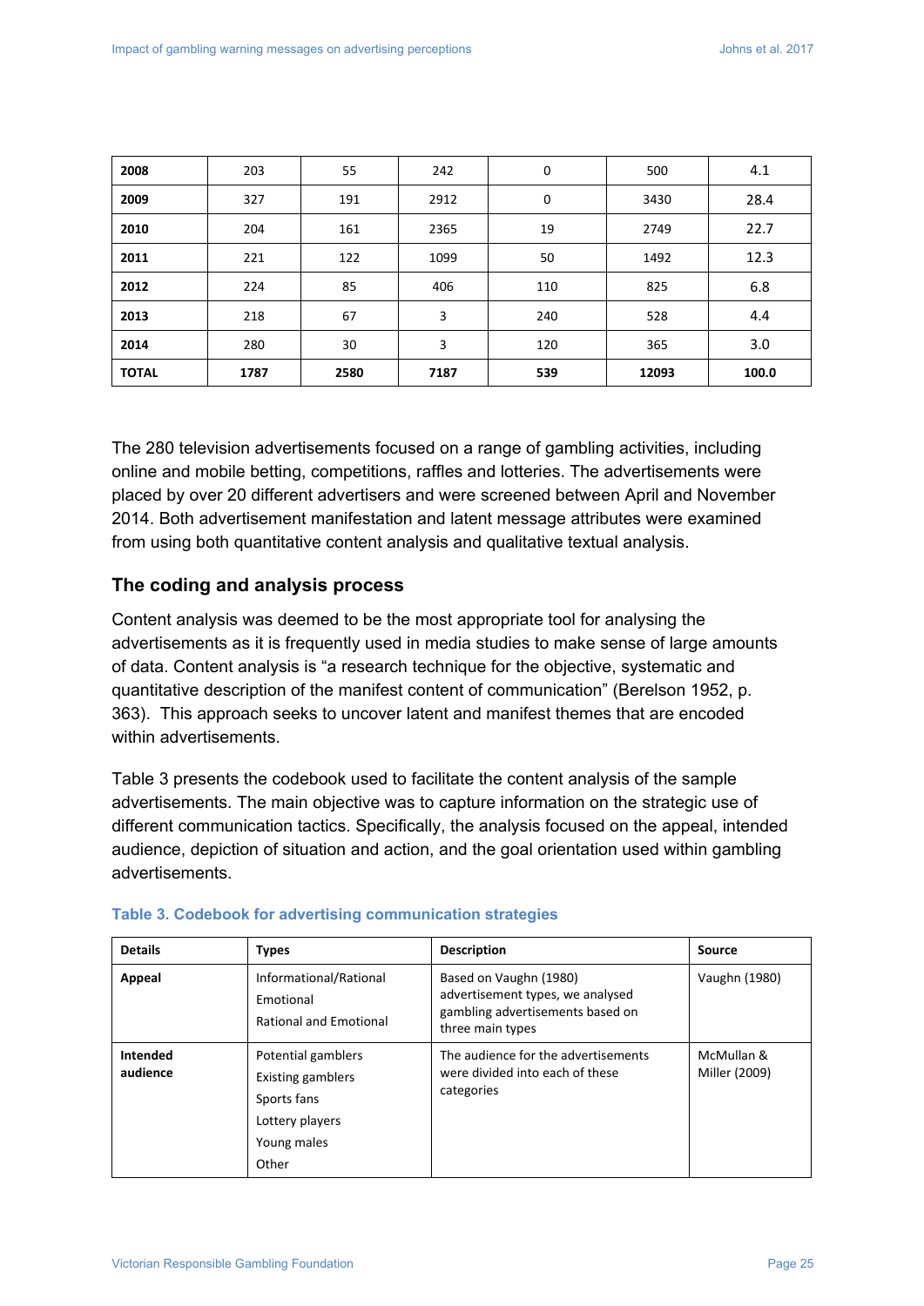| 2008 | 203 | 55 | 242 | 0 | 500 | 4.1 |
|---|---|---|---|---|---|---|
| **2009** | 327 | 191 | 2912 | 0 | 3430 | 28.4 |
| **2010** | 204 | 161 | 2365 | 19 | 2749 | 22.7 |
| **2011** | 221 | 122 | 1099 | 50 | 1492 | 12.3 |
| **2012** | 224 | 85 | 406 | 110 | 825 | 6.8 |
| **2013** | 218 | 67 | 3 | 240 | 528 | 4.4 |
| **2014** | 280 | 30 | 3 | 120 | 365 | 3.0 |
| **TOTAL** | **1787** | **2580** | **7187** | **539** | **12093** | **100.0** |

The 280 television advertisements focused on a range of gambling activities, including online and mobile betting, competitions, raffles and lotteries. The advertisements were placed by over 20 different advertisers and were screened between April and November 2014. Both advertisement manifestation and latent message attributes were examined from using both quantitative content analysis and qualitative textual analysis.

## The coding and analysis process

Content analysis was deemed to be the most appropriate tool for analysing the advertisements as it is frequently used in media studies to make sense of large amounts of data. Content analysis is "a research technique for the objective, systematic and quantitative description of the manifest content of communication" (Berelson 1952, p. 363). This approach seeks to uncover latent and manifest themes that are encoded within advertisements.

Table 3 presents the codebook used to facilitate the content analysis of the sample advertisements. The main objective was to capture information on the strategic use of different communication tactics. Specifically, the analysis focused on the appeal, intended audience, depiction of situation and action, and the goal orientation used within gambling advertisements.

**Table 3. Codebook for advertising communication strategies**

| Details | Types | Description | Source |
|---|---|---|---|
| **Appeal** | Informational/Rational<br>Emotional<br>Rational and Emotional | Based on Vaughn (1980) advertisement types, we analysed gambling advertisements based on three main types | Vaughn (1980) |
| **Intended audience** | Potential gamblers<br>Existing gamblers<br>Sports fans<br>Lottery players<br>Young males<br>Other | The audience for the advertisements were divided into each of these categories | McMullan & Miller (2009) |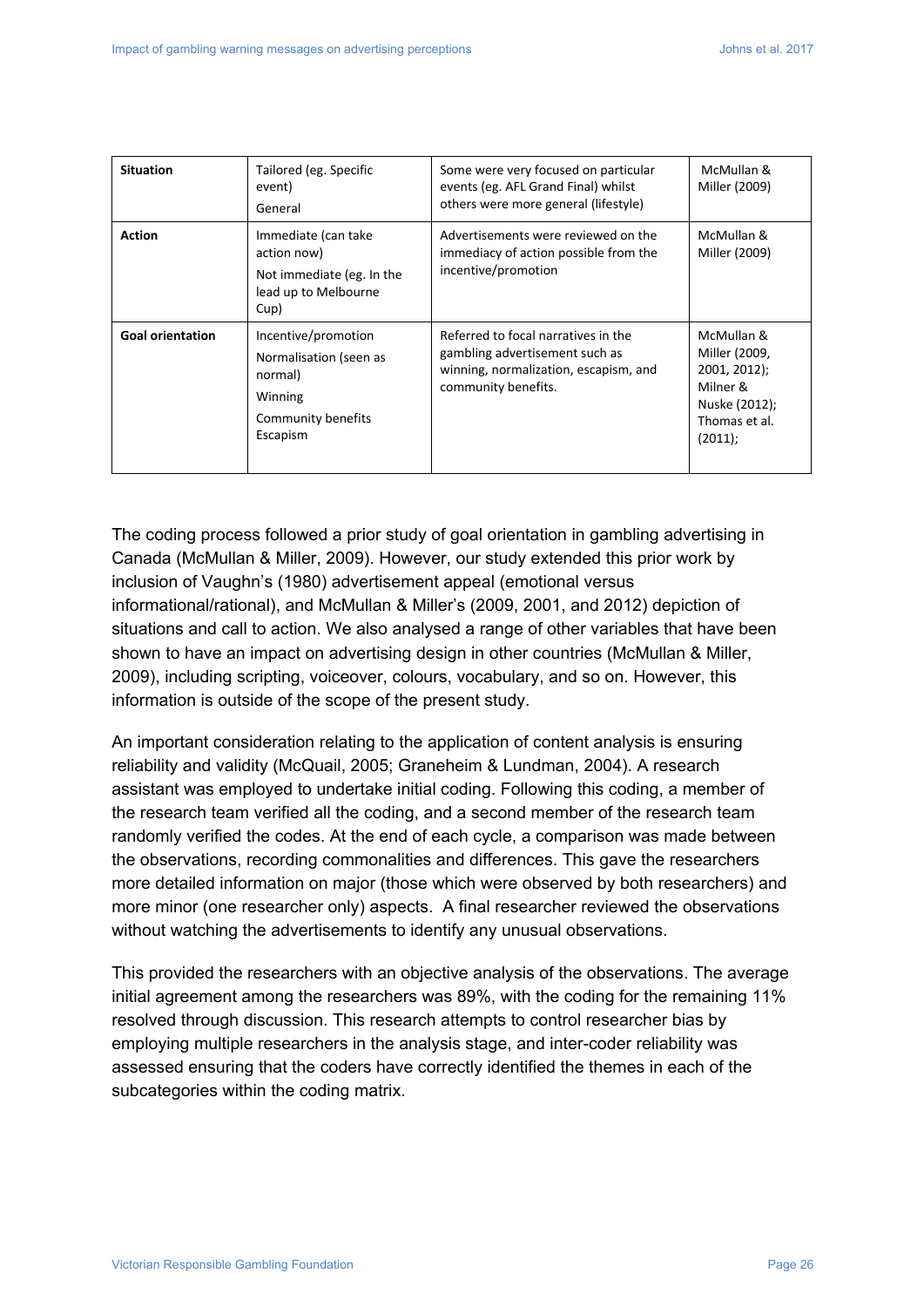| **Situation** | Tailored (eg. Specific event)<br>General | Some were very focused on particular events (eg. AFL Grand Final) whilst others were more general (lifestyle) | McMullan & Miller (2009) |
|---|---|---|---|
| **Action** | Immediate (can take action now)<br>Not immediate (eg. In the lead up to Melbourne Cup) | Advertisements were reviewed on the immediacy of action possible from the incentive/promotion | McMullan & Miller (2009) |
| **Goal orientation** | Incentive/promotion<br>Normalisation (seen as normal)<br>Winning<br>Community benefits<br>Escapism | Referred to focal narratives in the gambling advertisement such as winning, normalization, escapism, and community benefits. | McMullan & Miller (2009, 2001, 2012); Milner & Nuske (2012); Thomas et al. (2011); |

The coding process followed a prior study of goal orientation in gambling advertising in Canada (McMullan & Miller, 2009). However, our study extended this prior work by inclusion of Vaughn's (1980) advertisement appeal (emotional versus informational/rational), and McMullan & Miller's (2009, 2001, and 2012) depiction of situations and call to action. We also analysed a range of other variables that have been shown to have an impact on advertising design in other countries (McMullan & Miller, 2009), including scripting, voiceover, colours, vocabulary, and so on. However, this information is outside of the scope of the present study.

An important consideration relating to the application of content analysis is ensuring reliability and validity (McQuail, 2005; Graneheim & Lundman, 2004). A research assistant was employed to undertake initial coding. Following this coding, a member of the research team verified all the coding, and a second member of the research team randomly verified the codes. At the end of each cycle, a comparison was made between the observations, recording commonalities and differences. This gave the researchers more detailed information on major (those which were observed by both researchers) and more minor (one researcher only) aspects. A final researcher reviewed the observations without watching the advertisements to identify any unusual observations.

This provided the researchers with an objective analysis of the observations. The average initial agreement among the researchers was 89%, with the coding for the remaining 11% resolved through discussion. This research attempts to control researcher bias by employing multiple researchers in the analysis stage, and inter-coder reliability was assessed ensuring that the coders have correctly identified the themes in each of the subcategories within the coding matrix.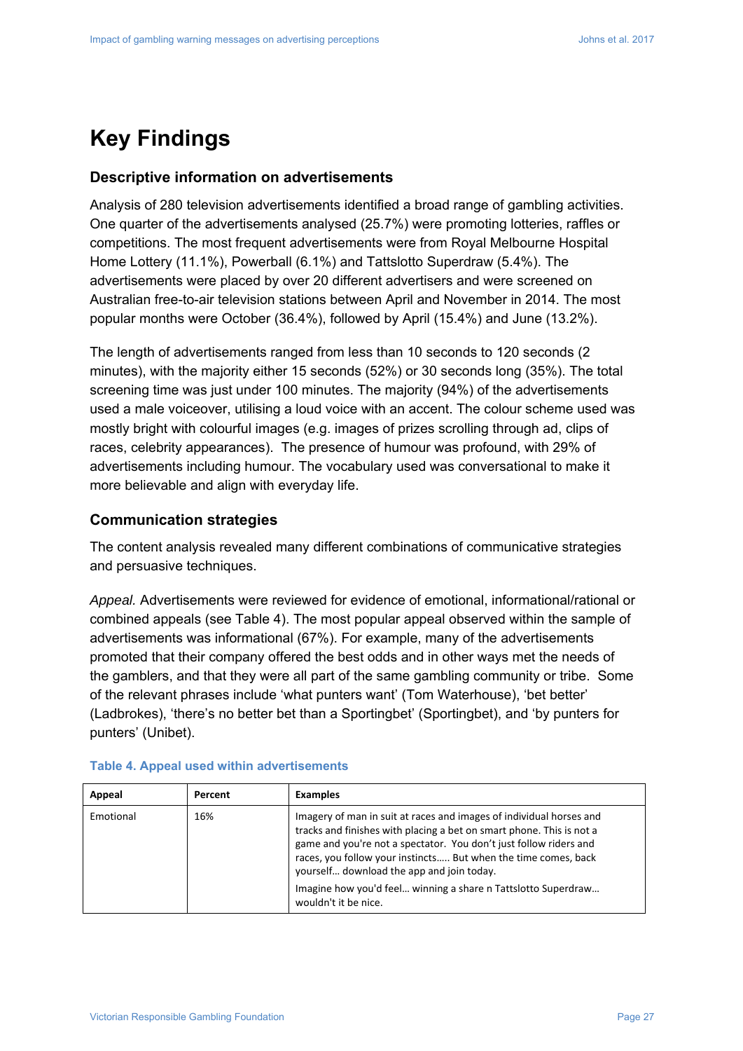# Key Findings

### Descriptive information on advertisements

Analysis of 280 television advertisements identified a broad range of gambling activities. One quarter of the advertisements analysed (25.7%) were promoting lotteries, raffles or competitions. The most frequent advertisements were from Royal Melbourne Hospital Home Lottery (11.1%), Powerball (6.1%) and Tattslotto Superdraw (5.4%). The advertisements were placed by over 20 different advertisers and were screened on Australian free-to-air television stations between April and November in 2014. The most popular months were October (36.4%), followed by April (15.4%) and June (13.2%).

The length of advertisements ranged from less than 10 seconds to 120 seconds (2 minutes), with the majority either 15 seconds (52%) or 30 seconds long (35%). The total screening time was just under 100 minutes. The majority (94%) of the advertisements used a male voiceover, utilising a loud voice with an accent. The colour scheme used was mostly bright with colourful images (e.g. images of prizes scrolling through ad, clips of races, celebrity appearances). The presence of humour was profound, with 29% of advertisements including humour. The vocabulary used was conversational to make it more believable and align with everyday life.

### Communication strategies

The content analysis revealed many different combinations of communicative strategies and persuasive techniques.

*Appeal.* Advertisements were reviewed for evidence of emotional, informational/rational or combined appeals (see Table 4). The most popular appeal observed within the sample of advertisements was informational (67%). For example, many of the advertisements promoted that their company offered the best odds and in other ways met the needs of the gamblers, and that they were all part of the same gambling community or tribe. Some of the relevant phrases include 'what punters want' (Tom Waterhouse), 'bet better' (Ladbrokes), 'there's no better bet than a Sportingbet' (Sportingbet), and 'by punters for punters' (Unibet).

**Table 4. Appeal used within advertisements**

| Appeal | Percent | Examples |
|---|---|---|
| Emotional | 16% | Imagery of man in suit at races and images of individual horses and tracks and finishes with placing a bet on smart phone. This is not a game and you're not a spectator. You don't just follow riders and races, you follow your instincts….. But when the time comes, back yourself… download the app and join today.<br>Imagine how you'd feel… winning a share n Tattslotto Superdraw… wouldn't it be nice. |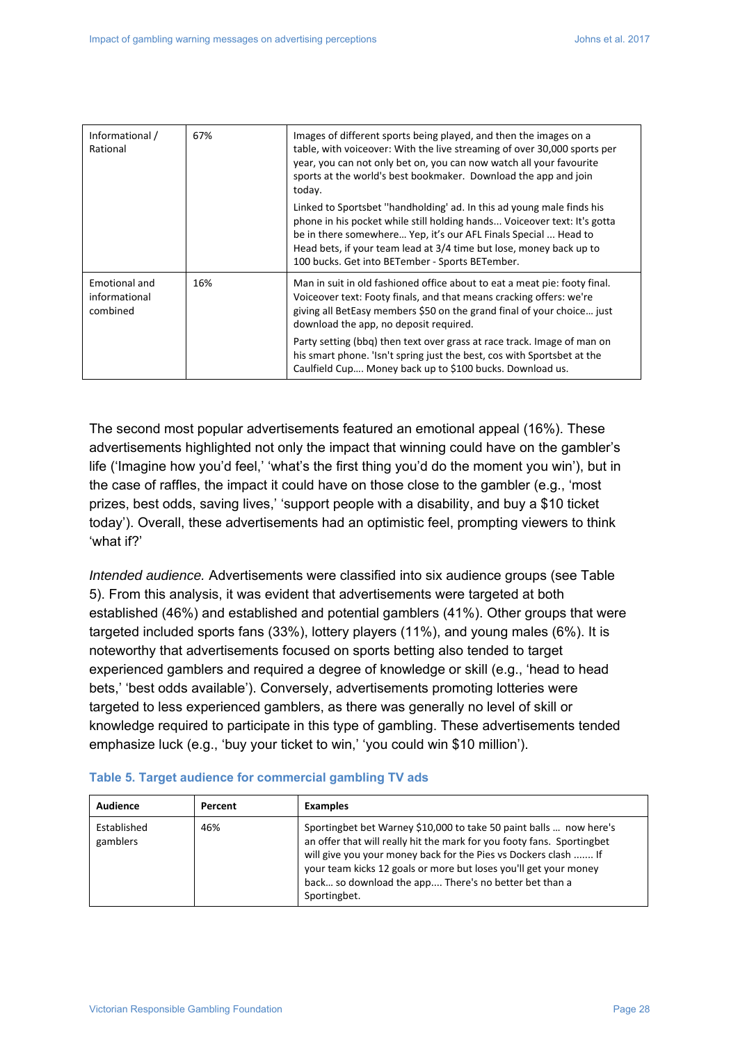| | | |
|---|---|---|
| Informational / Rational | 67% | Images of different sports being played, and then the images on a table, with voiceover: With the live streaming of over 30,000 sports per year, you can not only bet on, you can now watch all your favourite sports at the world's best bookmaker. Download the app and join today.<br><br>Linked to Sportsbet ''handholding' ad. In this ad young male finds his phone in his pocket while still holding hands... Voiceover text: It's gotta be in there somewhere… Yep, it's our AFL Finals Special ... Head to Head bets, if your team lead at 3/4 time but lose, money back up to 100 bucks. Get into BETember - Sports BETember. |
| Emotional and informational combined | 16% | Man in suit in old fashioned office about to eat a meat pie: footy final. Voiceover text: Footy finals, and that means cracking offers: we're giving all BetEasy members $50 on the grand final of your choice… just download the app, no deposit required.<br><br>Party setting (bbq) then text over grass at race track. Image of man on his smart phone. 'Isn't spring just the best, cos with Sportsbet at the Caulfield Cup…. Money back up to $100 bucks. Download us. |

The second most popular advertisements featured an emotional appeal (16%). These advertisements highlighted not only the impact that winning could have on the gambler's life ('Imagine how you'd feel,' 'what's the first thing you'd do the moment you win'), but in the case of raffles, the impact it could have on those close to the gambler (e.g., 'most prizes, best odds, saving lives,' 'support people with a disability, and buy a $10 ticket today'). Overall, these advertisements had an optimistic feel, prompting viewers to think 'what if?'

*Intended audience.* Advertisements were classified into six audience groups (see Table 5). From this analysis, it was evident that advertisements were targeted at both established (46%) and established and potential gamblers (41%). Other groups that were targeted included sports fans (33%), lottery players (11%), and young males (6%). It is noteworthy that advertisements focused on sports betting also tended to target experienced gamblers and required a degree of knowledge or skill (e.g., 'head to head bets,' 'best odds available'). Conversely, advertisements promoting lotteries were targeted to less experienced gamblers, as there was generally no level of skill or knowledge required to participate in this type of gambling. These advertisements tended emphasize luck (e.g., 'buy your ticket to win,' 'you could win $10 million').

**Table 5. Target audience for commercial gambling TV ads**

| Audience | Percent | Examples |
|---|---|---|
| Established gamblers | 46% | Sportingbet bet Warney $10,000 to take 50 paint balls … now here's an offer that will really hit the mark for you footy fans. Sportingbet will give you your money back for the Pies vs Dockers clash ……. If your team kicks 12 goals or more but loses you'll get your money back… so download the app.... There's no better bet than a Sportingbet. |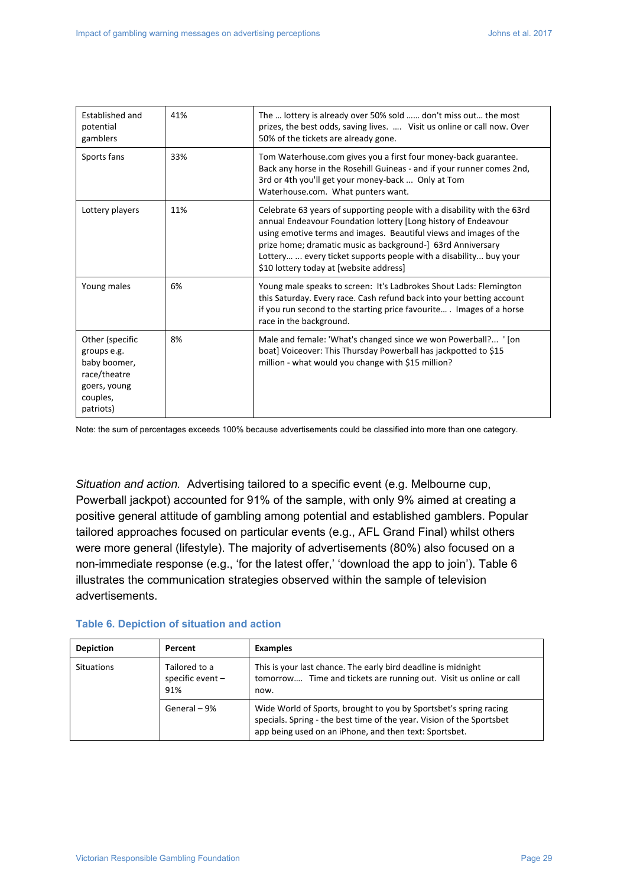| | | |
|---|---|---|
| Established and potential gamblers | 41% | The … lottery is already over 50% sold …… don't miss out… the most prizes, the best odds, saving lives. …. Visit us online or call now. Over 50% of the tickets are already gone. |
| Sports fans | 33% | Tom Waterhouse.com gives you a first four money-back guarantee. Back any horse in the Rosehill Guineas - and if your runner comes 2nd, 3rd or 4th you'll get your money-back … Only at Tom Waterhouse.com. What punters want. |
| Lottery players | 11% | Celebrate 63 years of supporting people with a disability with the 63rd annual Endeavour Foundation lottery [Long history of Endeavour using emotive terms and images. Beautiful views and images of the prize home; dramatic music as background-] 63rd Anniversary Lottery… ... every ticket supports people with a disability... buy your $10 lottery today at [website address] |
| Young males | 6% | Young male speaks to screen: It's Ladbrokes Shout Lads: Flemington this Saturday. Every race. Cash refund back into your betting account if you run second to the starting price favourite… . Images of a horse race in the background. |
| Other (specific groups e.g. baby boomer, race/theatre goers, young couples, patriots) | 8% | Male and female: 'What's changed since we won Powerball?... ' [on boat] Voiceover: This Thursday Powerball has jackpotted to $15 million - what would you change with $15 million? |

Note: the sum of percentages exceeds 100% because advertisements could be classified into more than one category.

*Situation and action.* Advertising tailored to a specific event (e.g. Melbourne cup, Powerball jackpot) accounted for 91% of the sample, with only 9% aimed at creating a positive general attitude of gambling among potential and established gamblers. Popular tailored approaches focused on particular events (e.g., AFL Grand Final) whilst others were more general (lifestyle). The majority of advertisements (80%) also focused on a non-immediate response (e.g., 'for the latest offer,' 'download the app to join'). Table 6 illustrates the communication strategies observed within the sample of television advertisements.

### Table 6. Depiction of situation and action

| Depiction | Percent | Examples |
|---|---|---|
| Situations | Tailored to a specific event – 91% | This is your last chance. The early bird deadline is midnight tomorrow…. Time and tickets are running out. Visit us online or call now. |
| | General – 9% | Wide World of Sports, brought to you by Sportsbet's spring racing specials. Spring - the best time of the year. Vision of the Sportsbet app being used on an iPhone, and then text: Sportsbet. |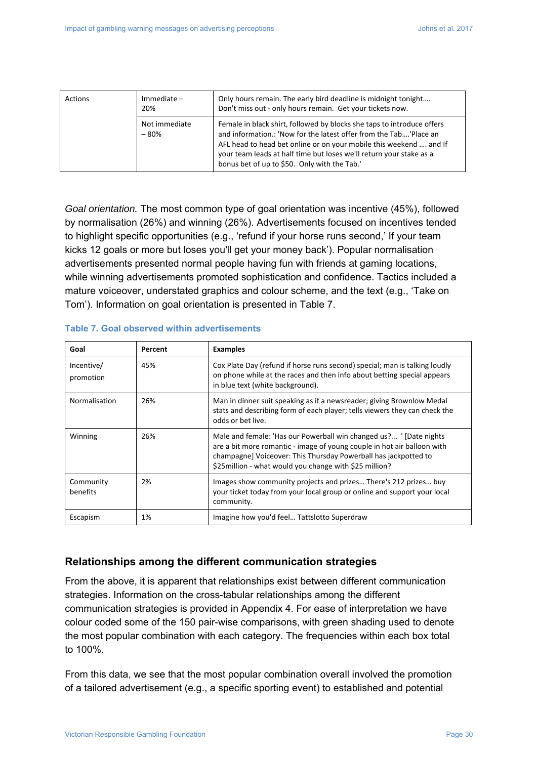| Actions | Immediate – 20% | Only hours remain. The early bird deadline is midnight tonight…. Don't miss out - only hours remain. Get your tickets now. |
| --- | --- | --- |
| | Not immediate – 80% | Female in black shirt, followed by blocks she taps to introduce offers and information.: 'Now for the latest offer from the Tab….'Place an AFL head to head bet online or on your mobile this weekend …. and If your team leads at half time but loses we'll return your stake as a bonus bet of up to $50. Only with the Tab.' |

*Goal orientation.* The most common type of goal orientation was incentive (45%), followed by normalisation (26%) and winning (26%). Advertisements focused on incentives tended to highlight specific opportunities (e.g., 'refund if your horse runs second,' If your team kicks 12 goals or more but loses you'll get your money back'). Popular normalisation advertisements presented normal people having fun with friends at gaming locations, while winning advertisements promoted sophistication and confidence. Tactics included a mature voiceover, understated graphics and colour scheme, and the text (e.g., 'Take on Tom'). Information on goal orientation is presented in Table 7.

**Table 7. Goal observed within advertisements**

| Goal | Percent | Examples |
| --- | --- | --- |
| Incentive/ promotion | 45% | Cox Plate Day (refund if horse runs second) special; man is talking loudly on phone while at the races and then info about betting special appears in blue text (white background). |
| Normalisation | 26% | Man in dinner suit speaking as if a newsreader; giving Brownlow Medal stats and describing form of each player; tells viewers they can check the odds or bet live. |
| Winning | 26% | Male and female: 'Has our Powerball win changed us?... ' [Date nights are a bit more romantic - image of young couple in hot air balloon with champagne] Voiceover: This Thursday Powerball has jackpotted to $25million - what would you change with $25 million? |
| Community benefits | 2% | Images show community projects and prizes… There's 212 prizes… buy your ticket today from your local group or online and support your local community. |
| Escapism | 1% | Imagine how you'd feel… Tattslotto Superdraw |

## Relationships among the different communication strategies

From the above, it is apparent that relationships exist between different communication strategies. Information on the cross-tabular relationships among the different communication strategies is provided in Appendix 4. For ease of interpretation we have colour coded some of the 150 pair-wise comparisons, with green shading used to denote the most popular combination with each category. The frequencies within each box total to 100%.

From this data, we see that the most popular combination overall involved the promotion of a tailored advertisement (e.g., a specific sporting event) to established and potential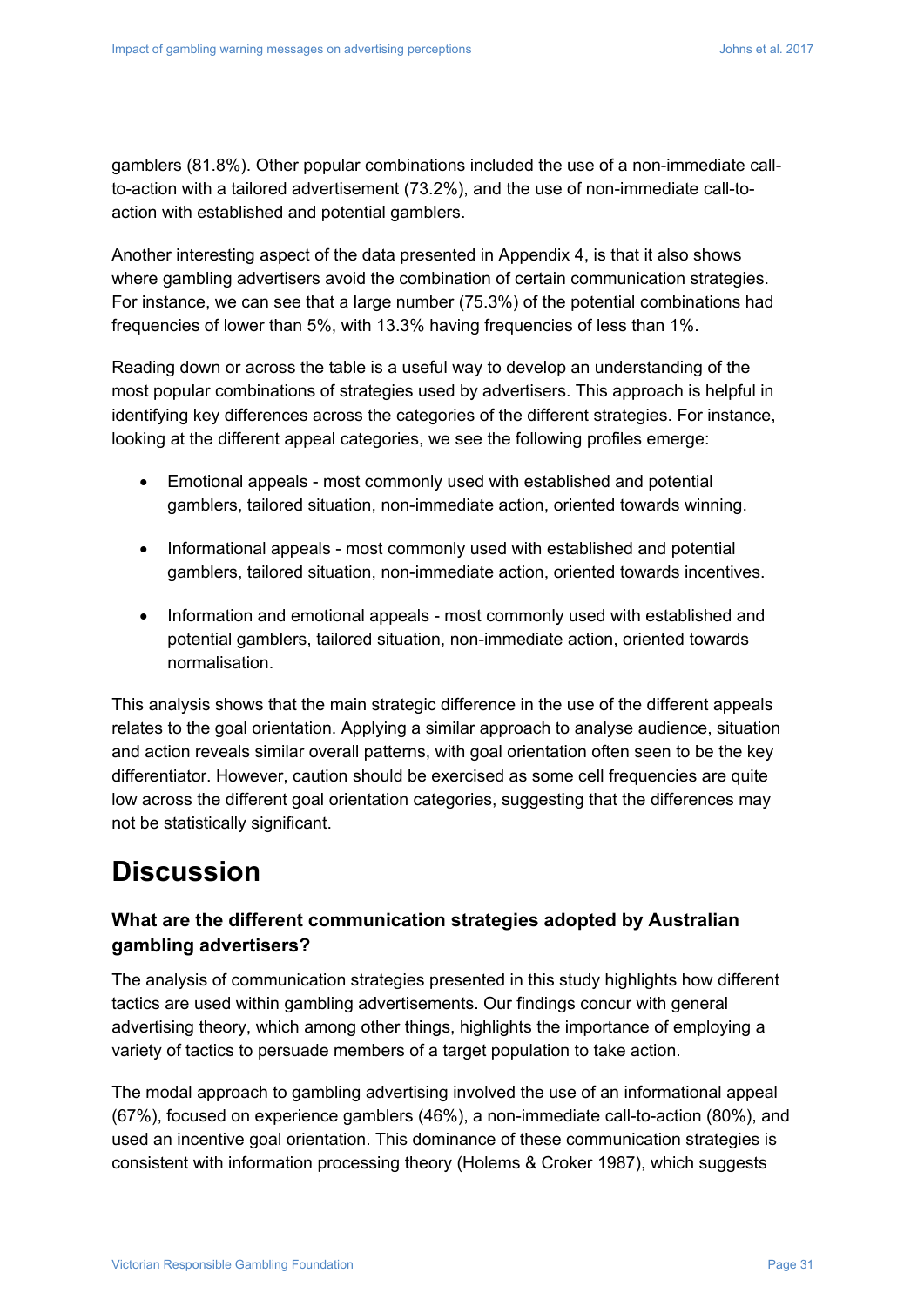gamblers (81.8%). Other popular combinations included the use of a non-immediate call-to-action with a tailored advertisement (73.2%), and the use of non-immediate call-to-action with established and potential gamblers.

Another interesting aspect of the data presented in Appendix 4, is that it also shows where gambling advertisers avoid the combination of certain communication strategies. For instance, we can see that a large number (75.3%) of the potential combinations had frequencies of lower than 5%, with 13.3% having frequencies of less than 1%.

Reading down or across the table is a useful way to develop an understanding of the most popular combinations of strategies used by advertisers. This approach is helpful in identifying key differences across the categories of the different strategies. For instance, looking at the different appeal categories, we see the following profiles emerge:

- Emotional appeals - most commonly used with established and potential gamblers, tailored situation, non-immediate action, oriented towards winning.
- Informational appeals - most commonly used with established and potential gamblers, tailored situation, non-immediate action, oriented towards incentives.
- Information and emotional appeals - most commonly used with established and potential gamblers, tailored situation, non-immediate action, oriented towards normalisation.

This analysis shows that the main strategic difference in the use of the different appeals relates to the goal orientation. Applying a similar approach to analyse audience, situation and action reveals similar overall patterns, with goal orientation often seen to be the key differentiator. However, caution should be exercised as some cell frequencies are quite low across the different goal orientation categories, suggesting that the differences may not be statistically significant.

# Discussion

### What are the different communication strategies adopted by Australian gambling advertisers?

The analysis of communication strategies presented in this study highlights how different tactics are used within gambling advertisements. Our findings concur with general advertising theory, which among other things, highlights the importance of employing a variety of tactics to persuade members of a target population to take action.

The modal approach to gambling advertising involved the use of an informational appeal (67%), focused on experience gamblers (46%), a non-immediate call-to-action (80%), and used an incentive goal orientation. This dominance of these communication strategies is consistent with information processing theory (Holems & Croker 1987), which suggests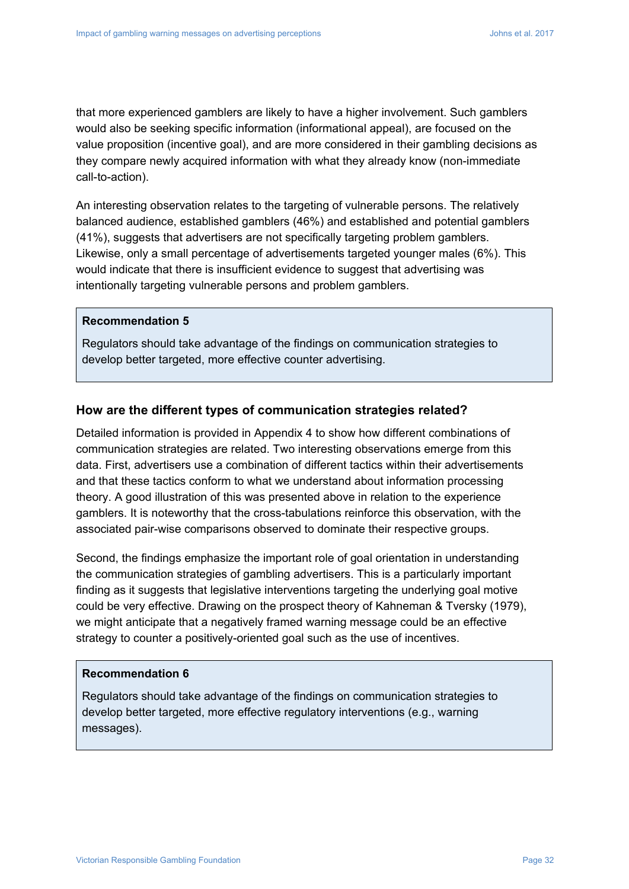that more experienced gamblers are likely to have a higher involvement. Such gamblers would also be seeking specific information (informational appeal), are focused on the value proposition (incentive goal), and are more considered in their gambling decisions as they compare newly acquired information with what they already know (non-immediate call-to-action).

An interesting observation relates to the targeting of vulnerable persons. The relatively balanced audience, established gamblers (46%) and established and potential gamblers (41%), suggests that advertisers are not specifically targeting problem gamblers. Likewise, only a small percentage of advertisements targeted younger males (6%). This would indicate that there is insufficient evidence to suggest that advertising was intentionally targeting vulnerable persons and problem gamblers.

> **Recommendation 5**
>
> Regulators should take advantage of the findings on communication strategies to develop better targeted, more effective counter advertising.

### How are the different types of communication strategies related?

Detailed information is provided in Appendix 4 to show how different combinations of communication strategies are related. Two interesting observations emerge from this data. First, advertisers use a combination of different tactics within their advertisements and that these tactics conform to what we understand about information processing theory. A good illustration of this was presented above in relation to the experience gamblers. It is noteworthy that the cross-tabulations reinforce this observation, with the associated pair-wise comparisons observed to dominate their respective groups.

Second, the findings emphasize the important role of goal orientation in understanding the communication strategies of gambling advertisers. This is a particularly important finding as it suggests that legislative interventions targeting the underlying goal motive could be very effective. Drawing on the prospect theory of Kahneman & Tversky (1979), we might anticipate that a negatively framed warning message could be an effective strategy to counter a positively-oriented goal such as the use of incentives.

> **Recommendation 6**
>
> Regulators should take advantage of the findings on communication strategies to develop better targeted, more effective regulatory interventions (e.g., warning messages).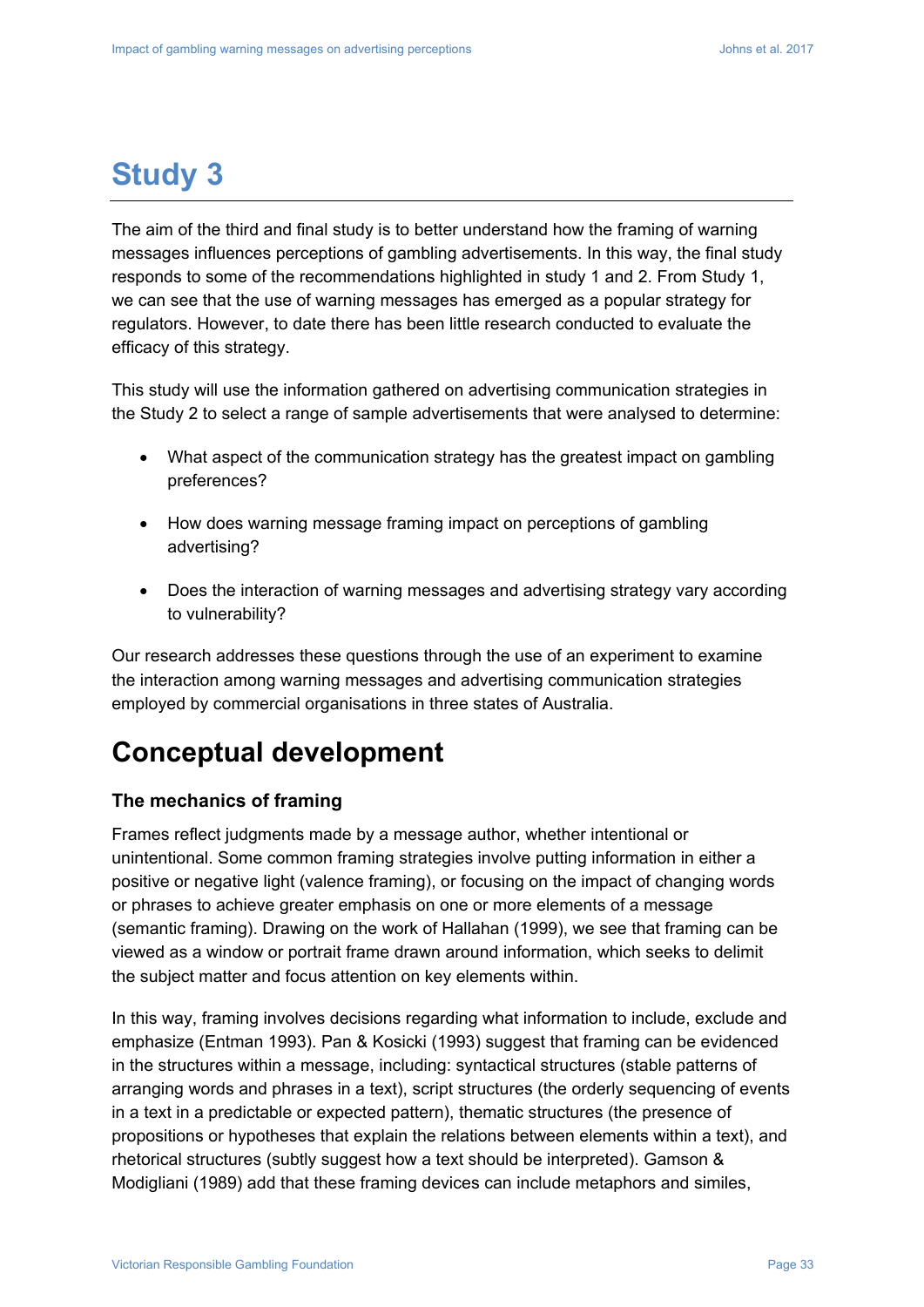# Study 3

The aim of the third and final study is to better understand how the framing of warning messages influences perceptions of gambling advertisements. In this way, the final study responds to some of the recommendations highlighted in study 1 and 2. From Study 1, we can see that the use of warning messages has emerged as a popular strategy for regulators. However, to date there has been little research conducted to evaluate the efficacy of this strategy.

This study will use the information gathered on advertising communication strategies in the Study 2 to select a range of sample advertisements that were analysed to determine:

- What aspect of the communication strategy has the greatest impact on gambling preferences?
- How does warning message framing impact on perceptions of gambling advertising?
- Does the interaction of warning messages and advertising strategy vary according to vulnerability?

Our research addresses these questions through the use of an experiment to examine the interaction among warning messages and advertising communication strategies employed by commercial organisations in three states of Australia.

## Conceptual development

### The mechanics of framing

Frames reflect judgments made by a message author, whether intentional or unintentional. Some common framing strategies involve putting information in either a positive or negative light (valence framing), or focusing on the impact of changing words or phrases to achieve greater emphasis on one or more elements of a message (semantic framing). Drawing on the work of Hallahan (1999), we see that framing can be viewed as a window or portrait frame drawn around information, which seeks to delimit the subject matter and focus attention on key elements within.

In this way, framing involves decisions regarding what information to include, exclude and emphasize (Entman 1993). Pan & Kosicki (1993) suggest that framing can be evidenced in the structures within a message, including: syntactical structures (stable patterns of arranging words and phrases in a text), script structures (the orderly sequencing of events in a text in a predictable or expected pattern), thematic structures (the presence of propositions or hypotheses that explain the relations between elements within a text), and rhetorical structures (subtly suggest how a text should be interpreted). Gamson & Modigliani (1989) add that these framing devices can include metaphors and similes,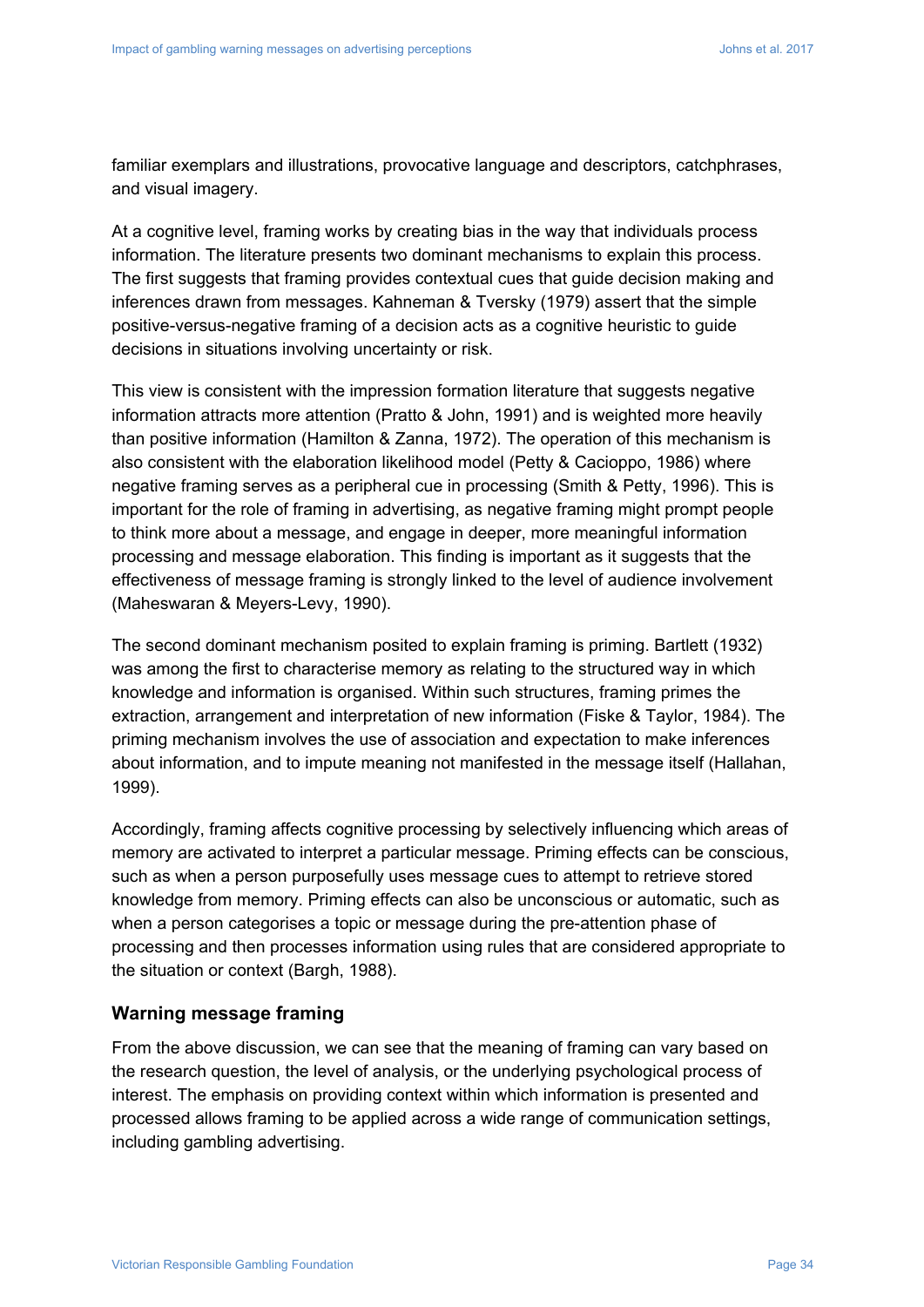familiar exemplars and illustrations, provocative language and descriptors, catchphrases, and visual imagery.

At a cognitive level, framing works by creating bias in the way that individuals process information. The literature presents two dominant mechanisms to explain this process. The first suggests that framing provides contextual cues that guide decision making and inferences drawn from messages. Kahneman & Tversky (1979) assert that the simple positive-versus-negative framing of a decision acts as a cognitive heuristic to guide decisions in situations involving uncertainty or risk.

This view is consistent with the impression formation literature that suggests negative information attracts more attention (Pratto & John, 1991) and is weighted more heavily than positive information (Hamilton & Zanna, 1972). The operation of this mechanism is also consistent with the elaboration likelihood model (Petty & Cacioppo, 1986) where negative framing serves as a peripheral cue in processing (Smith & Petty, 1996). This is important for the role of framing in advertising, as negative framing might prompt people to think more about a message, and engage in deeper, more meaningful information processing and message elaboration. This finding is important as it suggests that the effectiveness of message framing is strongly linked to the level of audience involvement (Maheswaran & Meyers-Levy, 1990).

The second dominant mechanism posited to explain framing is priming. Bartlett (1932) was among the first to characterise memory as relating to the structured way in which knowledge and information is organised. Within such structures, framing primes the extraction, arrangement and interpretation of new information (Fiske & Taylor, 1984). The priming mechanism involves the use of association and expectation to make inferences about information, and to impute meaning not manifested in the message itself (Hallahan, 1999).

Accordingly, framing affects cognitive processing by selectively influencing which areas of memory are activated to interpret a particular message. Priming effects can be conscious, such as when a person purposefully uses message cues to attempt to retrieve stored knowledge from memory. Priming effects can also be unconscious or automatic, such as when a person categorises a topic or message during the pre-attention phase of processing and then processes information using rules that are considered appropriate to the situation or context (Bargh, 1988).

### Warning message framing

From the above discussion, we can see that the meaning of framing can vary based on the research question, the level of analysis, or the underlying psychological process of interest. The emphasis on providing context within which information is presented and processed allows framing to be applied across a wide range of communication settings, including gambling advertising.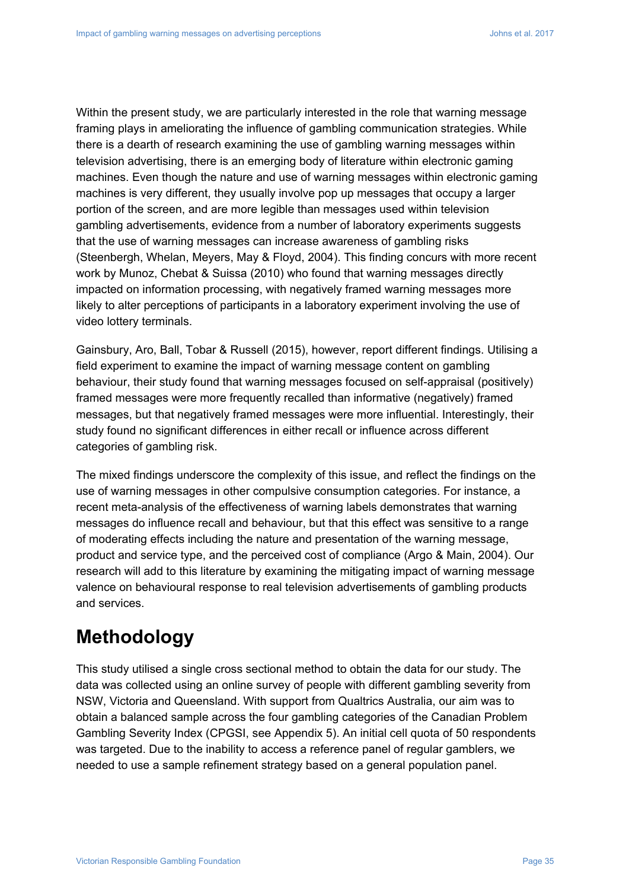Within the present study, we are particularly interested in the role that warning message framing plays in ameliorating the influence of gambling communication strategies. While there is a dearth of research examining the use of gambling warning messages within television advertising, there is an emerging body of literature within electronic gaming machines. Even though the nature and use of warning messages within electronic gaming machines is very different, they usually involve pop up messages that occupy a larger portion of the screen, and are more legible than messages used within television gambling advertisements, evidence from a number of laboratory experiments suggests that the use of warning messages can increase awareness of gambling risks (Steenbergh, Whelan, Meyers, May & Floyd, 2004). This finding concurs with more recent work by Munoz, Chebat & Suissa (2010) who found that warning messages directly impacted on information processing, with negatively framed warning messages more likely to alter perceptions of participants in a laboratory experiment involving the use of video lottery terminals.

Gainsbury, Aro, Ball, Tobar & Russell (2015), however, report different findings. Utilising a field experiment to examine the impact of warning message content on gambling behaviour, their study found that warning messages focused on self-appraisal (positively) framed messages were more frequently recalled than informative (negatively) framed messages, but that negatively framed messages were more influential. Interestingly, their study found no significant differences in either recall or influence across different categories of gambling risk.

The mixed findings underscore the complexity of this issue, and reflect the findings on the use of warning messages in other compulsive consumption categories. For instance, a recent meta-analysis of the effectiveness of warning labels demonstrates that warning messages do influence recall and behaviour, but that this effect was sensitive to a range of moderating effects including the nature and presentation of the warning message, product and service type, and the perceived cost of compliance (Argo & Main, 2004). Our research will add to this literature by examining the mitigating impact of warning message valence on behavioural response to real television advertisements of gambling products and services.

# Methodology

This study utilised a single cross sectional method to obtain the data for our study. The data was collected using an online survey of people with different gambling severity from NSW, Victoria and Queensland. With support from Qualtrics Australia, our aim was to obtain a balanced sample across the four gambling categories of the Canadian Problem Gambling Severity Index (CPGSI, see Appendix 5). An initial cell quota of 50 respondents was targeted. Due to the inability to access a reference panel of regular gamblers, we needed to use a sample refinement strategy based on a general population panel.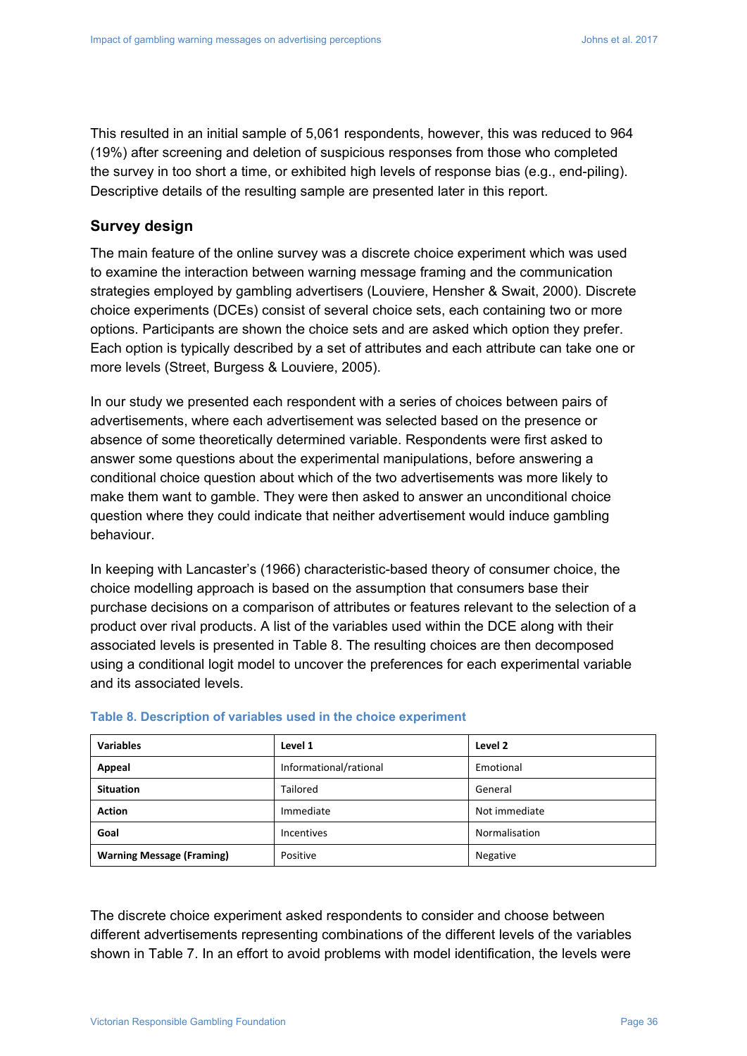This resulted in an initial sample of 5,061 respondents, however, this was reduced to 964 (19%) after screening and deletion of suspicious responses from those who completed the survey in too short a time, or exhibited high levels of response bias (e.g., end-piling). Descriptive details of the resulting sample are presented later in this report.

## Survey design

The main feature of the online survey was a discrete choice experiment which was used to examine the interaction between warning message framing and the communication strategies employed by gambling advertisers (Louviere, Hensher & Swait, 2000). Discrete choice experiments (DCEs) consist of several choice sets, each containing two or more options. Participants are shown the choice sets and are asked which option they prefer. Each option is typically described by a set of attributes and each attribute can take one or more levels (Street, Burgess & Louviere, 2005).

In our study we presented each respondent with a series of choices between pairs of advertisements, where each advertisement was selected based on the presence or absence of some theoretically determined variable. Respondents were first asked to answer some questions about the experimental manipulations, before answering a conditional choice question about which of the two advertisements was more likely to make them want to gamble. They were then asked to answer an unconditional choice question where they could indicate that neither advertisement would induce gambling behaviour.

In keeping with Lancaster's (1966) characteristic-based theory of consumer choice, the choice modelling approach is based on the assumption that consumers base their purchase decisions on a comparison of attributes or features relevant to the selection of a product over rival products. A list of the variables used within the DCE along with their associated levels is presented in Table 8. The resulting choices are then decomposed using a conditional logit model to uncover the preferences for each experimental variable and its associated levels.

**Table 8. Description of variables used in the choice experiment**

| Variables | Level 1 | Level 2 |
|---|---|---|
| **Appeal** | Informational/rational | Emotional |
| **Situation** | Tailored | General |
| **Action** | Immediate | Not immediate |
| **Goal** | Incentives | Normalisation |
| **Warning Message (Framing)** | Positive | Negative |

The discrete choice experiment asked respondents to consider and choose between different advertisements representing combinations of the different levels of the variables shown in Table 7. In an effort to avoid problems with model identification, the levels were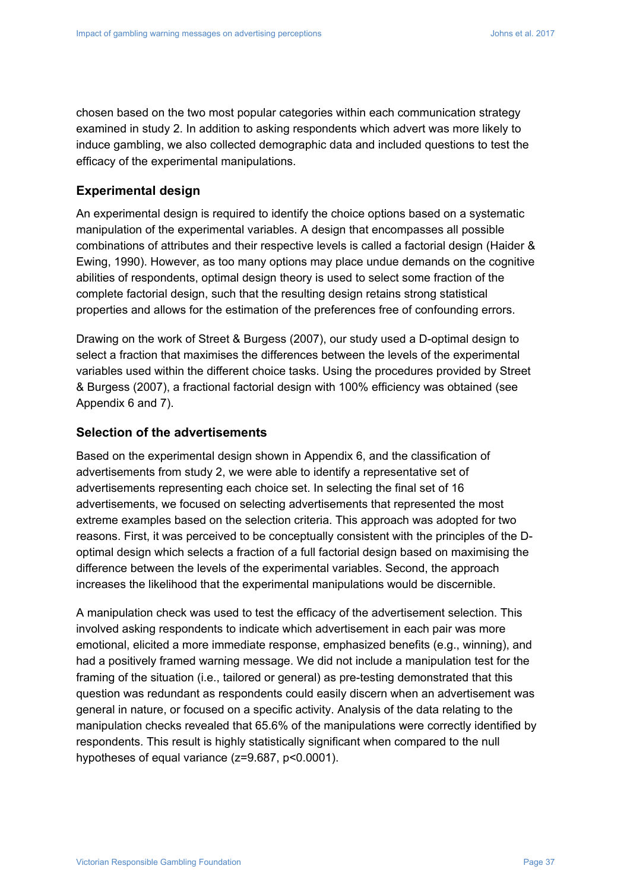chosen based on the two most popular categories within each communication strategy examined in study 2. In addition to asking respondents which advert was more likely to induce gambling, we also collected demographic data and included questions to test the efficacy of the experimental manipulations.

## Experimental design

An experimental design is required to identify the choice options based on a systematic manipulation of the experimental variables. A design that encompasses all possible combinations of attributes and their respective levels is called a factorial design (Haider & Ewing, 1990). However, as too many options may place undue demands on the cognitive abilities of respondents, optimal design theory is used to select some fraction of the complete factorial design, such that the resulting design retains strong statistical properties and allows for the estimation of the preferences free of confounding errors.

Drawing on the work of Street & Burgess (2007), our study used a D-optimal design to select a fraction that maximises the differences between the levels of the experimental variables used within the different choice tasks. Using the procedures provided by Street & Burgess (2007), a fractional factorial design with 100% efficiency was obtained (see Appendix 6 and 7).

## Selection of the advertisements

Based on the experimental design shown in Appendix 6, and the classification of advertisements from study 2, we were able to identify a representative set of advertisements representing each choice set. In selecting the final set of 16 advertisements, we focused on selecting advertisements that represented the most extreme examples based on the selection criteria. This approach was adopted for two reasons. First, it was perceived to be conceptually consistent with the principles of the D-optimal design which selects a fraction of a full factorial design based on maximising the difference between the levels of the experimental variables. Second, the approach increases the likelihood that the experimental manipulations would be discernible.

A manipulation check was used to test the efficacy of the advertisement selection. This involved asking respondents to indicate which advertisement in each pair was more emotional, elicited a more immediate response, emphasized benefits (e.g., winning), and had a positively framed warning message. We did not include a manipulation test for the framing of the situation (i.e., tailored or general) as pre-testing demonstrated that this question was redundant as respondents could easily discern when an advertisement was general in nature, or focused on a specific activity. Analysis of the data relating to the manipulation checks revealed that 65.6% of the manipulations were correctly identified by respondents. This result is highly statistically significant when compared to the null hypotheses of equal variance ($z=9.687$, $p<0.0001$).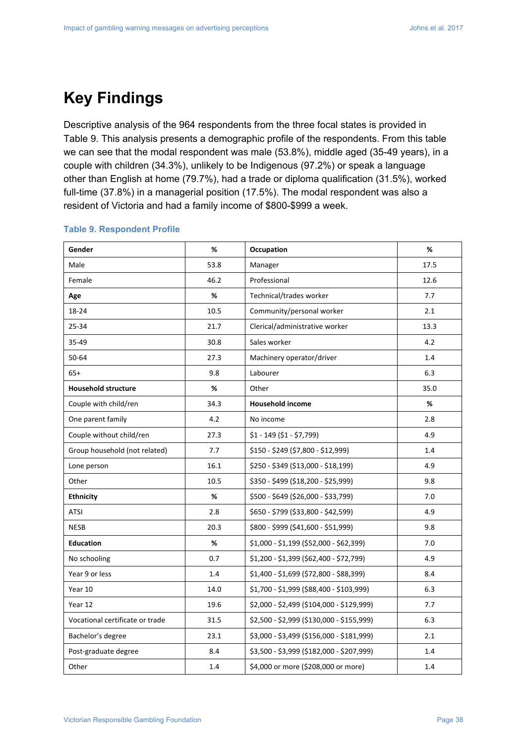# Key Findings

Descriptive analysis of the 964 respondents from the three focal states is provided in Table 9. This analysis presents a demographic profile of the respondents. From this table we can see that the modal respondent was male (53.8%), middle aged (35-49 years), in a couple with children (34.3%), unlikely to be Indigenous (97.2%) or speak a language other than English at home (79.7%), had a trade or diploma qualification (31.5%), worked full-time (37.8%) in a managerial position (17.5%). The modal respondent was also a resident of Victoria and had a family income of $800-$999 a week.

**Table 9. Respondent Profile**

| **Gender** | **%** | **Occupation** | **%** |
|---|---|---|---|
| Male | 53.8 | Manager | 17.5 |
| Female | 46.2 | Professional | 12.6 |
| **Age** | **%** | Technical/trades worker | 7.7 |
| 18-24 | 10.5 | Community/personal worker | 2.1 |
| 25-34 | 21.7 | Clerical/administrative worker | 13.3 |
| 35-49 | 30.8 | Sales worker | 4.2 |
| 50-64 | 27.3 | Machinery operator/driver | 1.4 |
| 65+ | 9.8 | Labourer | 6.3 |
| **Household structure** | **%** | Other | 35.0 |
| Couple with child/ren | 34.3 | **Household income** | **%** |
| One parent family | 4.2 | No income | 2.8 |
| Couple without child/ren | 27.3 | $1 - 149 ($1 - $7,799) | 4.9 |
| Group household (not related) | 7.7 | $150 - $249 ($7,800 - $12,999) | 1.4 |
| Lone person | 16.1 | $250 - $349 ($13,000 - $18,199) | 4.9 |
| Other | 10.5 | $350 - $499 ($18,200 - $25,999) | 9.8 |
| **Ethnicity** | **%** | $500 - $649 ($26,000 - $33,799) | 7.0 |
| ATSI | 2.8 | $650 - $799 ($33,800 - $42,599) | 4.9 |
| NESB | 20.3 | $800 - $999 ($41,600 - $51,999) | 9.8 |
| **Education** | **%** | $1,000 - $1,199 ($52,000 - $62,399) | 7.0 |
| No schooling | 0.7 | $1,200 - $1,399 ($62,400 - $72,799) | 4.9 |
| Year 9 or less | 1.4 | $1,400 - $1,699 ($72,800 - $88,399) | 8.4 |
| Year 10 | 14.0 | $1,700 - $1,999 ($88,400 - $103,999) | 6.3 |
| Year 12 | 19.6 | $2,000 - $2,499 ($104,000 - $129,999) | 7.7 |
| Vocational certificate or trade | 31.5 | $2,500 - $2,999 ($130,000 - $155,999) | 6.3 |
| Bachelor's degree | 23.1 | $3,000 - $3,499 ($156,000 - $181,999) | 2.1 |
| Post-graduate degree | 8.4 | $3,500 - $3,999 ($182,000 - $207,999) | 1.4 |
| Other | 1.4 | $4,000 or more ($208,000 or more) | 1.4 |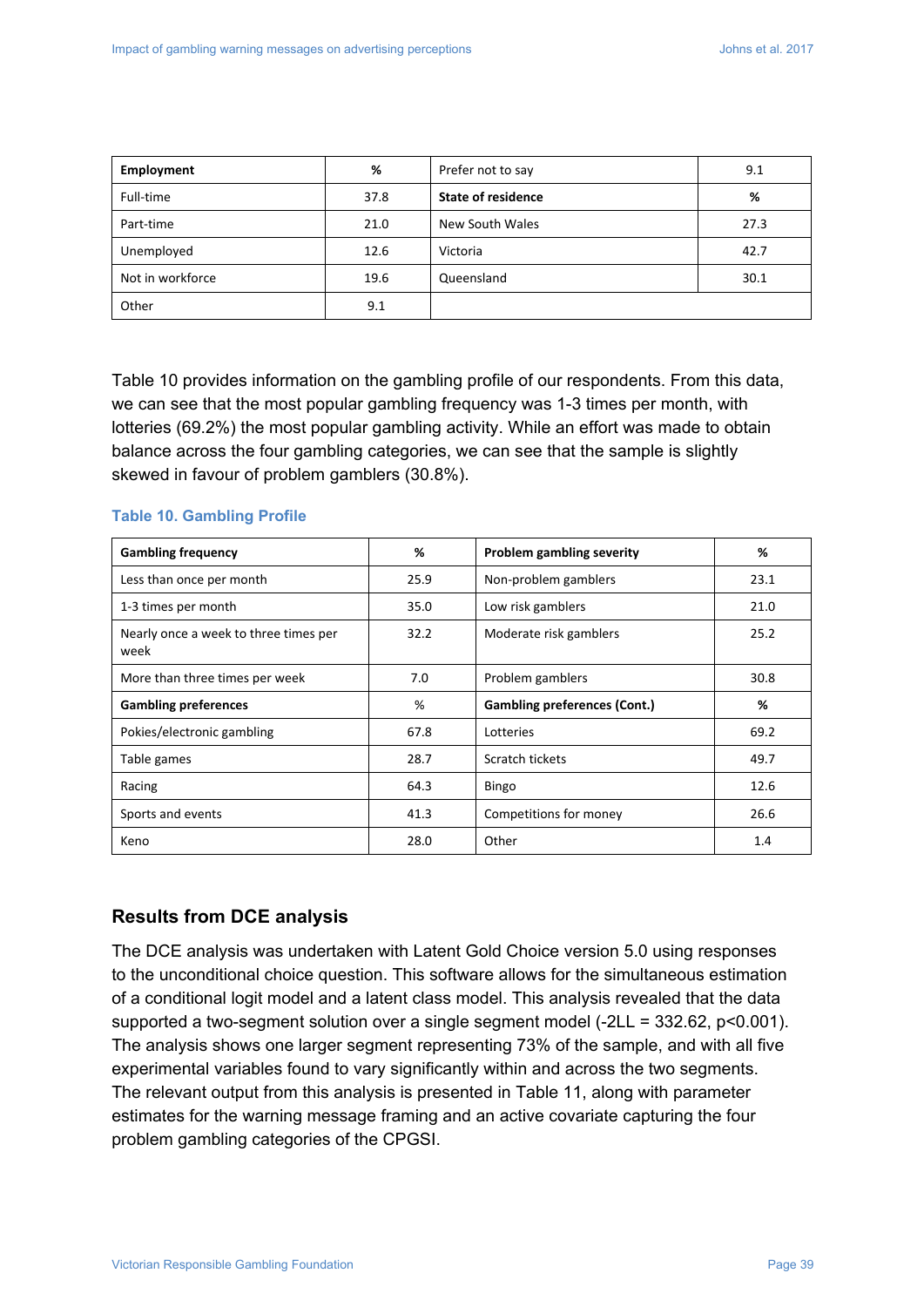| Employment | % | Prefer not to say | 9.1 |
|---|---|---|---|
| Full-time | 37.8 | **State of residence** | **%** |
| Part-time | 21.0 | New South Wales | 27.3 |
| Unemployed | 12.6 | Victoria | 42.7 |
| Not in workforce | 19.6 | Queensland | 30.1 |
| Other | 9.1 | | |

Table 10 provides information on the gambling profile of our respondents. From this data, we can see that the most popular gambling frequency was 1-3 times per month, with lotteries (69.2%) the most popular gambling activity. While an effort was made to obtain balance across the four gambling categories, we can see that the sample is slightly skewed in favour of problem gamblers (30.8%).

**Table 10. Gambling Profile**

| Gambling frequency | % | Problem gambling severity | % |
|---|---|---|---|
| Less than once per month | 25.9 | Non-problem gamblers | 23.1 |
| 1-3 times per month | 35.0 | Low risk gamblers | 21.0 |
| Nearly once a week to three times per week | 32.2 | Moderate risk gamblers | 25.2 |
| More than three times per week | 7.0 | Problem gamblers | 30.8 |
| **Gambling preferences** | **%** | **Gambling preferences (Cont.)** | **%** |
| Pokies/electronic gambling | 67.8 | Lotteries | 69.2 |
| Table games | 28.7 | Scratch tickets | 49.7 |
| Racing | 64.3 | Bingo | 12.6 |
| Sports and events | 41.3 | Competitions for money | 26.6 |
| Keno | 28.0 | Other | 1.4 |

## Results from DCE analysis

The DCE analysis was undertaken with Latent Gold Choice version 5.0 using responses to the unconditional choice question. This software allows for the simultaneous estimation of a conditional logit model and a latent class model. This analysis revealed that the data supported a two-segment solution over a single segment model (-2LL = 332.62, $p<0.001$). The analysis shows one larger segment representing 73% of the sample, and with all five experimental variables found to vary significantly within and across the two segments. The relevant output from this analysis is presented in Table 11, along with parameter estimates for the warning message framing and an active covariate capturing the four problem gambling categories of the CPGSI.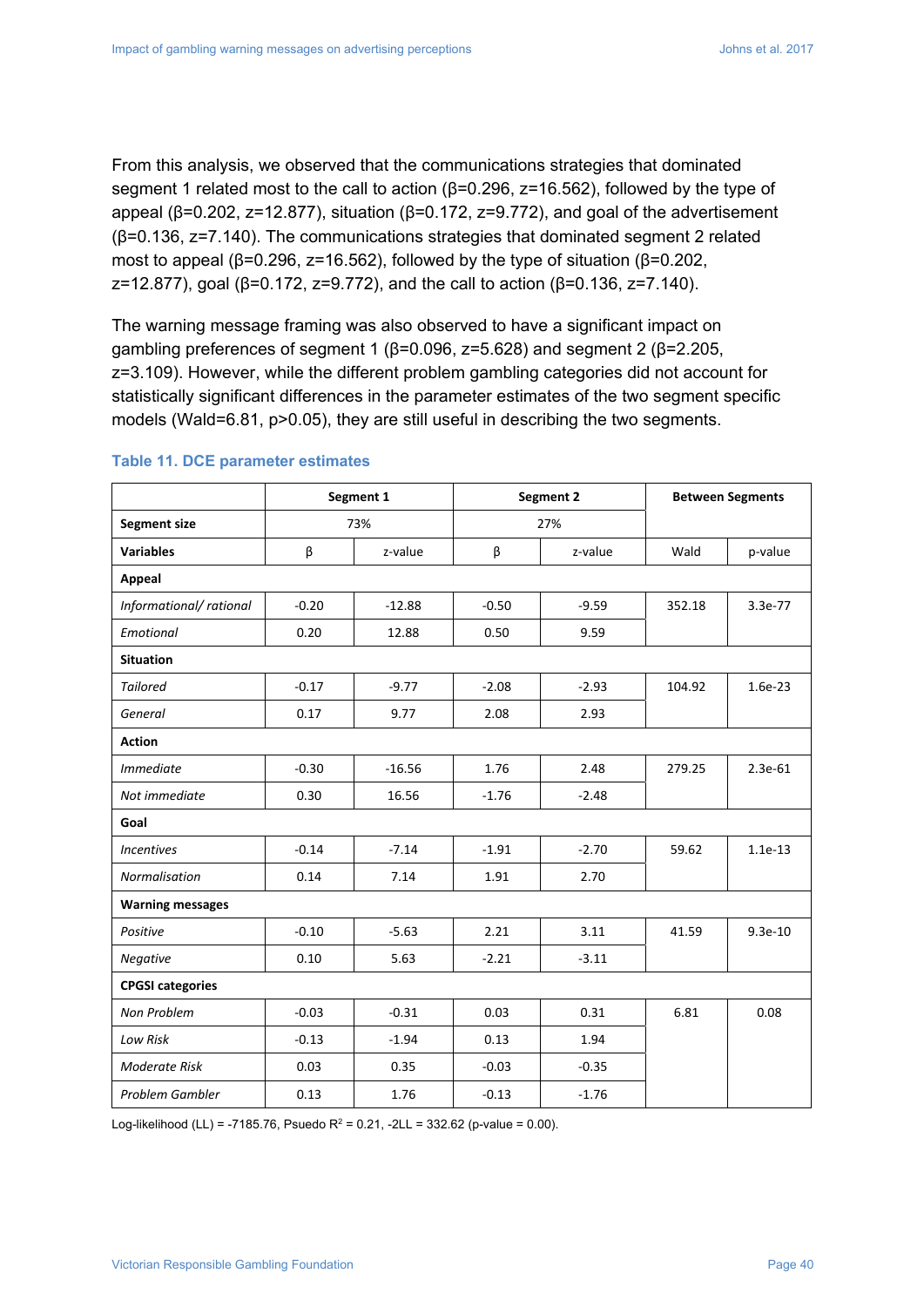From this analysis, we observed that the communications strategies that dominated segment 1 related most to the call to action (β=0.296, z=16.562), followed by the type of appeal (β=0.202, z=12.877), situation (β=0.172, z=9.772), and goal of the advertisement (β=0.136, z=7.140). The communications strategies that dominated segment 2 related most to appeal (β=0.296, z=16.562), followed by the type of situation (β=0.202, z=12.877), goal (β=0.172, z=9.772), and the call to action (β=0.136, z=7.140).

The warning message framing was also observed to have a significant impact on gambling preferences of segment 1 (β=0.096, z=5.628) and segment 2 (β=2.205, z=3.109). However, while the different problem gambling categories did not account for statistically significant differences in the parameter estimates of the two segment specific models (Wald=6.81, p>0.05), they are still useful in describing the two segments.

### Table 11. DCE parameter estimates

| | Segment 1 | | Segment 2 | | Between Segments | |
|---|---|---|---|---|---|---|
| **Segment size** | 73% | | 27% | | | |
| **Variables** | β | z-value | β | z-value | Wald | p-value |
| **Appeal** | | | | | | |
| *Informational/ rational* | -0.20 | -12.88 | -0.50 | -9.59 | 352.18 | 3.3e-77 |
| *Emotional* | 0.20 | 12.88 | 0.50 | 9.59 | | |
| **Situation** | | | | | | |
| *Tailored* | -0.17 | -9.77 | -2.08 | -2.93 | 104.92 | 1.6e-23 |
| *General* | 0.17 | 9.77 | 2.08 | 2.93 | | |
| **Action** | | | | | | |
| *Immediate* | -0.30 | -16.56 | 1.76 | 2.48 | 279.25 | 2.3e-61 |
| *Not immediate* | 0.30 | 16.56 | -1.76 | -2.48 | | |
| **Goal** | | | | | | |
| *Incentives* | -0.14 | -7.14 | -1.91 | -2.70 | 59.62 | 1.1e-13 |
| *Normalisation* | 0.14 | 7.14 | 1.91 | 2.70 | | |
| **Warning messages** | | | | | | |
| *Positive* | -0.10 | -5.63 | 2.21 | 3.11 | 41.59 | 9.3e-10 |
| *Negative* | 0.10 | 5.63 | -2.21 | -3.11 | | |
| **CPGSI categories** | | | | | | |
| *Non Problem* | -0.03 | -0.31 | 0.03 | 0.31 | 6.81 | 0.08 |
| *Low Risk* | -0.13 | -1.94 | 0.13 | 1.94 | | |
| *Moderate Risk* | 0.03 | 0.35 | -0.03 | -0.35 | | |
| *Problem Gambler* | 0.13 | 1.76 | -0.13 | -1.76 | | |

Log-likelihood (LL) = -7185.76, Psuedo $R^2$ = 0.21, -2LL = 332.62 (p-value = 0.00).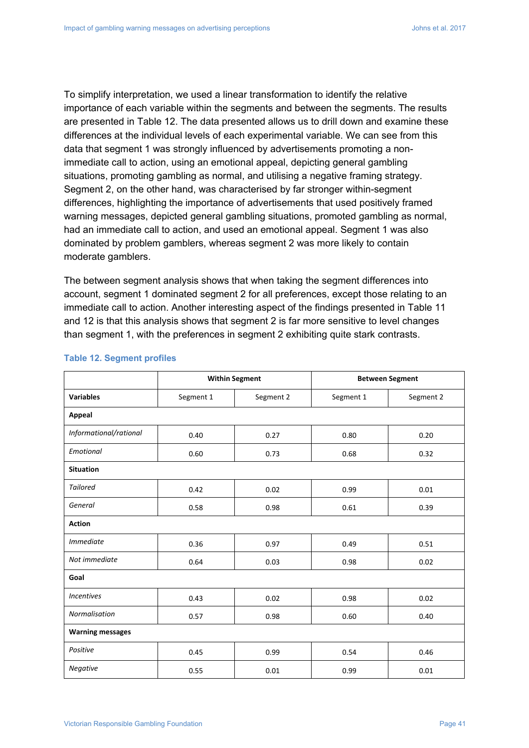To simplify interpretation, we used a linear transformation to identify the relative importance of each variable within the segments and between the segments. The results are presented in Table 12. The data presented allows us to drill down and examine these differences at the individual levels of each experimental variable. We can see from this data that segment 1 was strongly influenced by advertisements promoting a non-immediate call to action, using an emotional appeal, depicting general gambling situations, promoting gambling as normal, and utilising a negative framing strategy. Segment 2, on the other hand, was characterised by far stronger within-segment differences, highlighting the importance of advertisements that used positively framed warning messages, depicted general gambling situations, promoted gambling as normal, had an immediate call to action, and used an emotional appeal. Segment 1 was also dominated by problem gamblers, whereas segment 2 was more likely to contain moderate gamblers.

The between segment analysis shows that when taking the segment differences into account, segment 1 dominated segment 2 for all preferences, except those relating to an immediate call to action. Another interesting aspect of the findings presented in Table 11 and 12 is that this analysis shows that segment 2 is far more sensitive to level changes than segment 1, with the preferences in segment 2 exhibiting quite stark contrasts.

**Table 12. Segment profiles**

| | Within Segment | | Between Segment | |
|---|---|---|---|---|
| **Variables** | Segment 1 | Segment 2 | Segment 1 | Segment 2 |
| **Appeal** | | | | |
| *Informational/rational* | 0.40 | 0.27 | 0.80 | 0.20 |
| *Emotional* | 0.60 | 0.73 | 0.68 | 0.32 |
| **Situation** | | | | |
| *Tailored* | 0.42 | 0.02 | 0.99 | 0.01 |
| *General* | 0.58 | 0.98 | 0.61 | 0.39 |
| **Action** | | | | |
| *Immediate* | 0.36 | 0.97 | 0.49 | 0.51 |
| *Not immediate* | 0.64 | 0.03 | 0.98 | 0.02 |
| **Goal** | | | | |
| *Incentives* | 0.43 | 0.02 | 0.98 | 0.02 |
| *Normalisation* | 0.57 | 0.98 | 0.60 | 0.40 |
| **Warning messages** | | | | |
| *Positive* | 0.45 | 0.99 | 0.54 | 0.46 |
| *Negative* | 0.55 | 0.01 | 0.99 | 0.01 |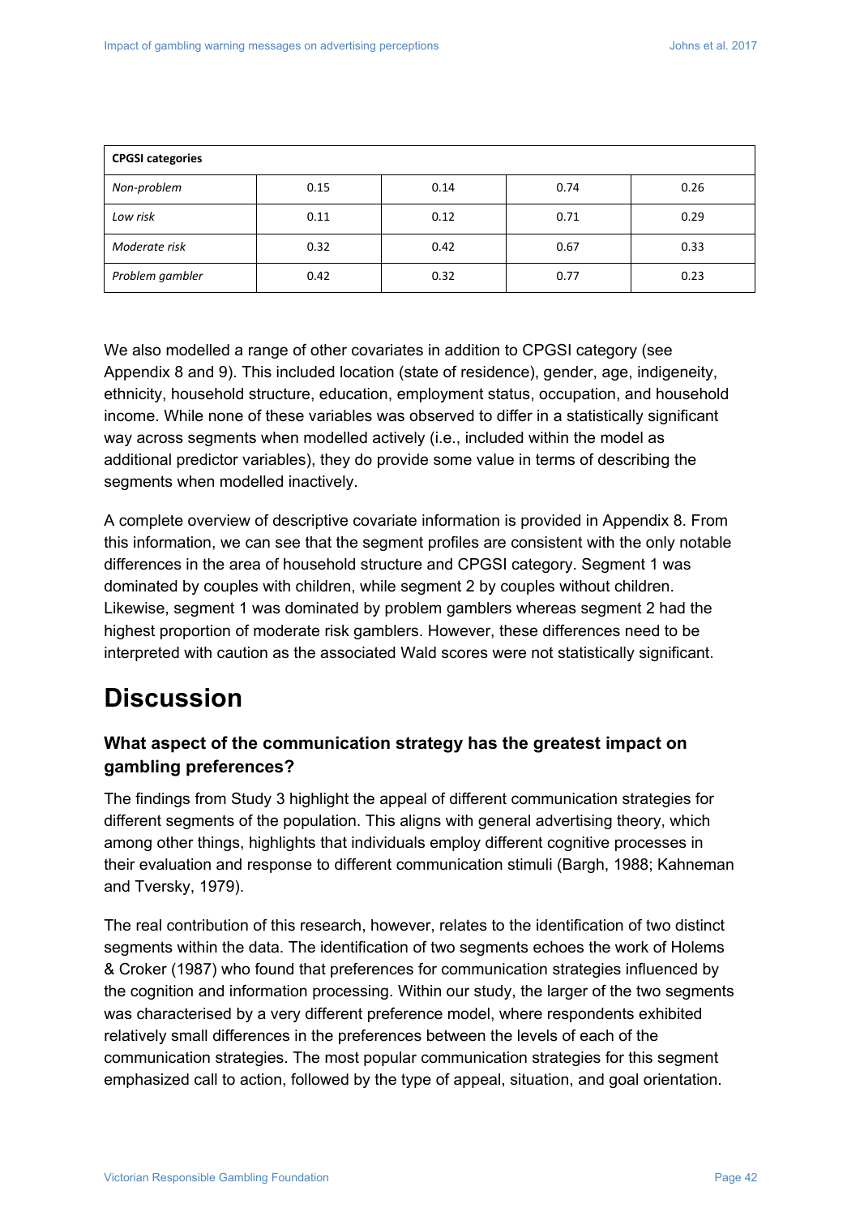| CPGSI categories | | | | |
|---|---|---|---|---|
| *Non-problem* | 0.15 | 0.14 | 0.74 | 0.26 |
| *Low risk* | 0.11 | 0.12 | 0.71 | 0.29 |
| *Moderate risk* | 0.32 | 0.42 | 0.67 | 0.33 |
| *Problem gambler* | 0.42 | 0.32 | 0.77 | 0.23 |

We also modelled a range of other covariates in addition to CPGSI category (see Appendix 8 and 9). This included location (state of residence), gender, age, indigeneity, ethnicity, household structure, education, employment status, occupation, and household income. While none of these variables was observed to differ in a statistically significant way across segments when modelled actively (i.e., included within the model as additional predictor variables), they do provide some value in terms of describing the segments when modelled inactively.

A complete overview of descriptive covariate information is provided in Appendix 8. From this information, we can see that the segment profiles are consistent with the only notable differences in the area of household structure and CPGSI category. Segment 1 was dominated by couples with children, while segment 2 by couples without children. Likewise, segment 1 was dominated by problem gamblers whereas segment 2 had the highest proportion of moderate risk gamblers. However, these differences need to be interpreted with caution as the associated Wald scores were not statistically significant.

# Discussion

### What aspect of the communication strategy has the greatest impact on gambling preferences?

The findings from Study 3 highlight the appeal of different communication strategies for different segments of the population. This aligns with general advertising theory, which among other things, highlights that individuals employ different cognitive processes in their evaluation and response to different communication stimuli (Bargh, 1988; Kahneman and Tversky, 1979).

The real contribution of this research, however, relates to the identification of two distinct segments within the data. The identification of two segments echoes the work of Holems & Croker (1987) who found that preferences for communication strategies influenced by the cognition and information processing. Within our study, the larger of the two segments was characterised by a very different preference model, where respondents exhibited relatively small differences in the preferences between the levels of each of the communication strategies. The most popular communication strategies for this segment emphasized call to action, followed by the type of appeal, situation, and goal orientation.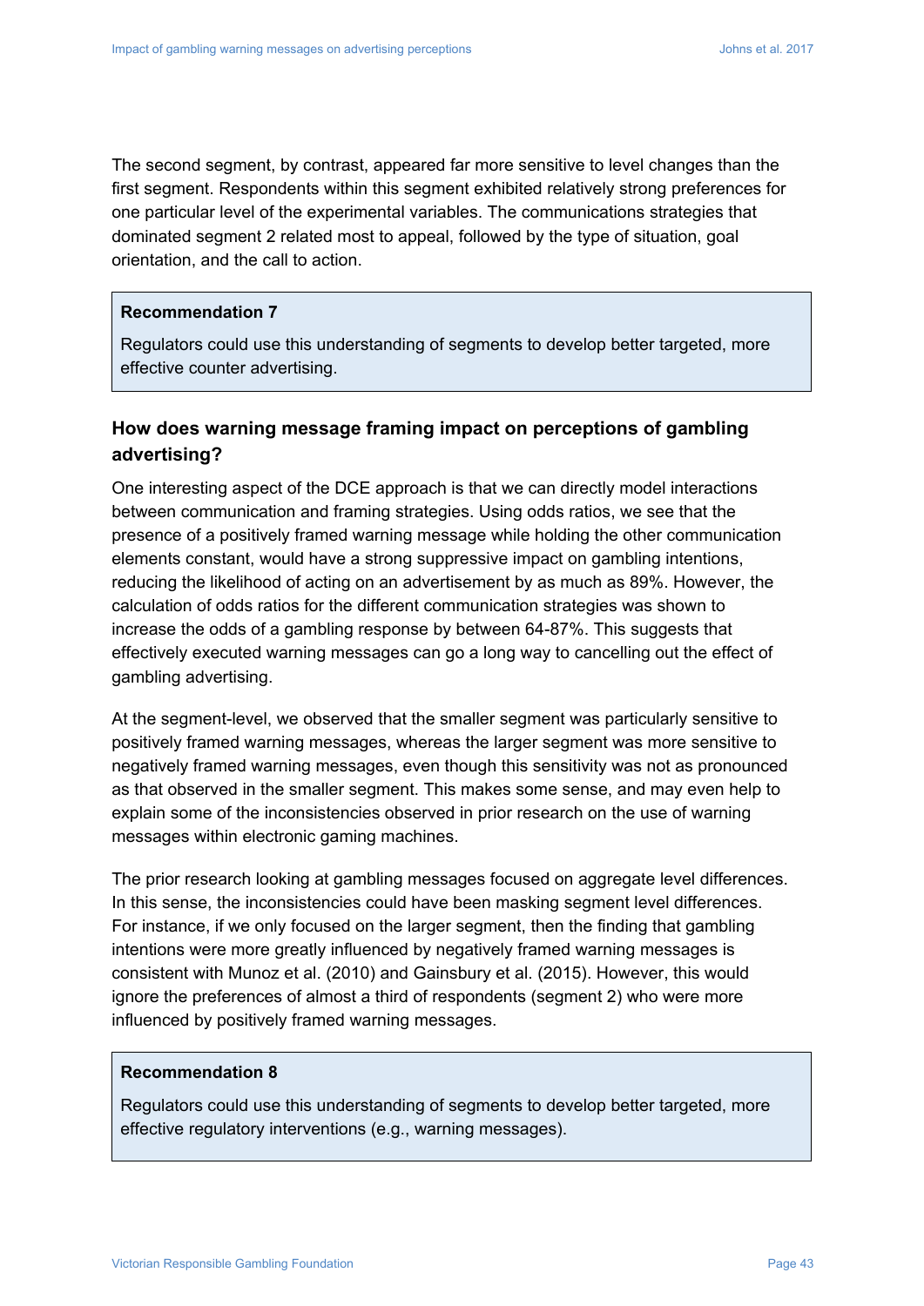The second segment, by contrast, appeared far more sensitive to level changes than the first segment. Respondents within this segment exhibited relatively strong preferences for one particular level of the experimental variables. The communications strategies that dominated segment 2 related most to appeal, followed by the type of situation, goal orientation, and the call to action.

> **Recommendation 7**
>
> Regulators could use this understanding of segments to develop better targeted, more effective counter advertising.

### How does warning message framing impact on perceptions of gambling advertising?

One interesting aspect of the DCE approach is that we can directly model interactions between communication and framing strategies. Using odds ratios, we see that the presence of a positively framed warning message while holding the other communication elements constant, would have a strong suppressive impact on gambling intentions, reducing the likelihood of acting on an advertisement by as much as 89%. However, the calculation of odds ratios for the different communication strategies was shown to increase the odds of a gambling response by between 64-87%. This suggests that effectively executed warning messages can go a long way to cancelling out the effect of gambling advertising.

At the segment-level, we observed that the smaller segment was particularly sensitive to positively framed warning messages, whereas the larger segment was more sensitive to negatively framed warning messages, even though this sensitivity was not as pronounced as that observed in the smaller segment. This makes some sense, and may even help to explain some of the inconsistencies observed in prior research on the use of warning messages within electronic gaming machines.

The prior research looking at gambling messages focused on aggregate level differences. In this sense, the inconsistencies could have been masking segment level differences. For instance, if we only focused on the larger segment, then the finding that gambling intentions were more greatly influenced by negatively framed warning messages is consistent with Munoz et al. (2010) and Gainsbury et al. (2015). However, this would ignore the preferences of almost a third of respondents (segment 2) who were more influenced by positively framed warning messages.

> **Recommendation 8**
>
> Regulators could use this understanding of segments to develop better targeted, more effective regulatory interventions (e.g., warning messages).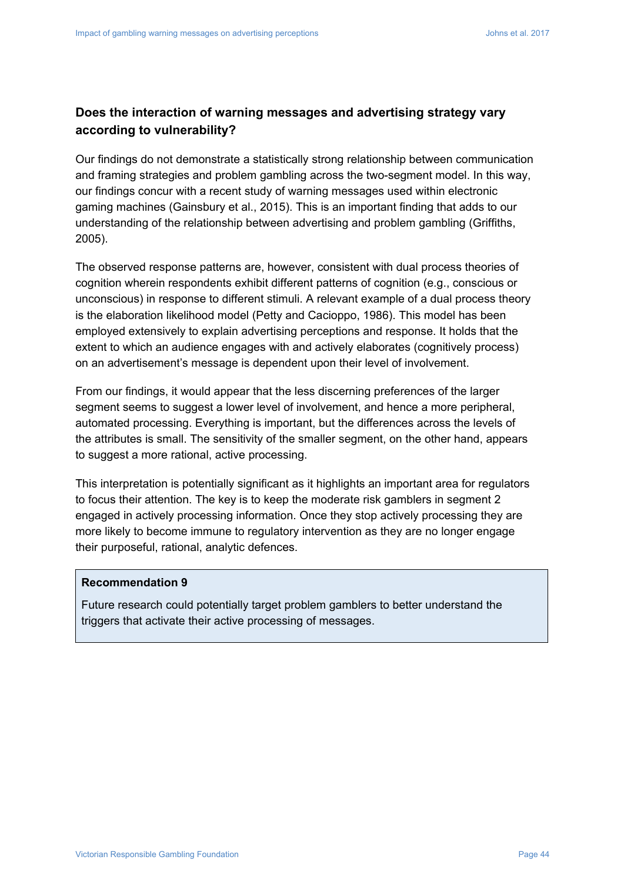### Does the interaction of warning messages and advertising strategy vary according to vulnerability?

Our findings do not demonstrate a statistically strong relationship between communication and framing strategies and problem gambling across the two-segment model. In this way, our findings concur with a recent study of warning messages used within electronic gaming machines (Gainsbury et al., 2015). This is an important finding that adds to our understanding of the relationship between advertising and problem gambling (Griffiths, 2005).

The observed response patterns are, however, consistent with dual process theories of cognition wherein respondents exhibit different patterns of cognition (e.g., conscious or unconscious) in response to different stimuli. A relevant example of a dual process theory is the elaboration likelihood model (Petty and Cacioppo, 1986). This model has been employed extensively to explain advertising perceptions and response. It holds that the extent to which an audience engages with and actively elaborates (cognitively process) on an advertisement's message is dependent upon their level of involvement.

From our findings, it would appear that the less discerning preferences of the larger segment seems to suggest a lower level of involvement, and hence a more peripheral, automated processing. Everything is important, but the differences across the levels of the attributes is small. The sensitivity of the smaller segment, on the other hand, appears to suggest a more rational, active processing.

This interpretation is potentially significant as it highlights an important area for regulators to focus their attention. The key is to keep the moderate risk gamblers in segment 2 engaged in actively processing information. Once they stop actively processing they are more likely to become immune to regulatory intervention as they are no longer engage their purposeful, rational, analytic defences.

**Recommendation 9**

Future research could potentially target problem gamblers to better understand the triggers that activate their active processing of messages.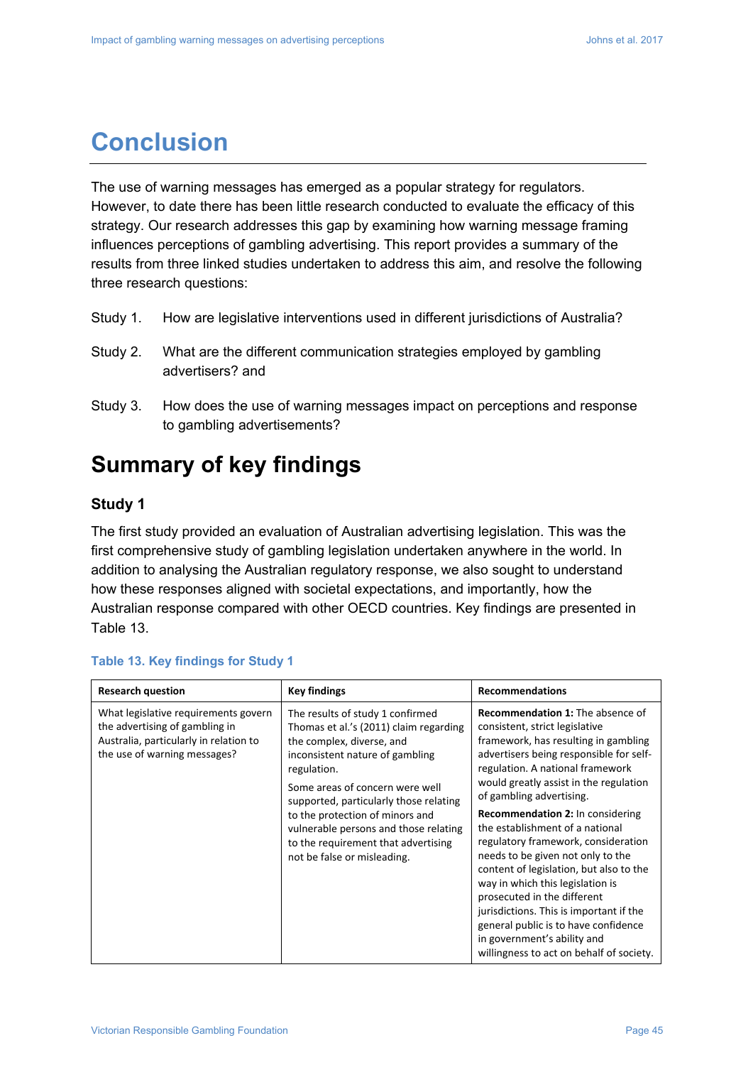# Conclusion

The use of warning messages has emerged as a popular strategy for regulators. However, to date there has been little research conducted to evaluate the efficacy of this strategy. Our research addresses this gap by examining how warning message framing influences perceptions of gambling advertising. This report provides a summary of the results from three linked studies undertaken to address this aim, and resolve the following three research questions:

Study 1. How are legislative interventions used in different jurisdictions of Australia?

Study 2. What are the different communication strategies employed by gambling advertisers? and

Study 3. How does the use of warning messages impact on perceptions and response to gambling advertisements?

# Summary of key findings

### Study 1

The first study provided an evaluation of Australian advertising legislation. This was the first comprehensive study of gambling legislation undertaken anywhere in the world. In addition to analysing the Australian regulatory response, we also sought to understand how these responses aligned with societal expectations, and importantly, how the Australian response compared with other OECD countries. Key findings are presented in Table 13.

**Table 13. Key findings for Study 1**

| Research question | Key findings | Recommendations |
|---|---|---|
| What legislative requirements govern the advertising of gambling in Australia, particularly in relation to the use of warning messages? | The results of study 1 confirmed Thomas et al.'s (2011) claim regarding the complex, diverse, and inconsistent nature of gambling regulation.<br><br>Some areas of concern were well supported, particularly those relating to the protection of minors and vulnerable persons and those relating to the requirement that advertising not be false or misleading. | **Recommendation 1:** The absence of consistent, strict legislative framework, has resulting in gambling advertisers being responsible for self-regulation. A national framework would greatly assist in the regulation of gambling advertising.<br><br>**Recommendation 2:** In considering the establishment of a national regulatory framework, consideration needs to be given not only to the content of legislation, but also to the way in which this legislation is prosecuted in the different jurisdictions. This is important if the general public is to have confidence in government's ability and willingness to act on behalf of society. |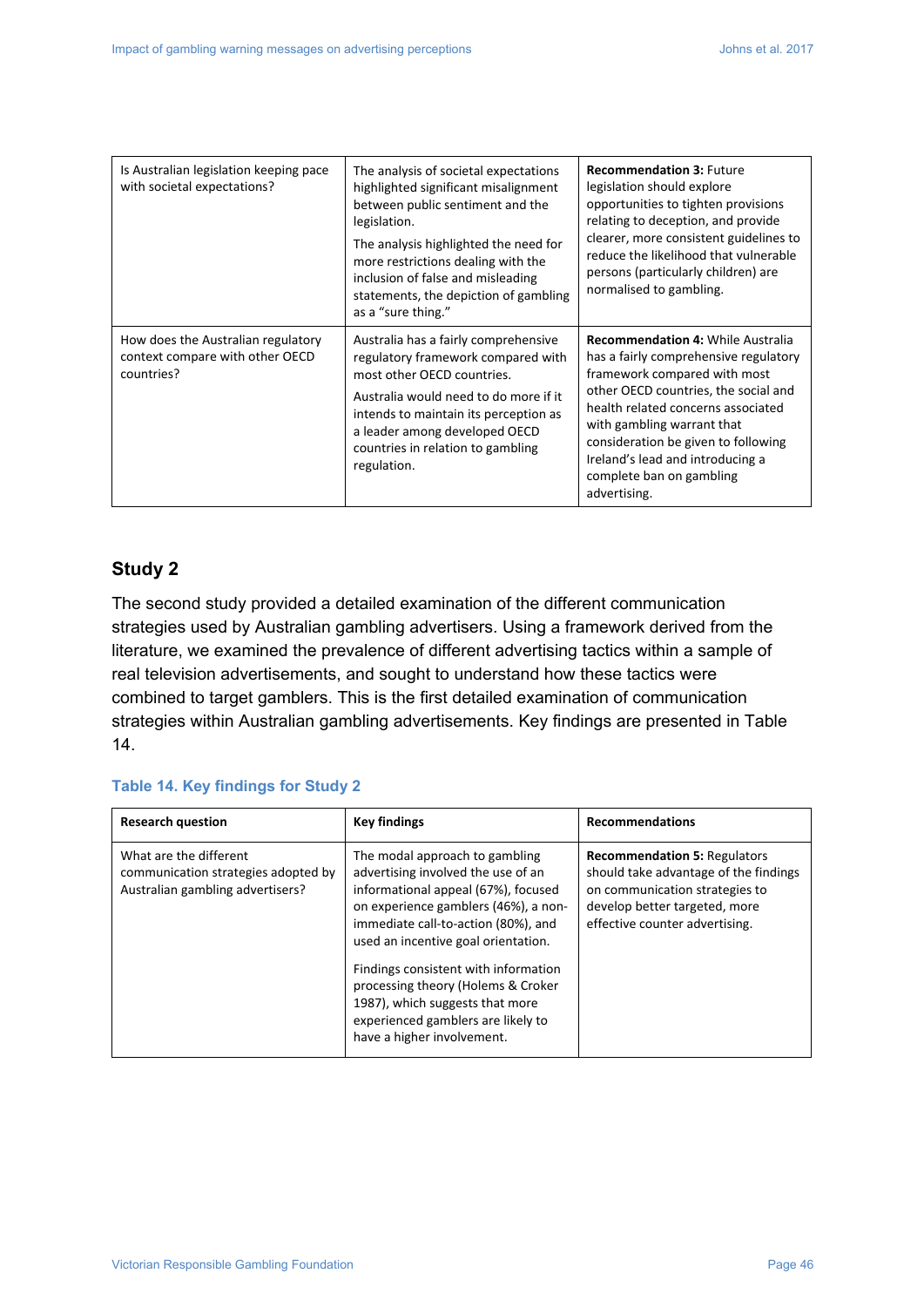| Is Australian legislation keeping pace with societal expectations? | The analysis of societal expectations highlighted significant misalignment between public sentiment and the legislation.<br><br>The analysis highlighted the need for more restrictions dealing with the inclusion of false and misleading statements, the depiction of gambling as a "sure thing." | **Recommendation 3:** Future legislation should explore opportunities to tighten provisions relating to deception, and provide clearer, more consistent guidelines to reduce the likelihood that vulnerable persons (particularly children) are normalised to gambling. |
|---|---|---|
| How does the Australian regulatory context compare with other OECD countries? | Australia has a fairly comprehensive regulatory framework compared with most other OECD countries.<br><br>Australia would need to do more if it intends to maintain its perception as a leader among developed OECD countries in relation to gambling regulation. | **Recommendation 4:** While Australia has a fairly comprehensive regulatory framework compared with most other OECD countries, the social and health related concerns associated with gambling warrant that consideration be given to following Ireland's lead and introducing a complete ban on gambling advertising. |

## Study 2

The second study provided a detailed examination of the different communication strategies used by Australian gambling advertisers. Using a framework derived from the literature, we examined the prevalence of different advertising tactics within a sample of real television advertisements, and sought to understand how these tactics were combined to target gamblers. This is the first detailed examination of communication strategies within Australian gambling advertisements. Key findings are presented in Table 14.

### Table 14. Key findings for Study 2

| Research question | Key findings | Recommendations |
|---|---|---|
| What are the different communication strategies adopted by Australian gambling advertisers? | The modal approach to gambling advertising involved the use of an informational appeal (67%), focused on experience gamblers (46%), a non-immediate call-to-action (80%), and used an incentive goal orientation.<br><br>Findings consistent with information processing theory (Holems & Croker 1987), which suggests that more experienced gamblers are likely to have a higher involvement. | **Recommendation 5:** Regulators should take advantage of the findings on communication strategies to develop better targeted, more effective counter advertising. |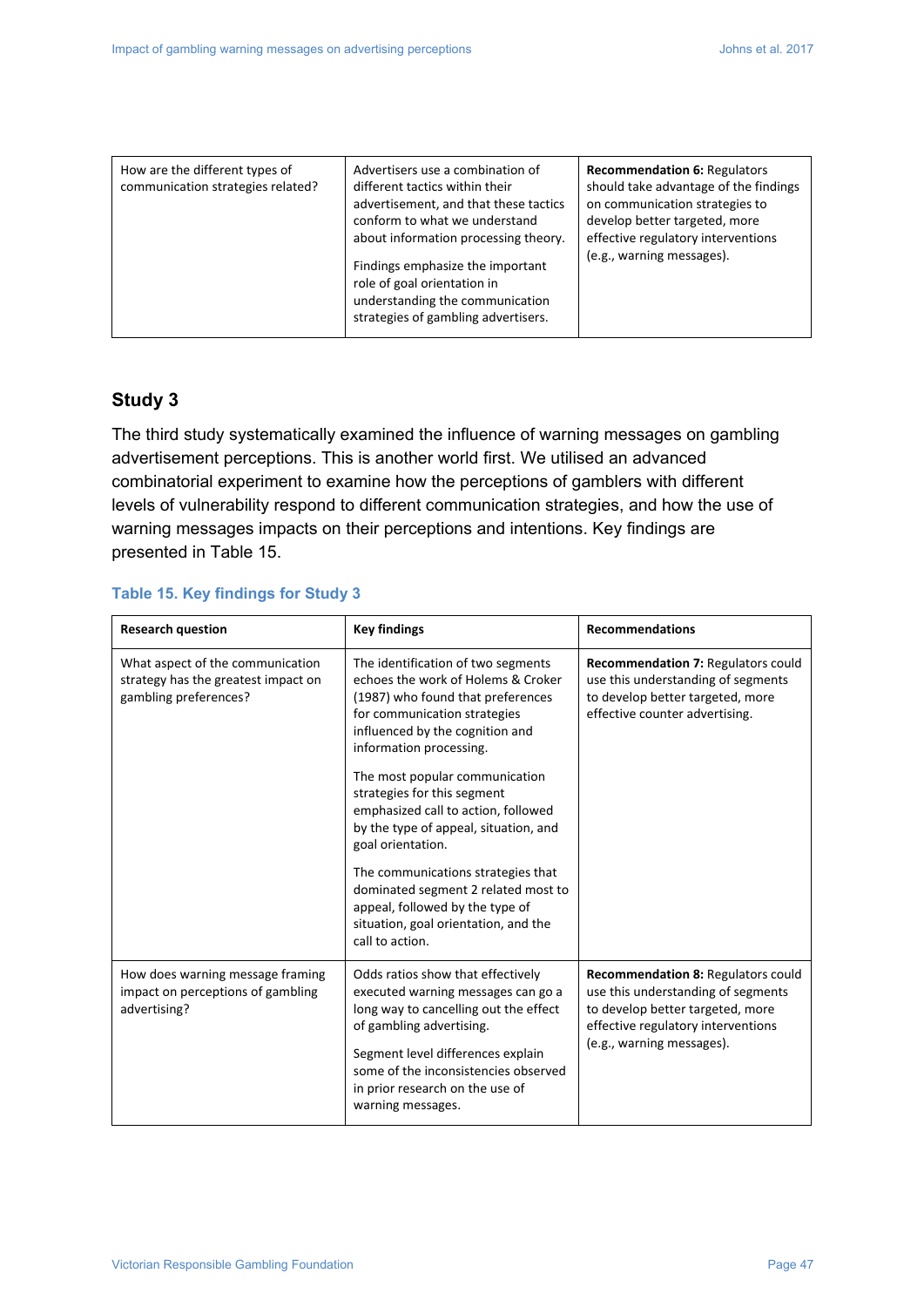| How are the different types of communication strategies related? | Advertisers use a combination of different tactics within their advertisement, and that these tactics conform to what we understand about information processing theory.<br><br>Findings emphasize the important role of goal orientation in understanding the communication strategies of gambling advertisers. | **Recommendation 6:** Regulators should take advantage of the findings on communication strategies to develop better targeted, more effective regulatory interventions (e.g., warning messages). |
|---|---|---|

## Study 3

The third study systematically examined the influence of warning messages on gambling advertisement perceptions. This is another world first. We utilised an advanced combinatorial experiment to examine how the perceptions of gamblers with different levels of vulnerability respond to different communication strategies, and how the use of warning messages impacts on their perceptions and intentions. Key findings are presented in Table 15.

### Table 15. Key findings for Study 3

| Research question | Key findings | Recommendations |
|---|---|---|
| What aspect of the communication strategy has the greatest impact on gambling preferences? | The identification of two segments echoes the work of Holems & Croker (1987) who found that preferences for communication strategies influenced by the cognition and information processing.<br><br>The most popular communication strategies for this segment emphasized call to action, followed by the type of appeal, situation, and goal orientation.<br><br>The communications strategies that dominated segment 2 related most to appeal, followed by the type of situation, goal orientation, and the call to action. | **Recommendation 7:** Regulators could use this understanding of segments to develop better targeted, more effective counter advertising. |
| How does warning message framing impact on perceptions of gambling advertising? | Odds ratios show that effectively executed warning messages can go a long way to cancelling out the effect of gambling advertising.<br><br>Segment level differences explain some of the inconsistencies observed in prior research on the use of warning messages. | **Recommendation 8:** Regulators could use this understanding of segments to develop better targeted, more effective regulatory interventions (e.g., warning messages). |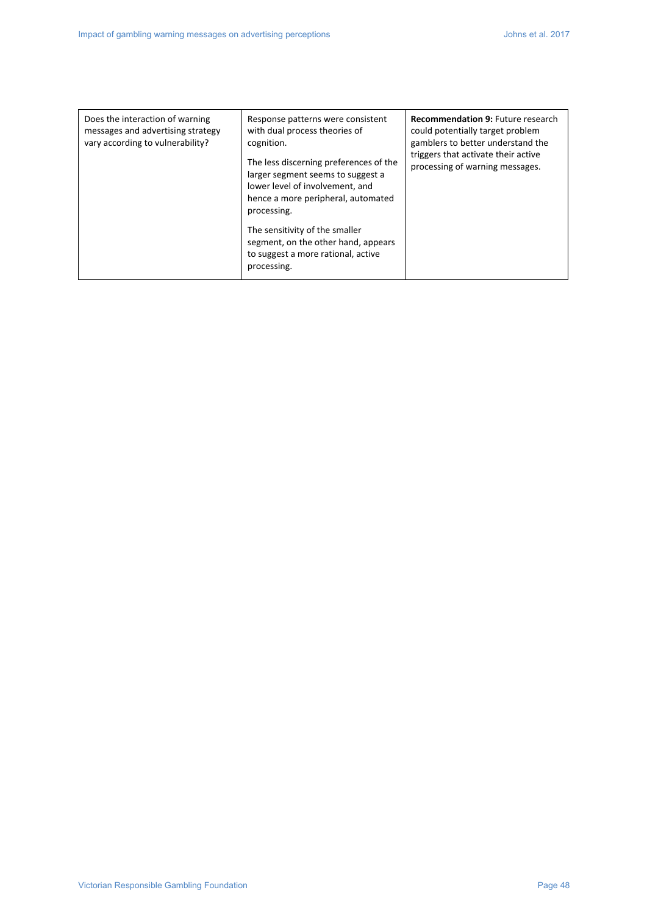| Does the interaction of warning messages and advertising strategy vary according to vulnerability? | Response patterns were consistent with dual process theories of cognition.<br><br>The less discerning preferences of the larger segment seems to suggest a lower level of involvement, and hence a more peripheral, automated processing.<br><br>The sensitivity of the smaller segment, on the other hand, appears to suggest a more rational, active processing. | **Recommendation 9:** Future research could potentially target problem gamblers to better understand the triggers that activate their active processing of warning messages. |
|---|---|---|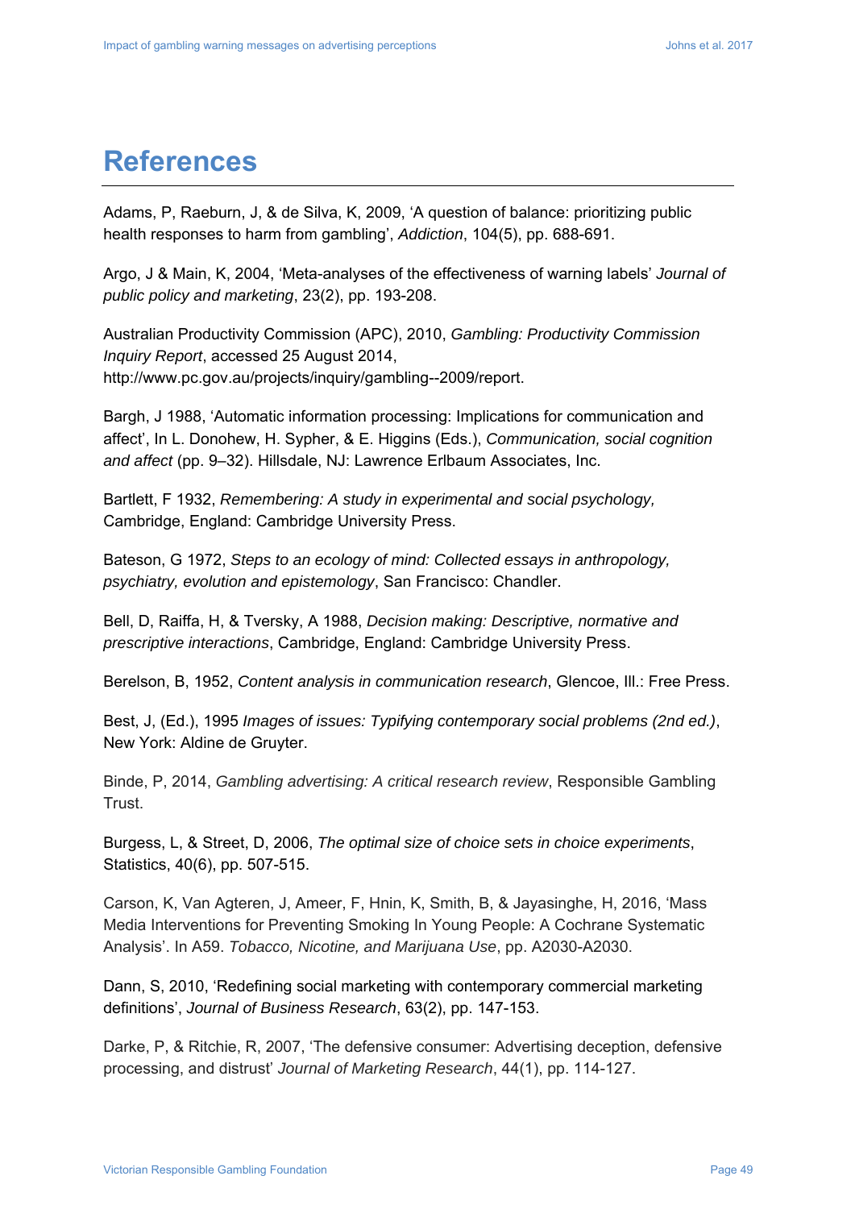# References

Adams, P, Raeburn, J, & de Silva, K, 2009, 'A question of balance: prioritizing public health responses to harm from gambling', *Addiction*, 104(5), pp. 688-691.

Argo, J & Main, K, 2004, 'Meta-analyses of the effectiveness of warning labels' *Journal of public policy and marketing*, 23(2), pp. 193-208.

Australian Productivity Commission (APC), 2010, *Gambling: Productivity Commission Inquiry Report*, accessed 25 August 2014, http://www.pc.gov.au/projects/inquiry/gambling--2009/report.

Bargh, J 1988, 'Automatic information processing: Implications for communication and affect', In L. Donohew, H. Sypher, & E. Higgins (Eds.), *Communication, social cognition and affect* (pp. 9–32). Hillsdale, NJ: Lawrence Erlbaum Associates, Inc.

Bartlett, F 1932, *Remembering: A study in experimental and social psychology,* Cambridge, England: Cambridge University Press.

Bateson, G 1972, *Steps to an ecology of mind: Collected essays in anthropology, psychiatry, evolution and epistemology*, San Francisco: Chandler.

Bell, D, Raiffa, H, & Tversky, A 1988, *Decision making: Descriptive, normative and prescriptive interactions*, Cambridge, England: Cambridge University Press.

Berelson, B, 1952, *Content analysis in communication research*, Glencoe, Ill.: Free Press.

Best, J, (Ed.), 1995 *Images of issues: Typifying contemporary social problems (2nd ed.)*, New York: Aldine de Gruyter.

Binde, P, 2014, *Gambling advertising: A critical research review*, Responsible Gambling Trust.

Burgess, L, & Street, D, 2006, *The optimal size of choice sets in choice experiments*, Statistics, 40(6), pp. 507-515.

Carson, K, Van Agteren, J, Ameer, F, Hnin, K, Smith, B, & Jayasinghe, H, 2016, 'Mass Media Interventions for Preventing Smoking In Young People: A Cochrane Systematic Analysis'. In A59. *Tobacco, Nicotine, and Marijuana Use*, pp. A2030-A2030.

Dann, S, 2010, 'Redefining social marketing with contemporary commercial marketing definitions', *Journal of Business Research*, 63(2), pp. 147-153.

Darke, P, & Ritchie, R, 2007, 'The defensive consumer: Advertising deception, defensive processing, and distrust' *Journal of Marketing Research*, 44(1), pp. 114-127.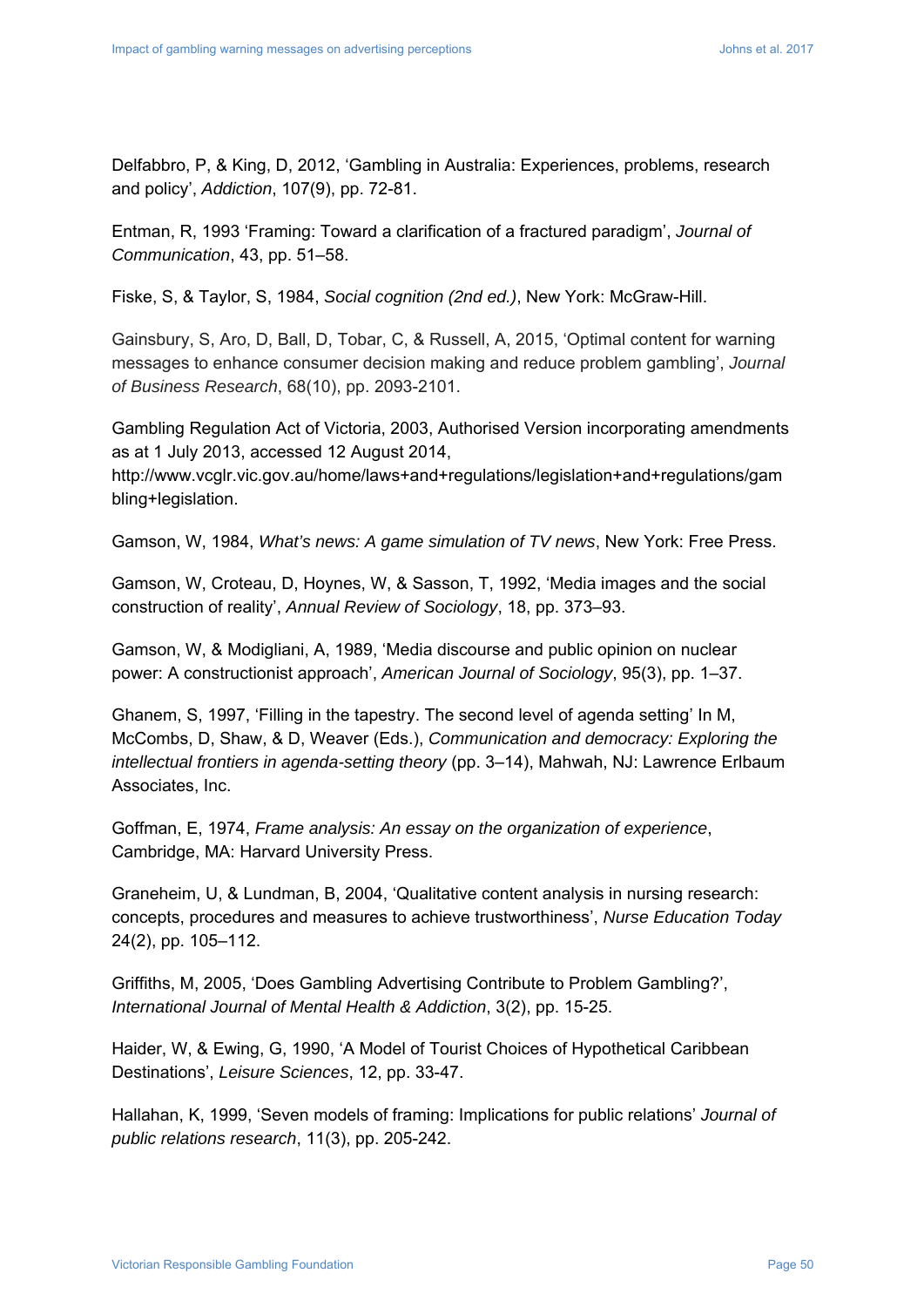Delfabbro, P, & King, D, 2012, 'Gambling in Australia: Experiences, problems, research and policy', *Addiction*, 107(9), pp. 72-81.

Entman, R, 1993 'Framing: Toward a clarification of a fractured paradigm', *Journal of Communication*, 43, pp. 51–58.

Fiske, S, & Taylor, S, 1984, *Social cognition (2nd ed.)*, New York: McGraw-Hill.

Gainsbury, S, Aro, D, Ball, D, Tobar, C, & Russell, A, 2015, 'Optimal content for warning messages to enhance consumer decision making and reduce problem gambling', *Journal of Business Research*, 68(10), pp. 2093-2101.

Gambling Regulation Act of Victoria, 2003, Authorised Version incorporating amendments as at 1 July 2013, accessed 12 August 2014, http://www.vcglr.vic.gov.au/home/laws+and+regulations/legislation+and+regulations/gambling+legislation.

Gamson, W, 1984, *What's news: A game simulation of TV news*, New York: Free Press.

Gamson, W, Croteau, D, Hoynes, W, & Sasson, T, 1992, 'Media images and the social construction of reality', *Annual Review of Sociology*, 18, pp. 373–93.

Gamson, W, & Modigliani, A, 1989, 'Media discourse and public opinion on nuclear power: A constructionist approach', *American Journal of Sociology*, 95(3), pp. 1–37.

Ghanem, S, 1997, 'Filling in the tapestry. The second level of agenda setting' In M, McCombs, D, Shaw, & D, Weaver (Eds.), *Communication and democracy: Exploring the intellectual frontiers in agenda-setting theory* (pp. 3–14), Mahwah, NJ: Lawrence Erlbaum Associates, Inc.

Goffman, E, 1974, *Frame analysis: An essay on the organization of experience*, Cambridge, MA: Harvard University Press.

Graneheim, U, & Lundman, B, 2004, 'Qualitative content analysis in nursing research: concepts, procedures and measures to achieve trustworthiness', *Nurse Education Today* 24(2), pp. 105–112.

Griffiths, M, 2005, 'Does Gambling Advertising Contribute to Problem Gambling?', *International Journal of Mental Health & Addiction*, 3(2), pp. 15-25.

Haider, W, & Ewing, G, 1990, 'A Model of Tourist Choices of Hypothetical Caribbean Destinations', *Leisure Sciences*, 12, pp. 33-47.

Hallahan, K, 1999, 'Seven models of framing: Implications for public relations' *Journal of public relations research*, 11(3), pp. 205-242.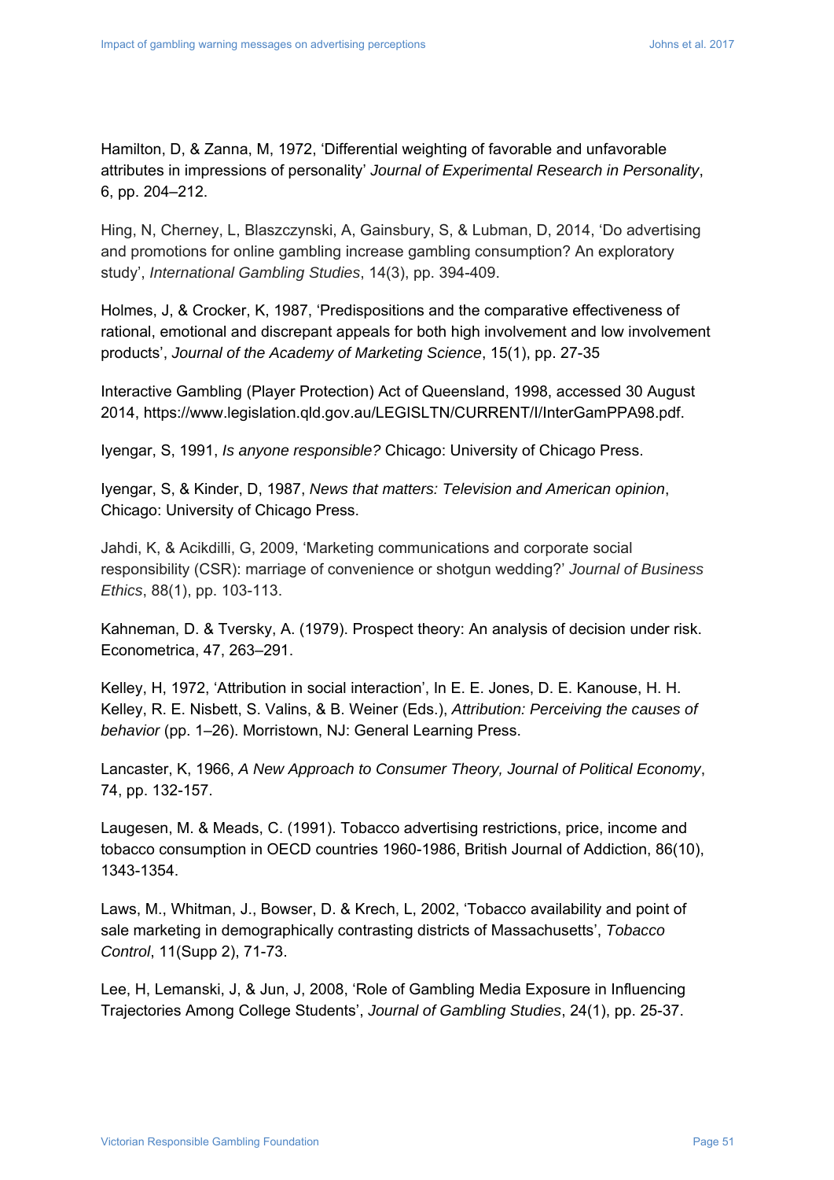Hamilton, D, & Zanna, M, 1972, 'Differential weighting of favorable and unfavorable attributes in impressions of personality' *Journal of Experimental Research in Personality*, 6, pp. 204–212.

Hing, N, Cherney, L, Blaszczynski, A, Gainsbury, S, & Lubman, D, 2014, 'Do advertising and promotions for online gambling increase gambling consumption? An exploratory study', *International Gambling Studies*, 14(3), pp. 394-409.

Holmes, J, & Crocker, K, 1987, 'Predispositions and the comparative effectiveness of rational, emotional and discrepant appeals for both high involvement and low involvement products', *Journal of the Academy of Marketing Science*, 15(1), pp. 27-35

Interactive Gambling (Player Protection) Act of Queensland, 1998, accessed 30 August 2014, https://www.legislation.qld.gov.au/LEGISLTN/CURRENT/I/InterGamPPA98.pdf.

Iyengar, S, 1991, *Is anyone responsible?* Chicago: University of Chicago Press.

Iyengar, S, & Kinder, D, 1987, *News that matters: Television and American opinion*, Chicago: University of Chicago Press.

Jahdi, K, & Acikdilli, G, 2009, 'Marketing communications and corporate social responsibility (CSR): marriage of convenience or shotgun wedding?' *Journal of Business Ethics*, 88(1), pp. 103-113.

Kahneman, D. & Tversky, A. (1979). Prospect theory: An analysis of decision under risk. Econometrica, 47, 263–291.

Kelley, H, 1972, 'Attribution in social interaction', In E. E. Jones, D. E. Kanouse, H. H. Kelley, R. E. Nisbett, S. Valins, & B. Weiner (Eds.), *Attribution: Perceiving the causes of behavior* (pp. 1–26). Morristown, NJ: General Learning Press.

Lancaster, K, 1966, *A New Approach to Consumer Theory, Journal of Political Economy*, 74, pp. 132-157.

Laugesen, M. & Meads, C. (1991). Tobacco advertising restrictions, price, income and tobacco consumption in OECD countries 1960-1986, British Journal of Addiction, 86(10), 1343-1354.

Laws, M., Whitman, J., Bowser, D. & Krech, L, 2002, 'Tobacco availability and point of sale marketing in demographically contrasting districts of Massachusetts', *Tobacco Control*, 11(Supp 2), 71-73.

Lee, H, Lemanski, J, & Jun, J, 2008, 'Role of Gambling Media Exposure in Influencing Trajectories Among College Students', *Journal of Gambling Studies*, 24(1), pp. 25-37.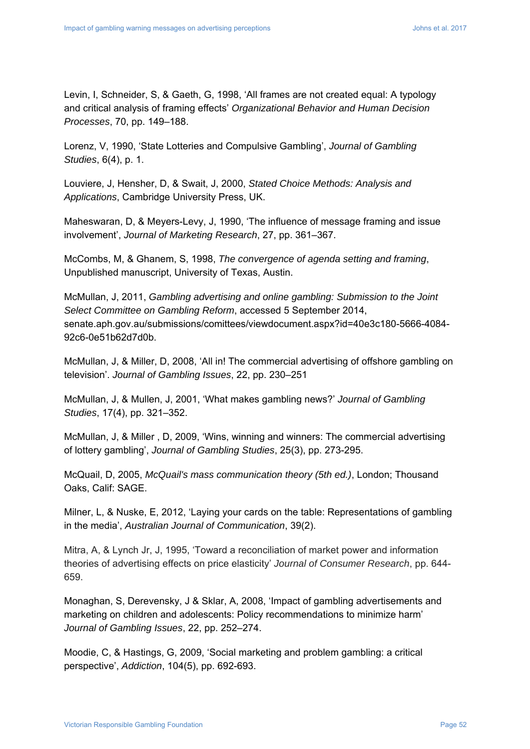Levin, I, Schneider, S, & Gaeth, G, 1998, 'All frames are not created equal: A typology and critical analysis of framing effects' *Organizational Behavior and Human Decision Processes*, 70, pp. 149–188.

Lorenz, V, 1990, 'State Lotteries and Compulsive Gambling', *Journal of Gambling Studies*, 6(4), p. 1.

Louviere, J, Hensher, D, & Swait, J, 2000, *Stated Choice Methods: Analysis and Applications*, Cambridge University Press, UK.

Maheswaran, D, & Meyers-Levy, J, 1990, 'The influence of message framing and issue involvement', *Journal of Marketing Research*, 27, pp. 361–367.

McCombs, M, & Ghanem, S, 1998, *The convergence of agenda setting and framing*, Unpublished manuscript, University of Texas, Austin.

McMullan, J, 2011, *Gambling advertising and online gambling: Submission to the Joint Select Committee on Gambling Reform*, accessed 5 September 2014, senate.aph.gov.au/submissions/comittees/viewdocument.aspx?id=40e3c180-5666-4084-92c6-0e51b62d7d0b.

McMullan, J, & Miller, D, 2008, 'All in! The commercial advertising of offshore gambling on television'. *Journal of Gambling Issues*, 22, pp. 230–251

McMullan, J, & Mullen, J, 2001, 'What makes gambling news?' *Journal of Gambling Studies*, 17(4), pp. 321–352.

McMullan, J, & Miller , D, 2009, 'Wins, winning and winners: The commercial advertising of lottery gambling', *Journal of Gambling Studies*, 25(3), pp. 273-295.

McQuail, D, 2005, *McQuail's mass communication theory (5th ed.)*, London; Thousand Oaks, Calif: SAGE.

Milner, L, & Nuske, E, 2012, 'Laying your cards on the table: Representations of gambling in the media', *Australian Journal of Communication*, 39(2).

Mitra, A, & Lynch Jr, J, 1995, 'Toward a reconciliation of market power and information theories of advertising effects on price elasticity' *Journal of Consumer Research*, pp. 644-659.

Monaghan, S, Derevensky, J & Sklar, A, 2008, 'Impact of gambling advertisements and marketing on children and adolescents: Policy recommendations to minimize harm' *Journal of Gambling Issues*, 22, pp. 252–274.

Moodie, C, & Hastings, G, 2009, 'Social marketing and problem gambling: a critical perspective', *Addiction*, 104(5), pp. 692-693.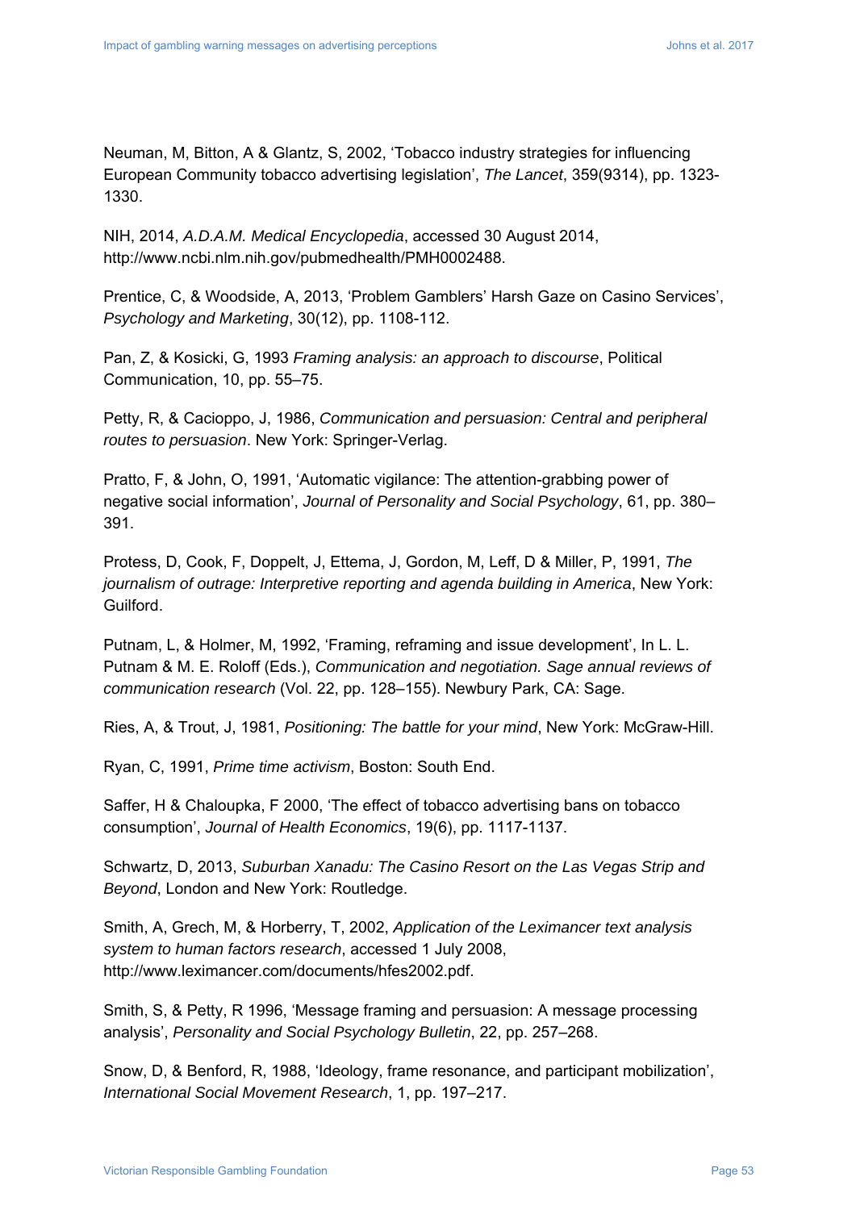Neuman, M, Bitton, A & Glantz, S, 2002, 'Tobacco industry strategies for influencing European Community tobacco advertising legislation', *The Lancet*, 359(9314), pp. 1323-1330.

NIH, 2014, *A.D.A.M. Medical Encyclopedia*, accessed 30 August 2014, http://www.ncbi.nlm.nih.gov/pubmedhealth/PMH0002488.

Prentice, C, & Woodside, A, 2013, 'Problem Gamblers' Harsh Gaze on Casino Services', *Psychology and Marketing*, 30(12), pp. 1108-112.

Pan, Z, & Kosicki, G, 1993 *Framing analysis: an approach to discourse*, Political Communication, 10, pp. 55–75.

Petty, R, & Cacioppo, J, 1986, *Communication and persuasion: Central and peripheral routes to persuasion*. New York: Springer-Verlag.

Pratto, F, & John, O, 1991, 'Automatic vigilance: The attention-grabbing power of negative social information', *Journal of Personality and Social Psychology*, 61, pp. 380–391.

Protess, D, Cook, F, Doppelt, J, Ettema, J, Gordon, M, Leff, D & Miller, P, 1991, *The journalism of outrage: Interpretive reporting and agenda building in America*, New York: Guilford.

Putnam, L, & Holmer, M, 1992, 'Framing, reframing and issue development', In L. L. Putnam & M. E. Roloff (Eds.), *Communication and negotiation. Sage annual reviews of communication research* (Vol. 22, pp. 128–155). Newbury Park, CA: Sage.

Ries, A, & Trout, J, 1981, *Positioning: The battle for your mind*, New York: McGraw-Hill.

Ryan, C, 1991, *Prime time activism*, Boston: South End.

Saffer, H & Chaloupka, F 2000, 'The effect of tobacco advertising bans on tobacco consumption', *Journal of Health Economics*, 19(6), pp. 1117-1137.

Schwartz, D, 2013, *Suburban Xanadu: The Casino Resort on the Las Vegas Strip and Beyond*, London and New York: Routledge.

Smith, A, Grech, M, & Horberry, T, 2002, *Application of the Leximancer text analysis system to human factors research*, accessed 1 July 2008, http://www.leximancer.com/documents/hfes2002.pdf.

Smith, S, & Petty, R 1996, 'Message framing and persuasion: A message processing analysis', *Personality and Social Psychology Bulletin*, 22, pp. 257–268.

Snow, D, & Benford, R, 1988, 'Ideology, frame resonance, and participant mobilization', *International Social Movement Research*, 1, pp. 197–217.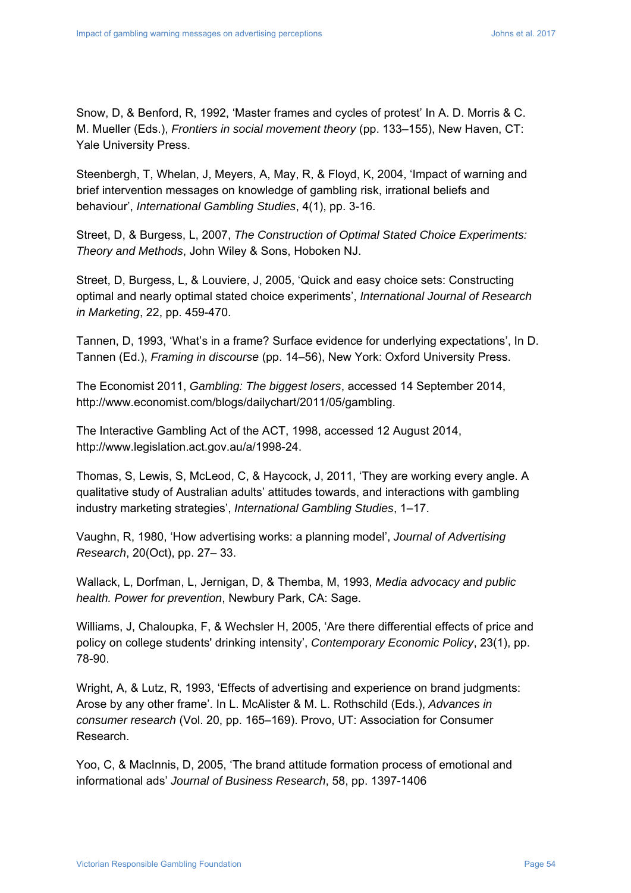Snow, D, & Benford, R, 1992, ‘Master frames and cycles of protest’ In A. D. Morris & C. M. Mueller (Eds.), *Frontiers in social movement theory* (pp. 133–155), New Haven, CT: Yale University Press.

Steenbergh, T, Whelan, J, Meyers, A, May, R, & Floyd, K, 2004, ‘Impact of warning and brief intervention messages on knowledge of gambling risk, irrational beliefs and behaviour’, *International Gambling Studies*, 4(1), pp. 3-16.

Street, D, & Burgess, L, 2007, *The Construction of Optimal Stated Choice Experiments: Theory and Methods*, John Wiley & Sons, Hoboken NJ.

Street, D, Burgess, L, & Louviere, J, 2005, ‘Quick and easy choice sets: Constructing optimal and nearly optimal stated choice experiments’, *International Journal of Research in Marketing*, 22, pp. 459-470.

Tannen, D, 1993, ‘What’s in a frame? Surface evidence for underlying expectations’, In D. Tannen (Ed.), *Framing in discourse* (pp. 14–56), New York: Oxford University Press.

The Economist 2011, *Gambling: The biggest losers*, accessed 14 September 2014, http://www.economist.com/blogs/dailychart/2011/05/gambling.

The Interactive Gambling Act of the ACT, 1998, accessed 12 August 2014, http://www.legislation.act.gov.au/a/1998-24.

Thomas, S, Lewis, S, McLeod, C, & Haycock, J, 2011, ‘They are working every angle. A qualitative study of Australian adults’ attitudes towards, and interactions with gambling industry marketing strategies’, *International Gambling Studies*, 1–17.

Vaughn, R, 1980, ‘How advertising works: a planning model’, *Journal of Advertising Research*, 20(Oct), pp. 27– 33.

Wallack, L, Dorfman, L, Jernigan, D, & Themba, M, 1993, *Media advocacy and public health. Power for prevention*, Newbury Park, CA: Sage.

Williams, J, Chaloupka, F, & Wechsler H, 2005, ‘Are there differential effects of price and policy on college students' drinking intensity’, *Contemporary Economic Policy*, 23(1), pp. 78-90.

Wright, A, & Lutz, R, 1993, ‘Effects of advertising and experience on brand judgments: Arose by any other frame’. In L. McAlister & M. L. Rothschild (Eds.), *Advances in consumer research* (Vol. 20, pp. 165–169). Provo, UT: Association for Consumer Research.

Yoo, C, & MacInnis, D, 2005, ‘The brand attitude formation process of emotional and informational ads’ *Journal of Business Research*, 58, pp. 1397-1406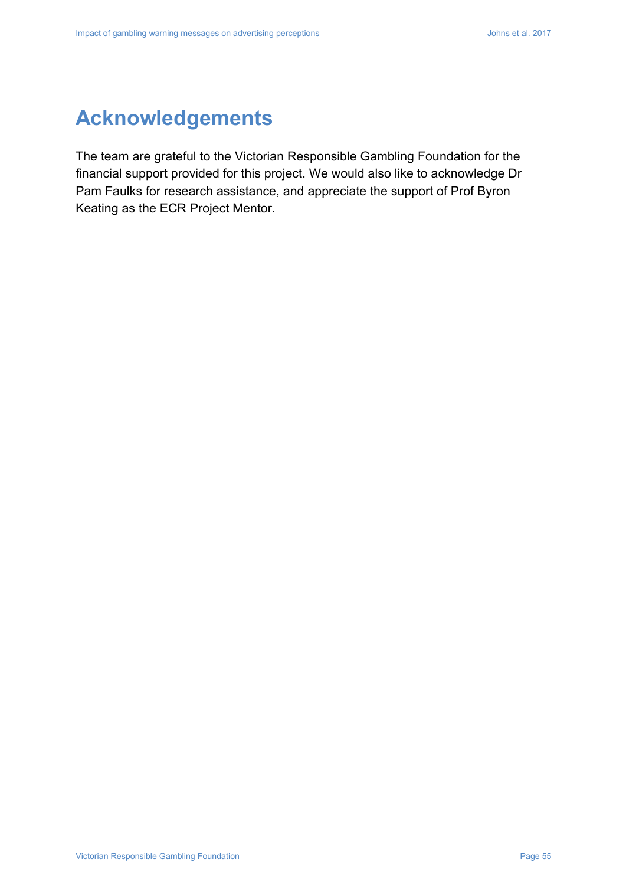# Acknowledgements

The team are grateful to the Victorian Responsible Gambling Foundation for the financial support provided for this project. We would also like to acknowledge Dr Pam Faulks for research assistance, and appreciate the support of Prof Byron Keating as the ECR Project Mentor.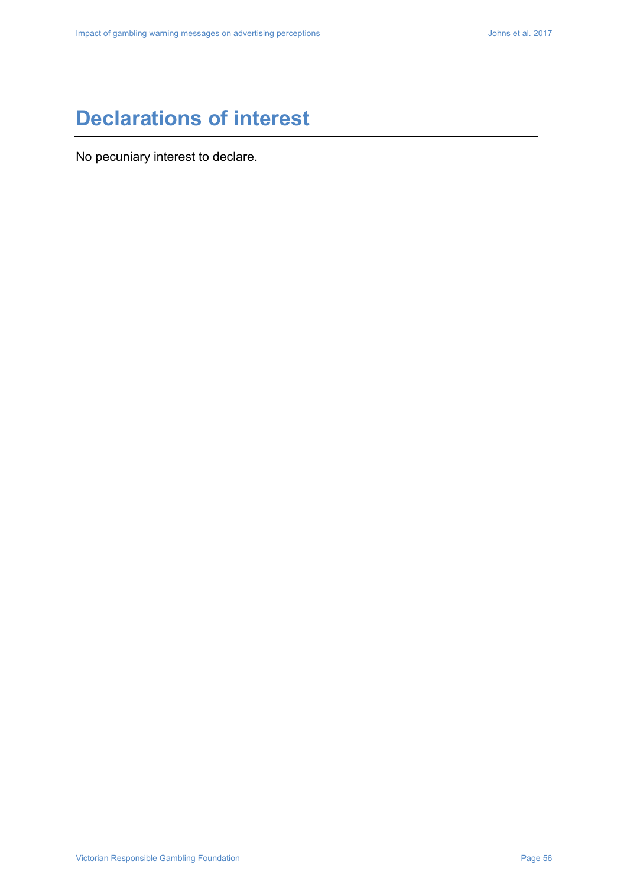# Declarations of interest

No pecuniary interest to declare.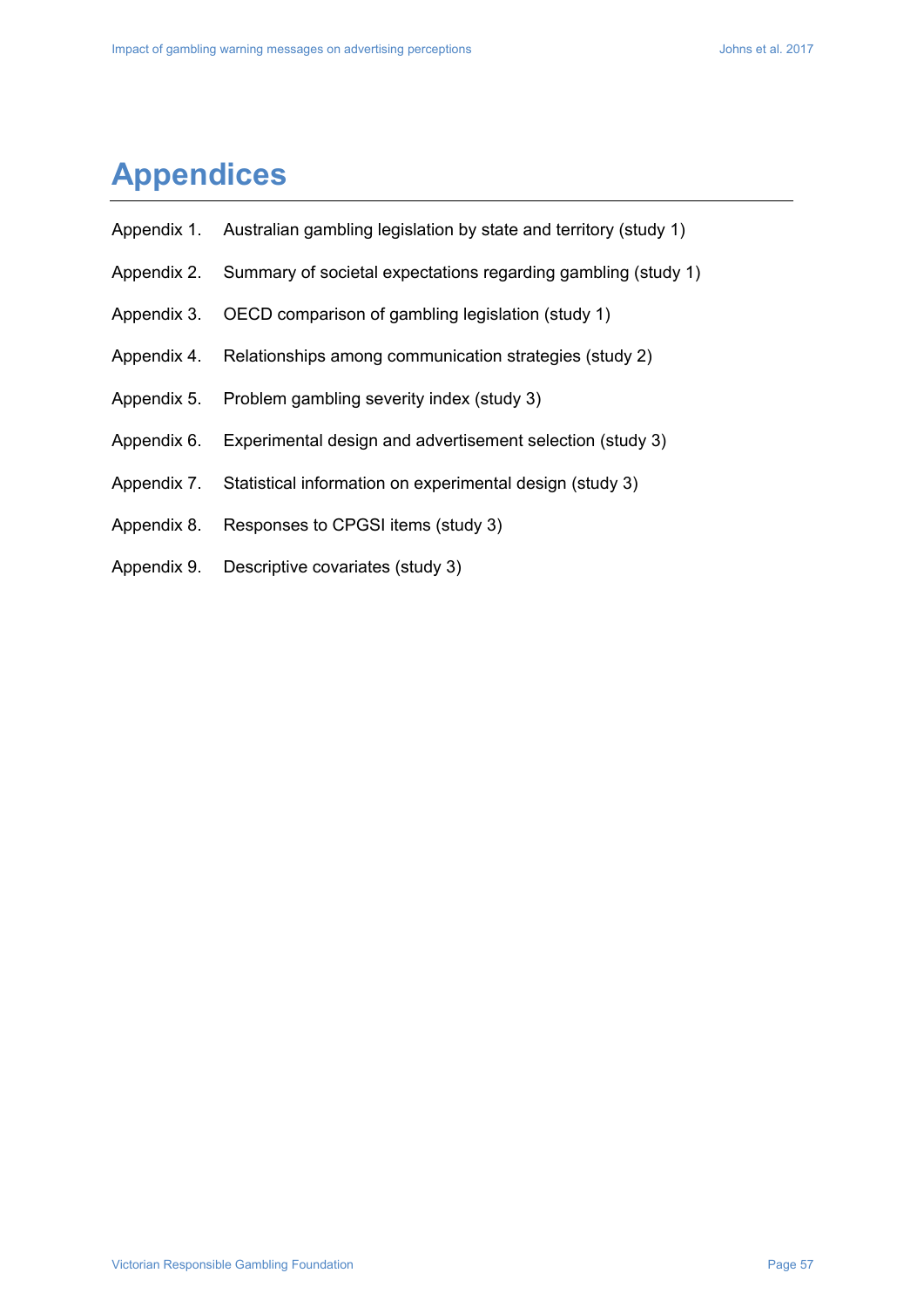# Appendices

- Appendix 1. Australian gambling legislation by state and territory (study 1)
- Appendix 2. Summary of societal expectations regarding gambling (study 1)
- Appendix 3. OECD comparison of gambling legislation (study 1)
- Appendix 4. Relationships among communication strategies (study 2)
- Appendix 5. Problem gambling severity index (study 3)
- Appendix 6. Experimental design and advertisement selection (study 3)
- Appendix 7. Statistical information on experimental design (study 3)
- Appendix 8. Responses to CPGSI items (study 3)
- Appendix 9. Descriptive covariates (study 3)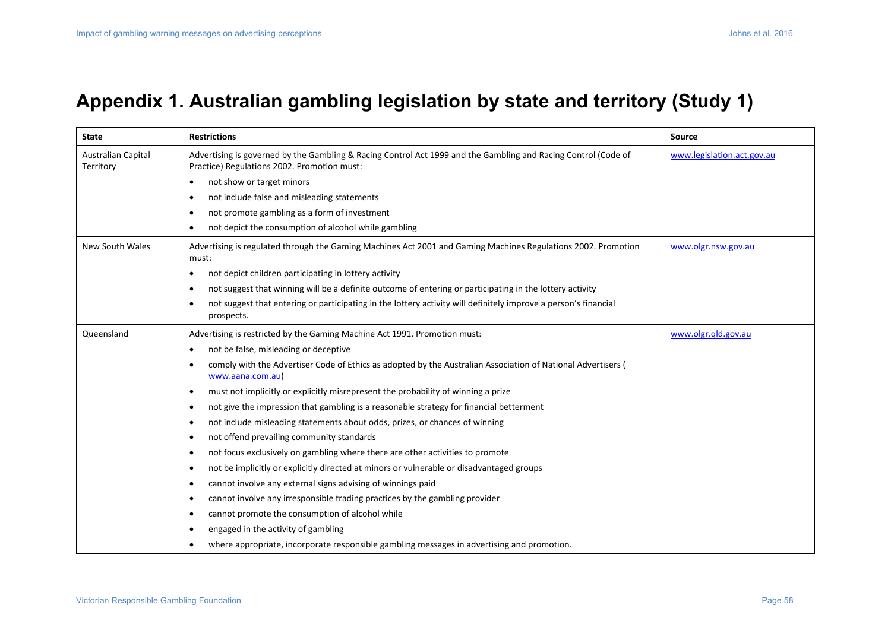# Appendix 1. Australian gambling legislation by state and territory (Study 1)

| State | Restrictions | Source |
|---|---|---|
| Australian Capital Territory | Advertising is governed by the Gambling & Racing Control Act 1999 and the Gambling and Racing Control (Code of Practice) Regulations 2002. Promotion must:<br>• not show or target minors<br>• not include false and misleading statements<br>• not promote gambling as a form of investment<br>• not depict the consumption of alcohol while gambling | www.legislation.act.gov.au |
| New South Wales | Advertising is regulated through the Gaming Machines Act 2001 and Gaming Machines Regulations 2002. Promotion must:<br>• not depict children participating in lottery activity<br>• not suggest that winning will be a definite outcome of entering or participating in the lottery activity<br>• not suggest that entering or participating in the lottery activity will definitely improve a person's financial prospects. | www.olgr.nsw.gov.au |
| Queensland | Advertising is restricted by the Gaming Machine Act 1991. Promotion must:<br>• not be false, misleading or deceptive<br>• comply with the Advertiser Code of Ethics as adopted by the Australian Association of National Advertisers ( www.aana.com.au)<br>• must not implicitly or explicitly misrepresent the probability of winning a prize<br>• not give the impression that gambling is a reasonable strategy for financial betterment<br>• not include misleading statements about odds, prizes, or chances of winning<br>• not offend prevailing community standards<br>• not focus exclusively on gambling where there are other activities to promote<br>• not be implicitly or explicitly directed at minors or vulnerable or disadvantaged groups<br>• cannot involve any external signs advising of winnings paid<br>• cannot involve any irresponsible trading practices by the gambling provider<br>• cannot promote the consumption of alcohol while<br>• engaged in the activity of gambling<br>• where appropriate, incorporate responsible gambling messages in advertising and promotion. | www.olgr.qld.gov.au |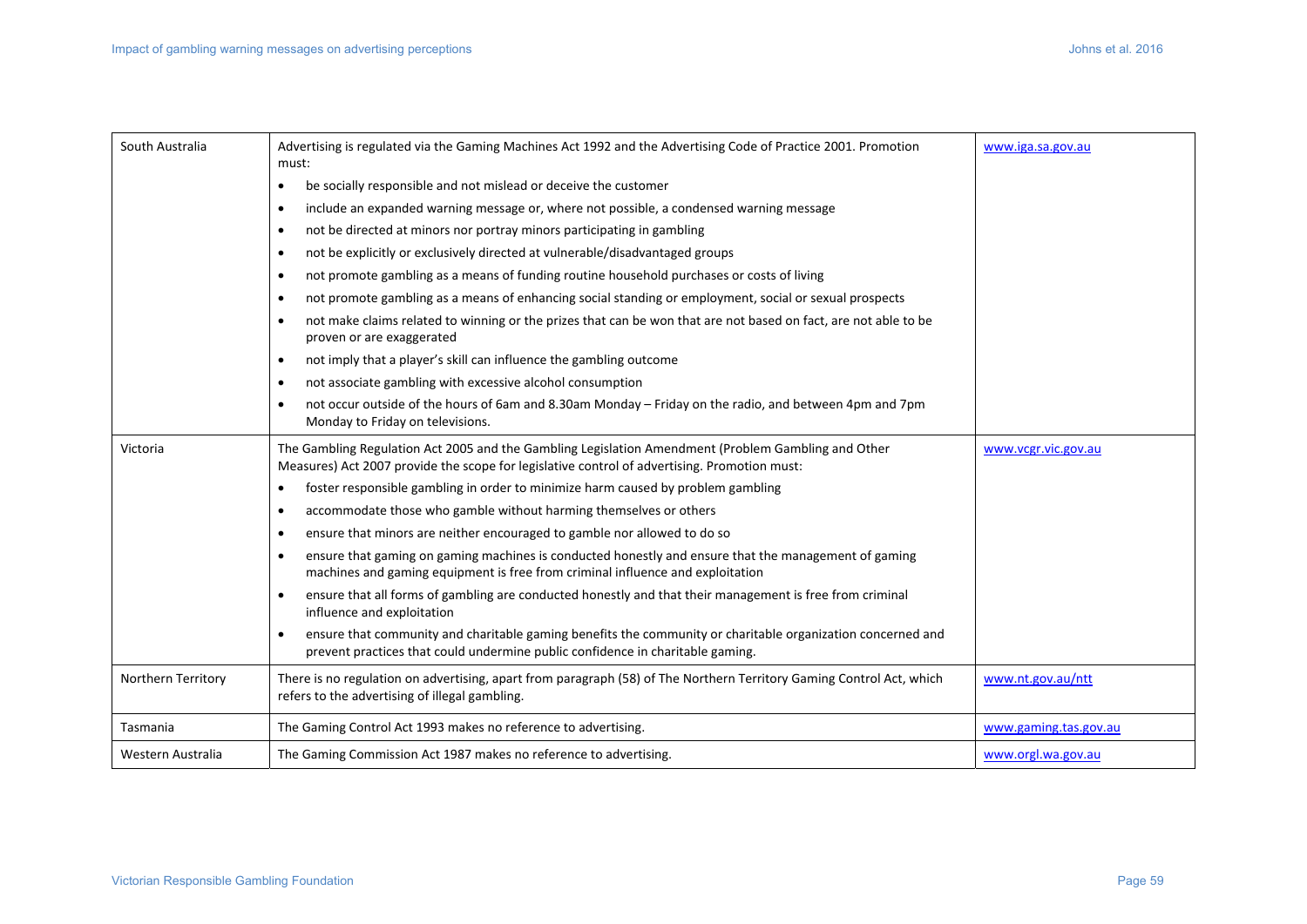| | | |
|---|---|---|
| South Australia | Advertising is regulated via the Gaming Machines Act 1992 and the Advertising Code of Practice 2001. Promotion must:<br>• be socially responsible and not mislead or deceive the customer<br>• include an expanded warning message or, where not possible, a condensed warning message<br>• not be directed at minors nor portray minors participating in gambling<br>• not be explicitly or exclusively directed at vulnerable/disadvantaged groups<br>• not promote gambling as a means of funding routine household purchases or costs of living<br>• not promote gambling as a means of enhancing social standing or employment, social or sexual prospects<br>• not make claims related to winning or the prizes that can be won that are not based on fact, are not able to be proven or are exaggerated<br>• not imply that a player's skill can influence the gambling outcome<br>• not associate gambling with excessive alcohol consumption<br>• not occur outside of the hours of 6am and 8.30am Monday – Friday on the radio, and between 4pm and 7pm Monday to Friday on televisions. | www.iga.sa.gov.au |
| Victoria | The Gambling Regulation Act 2005 and the Gambling Legislation Amendment (Problem Gambling and Other Measures) Act 2007 provide the scope for legislative control of advertising. Promotion must:<br>• foster responsible gambling in order to minimize harm caused by problem gambling<br>• accommodate those who gamble without harming themselves or others<br>• ensure that minors are neither encouraged to gamble nor allowed to do so<br>• ensure that gaming on gaming machines is conducted honestly and ensure that the management of gaming machines and gaming equipment is free from criminal influence and exploitation<br>• ensure that all forms of gambling are conducted honestly and that their management is free from criminal influence and exploitation<br>• ensure that community and charitable gaming benefits the community or charitable organization concerned and prevent practices that could undermine public confidence in charitable gaming. | www.vcgr.vic.gov.au |
| Northern Territory | There is no regulation on advertising, apart from paragraph (58) of The Northern Territory Gaming Control Act, which refers to the advertising of illegal gambling. | www.nt.gov.au/ntt |
| Tasmania | The Gaming Control Act 1993 makes no reference to advertising. | www.gaming.tas.gov.au |
| Western Australia | The Gaming Commission Act 1987 makes no reference to advertising. | www.orgl.wa.gov.au |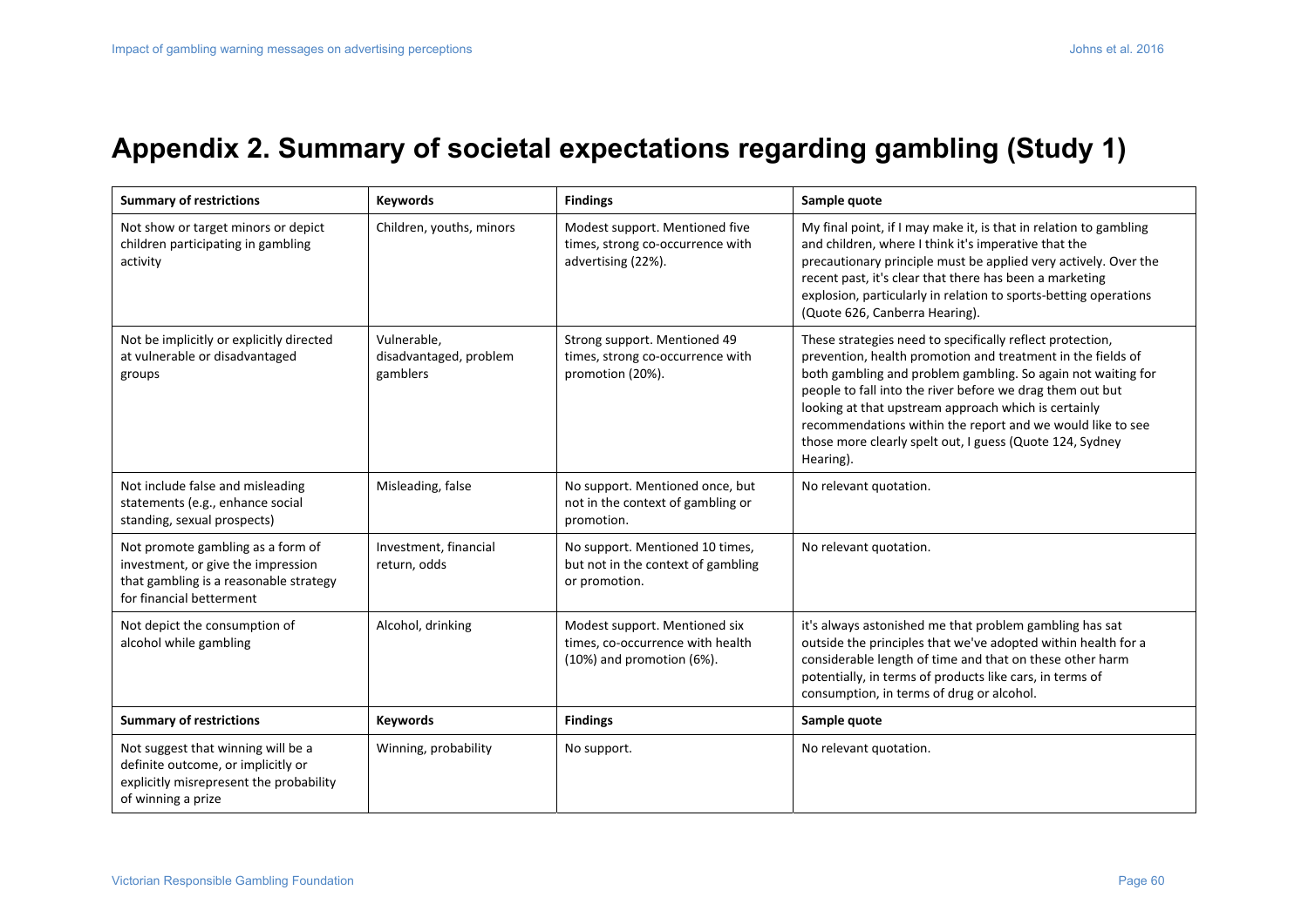# Appendix 2. Summary of societal expectations regarding gambling (Study 1)

| Summary of restrictions | Keywords | Findings | Sample quote |
|---|---|---|---|
| Not show or target minors or depict children participating in gambling activity | Children, youths, minors | Modest support. Mentioned five times, strong co-occurrence with advertising (22%). | My final point, if I may make it, is that in relation to gambling and children, where I think it's imperative that the precautionary principle must be applied very actively. Over the recent past, it's clear that there has been a marketing explosion, particularly in relation to sports-betting operations (Quote 626, Canberra Hearing). |
| Not be implicitly or explicitly directed at vulnerable or disadvantaged groups | Vulnerable, disadvantaged, problem gamblers | Strong support. Mentioned 49 times, strong co-occurrence with promotion (20%). | These strategies need to specifically reflect protection, prevention, health promotion and treatment in the fields of both gambling and problem gambling. So again not waiting for people to fall into the river before we drag them out but looking at that upstream approach which is certainly recommendations within the report and we would like to see those more clearly spelt out, I guess (Quote 124, Sydney Hearing). |
| Not include false and misleading statements (e.g., enhance social standing, sexual prospects) | Misleading, false | No support. Mentioned once, but not in the context of gambling or promotion. | No relevant quotation. |
| Not promote gambling as a form of investment, or give the impression that gambling is a reasonable strategy for financial betterment | Investment, financial return, odds | No support. Mentioned 10 times, but not in the context of gambling or promotion. | No relevant quotation. |
| Not depict the consumption of alcohol while gambling | Alcohol, drinking | Modest support. Mentioned six times, co-occurrence with health (10%) and promotion (6%). | it's always astonished me that problem gambling has sat outside the principles that we've adopted within health for a considerable length of time and that on these other harm potentially, in terms of products like cars, in terms of consumption, in terms of drug or alcohol. |
| Not suggest that winning will be a definite outcome, or implicitly or explicitly misrepresent the probability of winning a prize | Winning, probability | No support. | No relevant quotation. |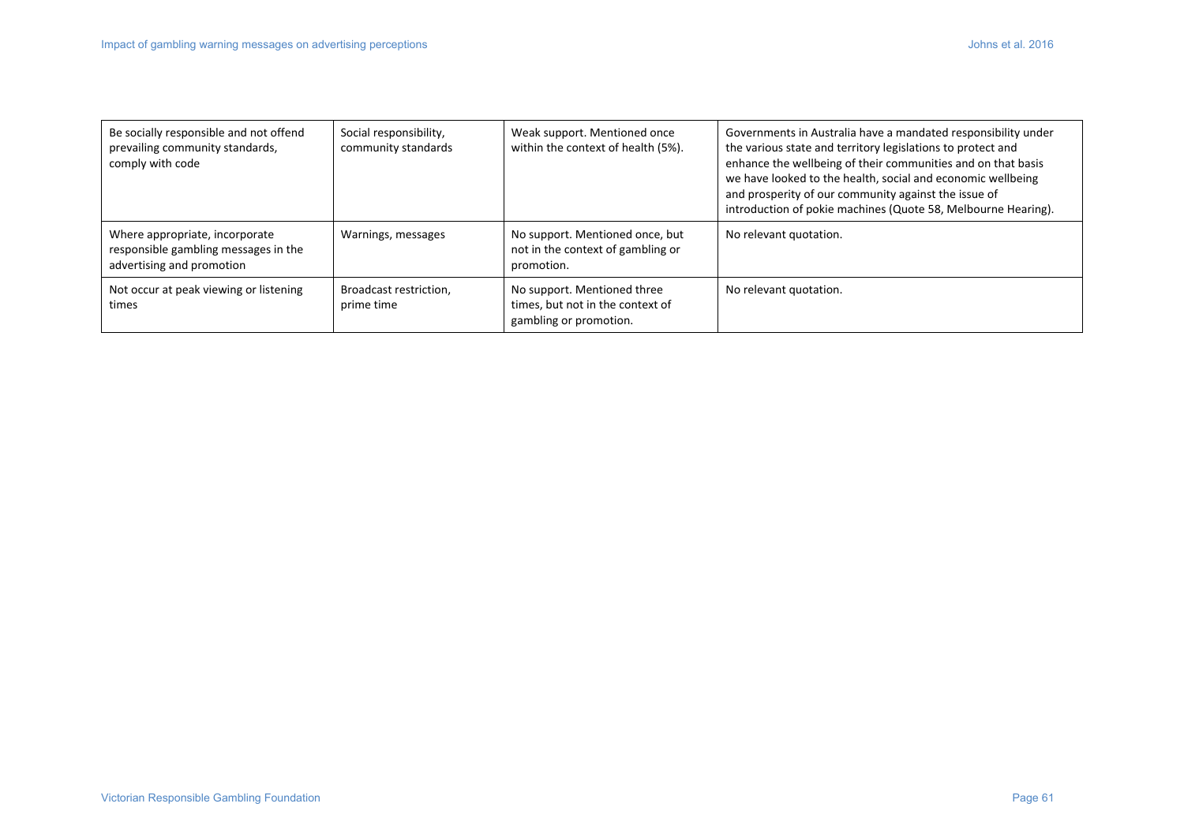| Be socially responsible and not offend prevailing community standards, comply with code | Social responsibility, community standards | Weak support. Mentioned once within the context of health (5%). | Governments in Australia have a mandated responsibility under the various state and territory legislations to protect and enhance the wellbeing of their communities and on that basis we have looked to the health, social and economic wellbeing and prosperity of our community against the issue of introduction of pokie machines (Quote 58, Melbourne Hearing). |
|---|---|---|---|
| Where appropriate, incorporate responsible gambling messages in the advertising and promotion | Warnings, messages | No support. Mentioned once, but not in the context of gambling or promotion. | No relevant quotation. |
| Not occur at peak viewing or listening times | Broadcast restriction, prime time | No support. Mentioned three times, but not in the context of gambling or promotion. | No relevant quotation. |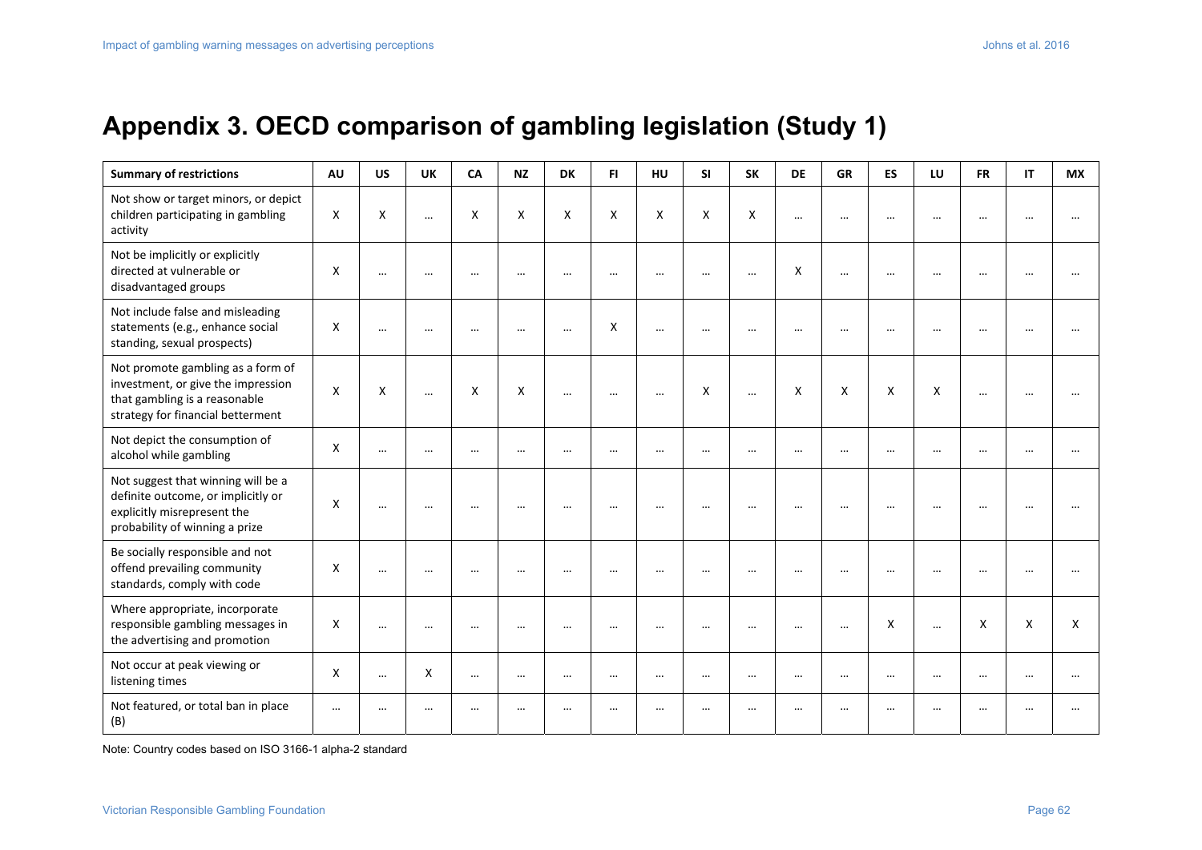# Appendix 3. OECD comparison of gambling legislation (Study 1)

| Summary of restrictions | AU | US | UK | CA | NZ | DK | FI | HU | SI | SK | DE | GR | ES | LU | FR | IT | MX |
|---|---|---|---|---|---|---|---|---|---|---|---|---|---|---|---|---|---|
| Not show or target minors, or depict children participating in gambling activity | X | X | … | X | X | X | X | X | X | X | … | … | … | … | … | … | … |
| Not be implicitly or explicitly directed at vulnerable or disadvantaged groups | X | … | … | … | … | … | … | … | … | … | X | … | … | … | … | … | … |
| Not include false and misleading statements (e.g., enhance social standing, sexual prospects) | X | … | … | … | … | … | X | … | … | … | … | … | … | … | … | … | … |
| Not promote gambling as a form of investment, or give the impression that gambling is a reasonable strategy for financial betterment | X | X | … | X | X | … | … | … | X | … | X | X | X | X | … | … | … |
| Not depict the consumption of alcohol while gambling | X | … | … | … | … | … | … | … | … | … | … | … | … | … | … | … | … |
| Not suggest that winning will be a definite outcome, or implicitly or explicitly misrepresent the probability of winning a prize | X | … | … | … | … | … | … | … | … | … | … | … | … | … | … | … | … |
| Be socially responsible and not offend prevailing community standards, comply with code | X | … | … | … | … | … | … | … | … | … | … | … | … | … | … | … | … |
| Where appropriate, incorporate responsible gambling messages in the advertising and promotion | X | … | … | … | … | … | … | … | … | … | … | … | X | … | X | X | X |
| Not occur at peak viewing or listening times | X | … | X | … | … | … | … | … | … | … | … | … | … | … | … | … | … |
| Not featured, or total ban in place (B) | … | … | … | … | … | … | … | … | … | … | … | … | … | … | … | … | … |

Note: Country codes based on ISO 3166-1 alpha-2 standard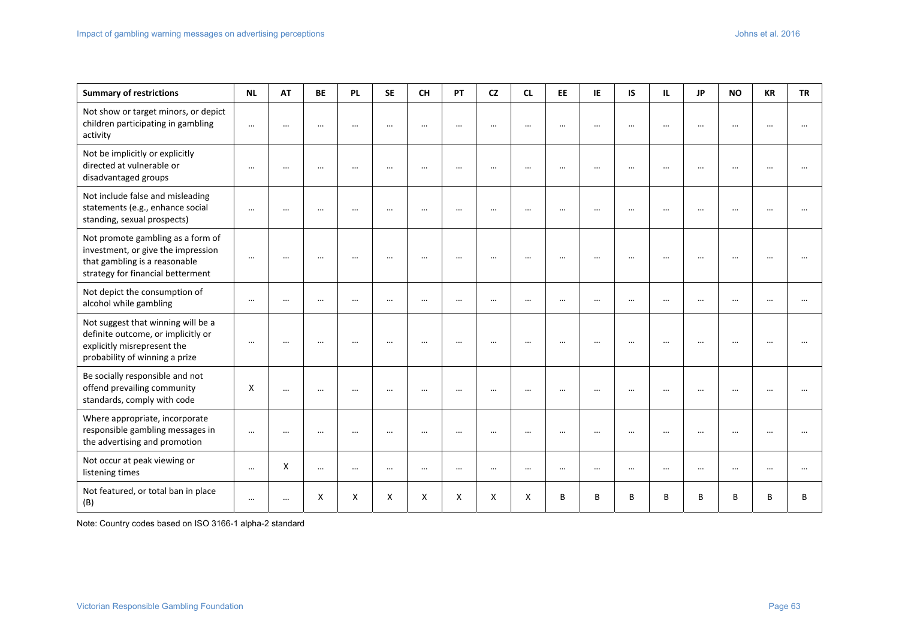| Summary of restrictions | NL | AT | BE | PL | SE | CH | PT | CZ | CL | EE | IE | IS | IL | JP | NO | KR | TR |
|---|---|---|---|---|---|---|---|---|---|---|---|---|---|---|---|---|---|
| Not show or target minors, or depict children participating in gambling activity | … | … | … | … | … | … | … | … | … | … | … | … | … | … | … | … | … |
| Not be implicitly or explicitly directed at vulnerable or disadvantaged groups | … | … | … | … | … | … | … | … | … | … | … | … | … | … | … | … | … |
| Not include false and misleading statements (e.g., enhance social standing, sexual prospects) | … | … | … | … | … | … | … | … | … | … | … | … | … | … | … | … | … |
| Not promote gambling as a form of investment, or give the impression that gambling is a reasonable strategy for financial betterment | … | … | … | … | … | … | … | … | … | … | … | … | … | … | … | … | … |
| Not depict the consumption of alcohol while gambling | … | … | … | … | … | … | … | … | … | … | … | … | … | … | … | … | … |
| Not suggest that winning will be a definite outcome, or implicitly or explicitly misrepresent the probability of winning a prize | … | … | … | … | … | … | … | … | … | … | … | … | … | … | … | … | … |
| Be socially responsible and not offend prevailing community standards, comply with code | X | … | … | … | … | … | … | … | … | … | … | … | … | … | … | … | … |
| Where appropriate, incorporate responsible gambling messages in the advertising and promotion | … | … | … | … | … | … | … | … | … | … | … | … | … | … | … | … | … |
| Not occur at peak viewing or listening times | … | X | … | … | … | … | … | … | … | … | … | … | … | … | … | … | … |
| Not featured, or total ban in place (B) | … | … | X | X | X | X | X | X | X | B | B | B | B | B | B | B | B |

Note: Country codes based on ISO 3166-1 alpha-2 standard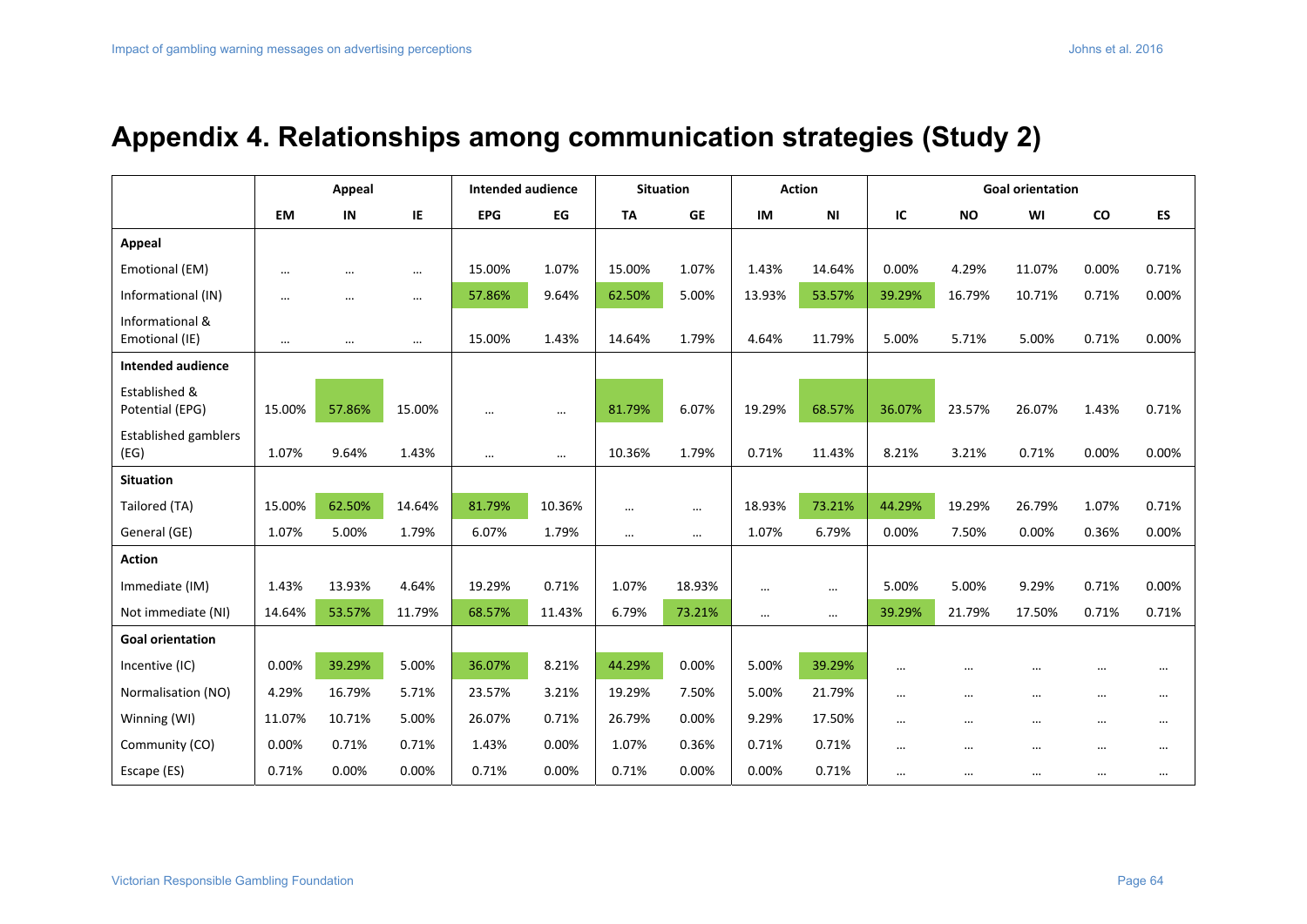# Appendix 4. Relationships among communication strategies (Study 2)

| | Appeal | | | Intended audience | | Situation | | Action | | Goal orientation | | | | |
|---|---|---|---|---|---|---|---|---|---|---|---|---|---|---|
| | EM | IN | IE | EPG | EG | TA | GE | IM | NI | IC | NO | WI | CO | ES |
| **Appeal** | | | | | | | | | | | | | | |
| Emotional (EM) | … | … | … | 15.00% | 1.07% | 15.00% | 1.07% | 1.43% | 14.64% | 0.00% | 4.29% | 11.07% | 0.00% | 0.71% |
| Informational (IN) | … | … | … | 57.86% | 9.64% | 62.50% | 5.00% | 13.93% | 53.57% | 39.29% | 16.79% | 10.71% | 0.71% | 0.00% |
| Informational & Emotional (IE) | … | … | … | 15.00% | 1.43% | 14.64% | 1.79% | 4.64% | 11.79% | 5.00% | 5.71% | 5.00% | 0.71% | 0.00% |
| **Intended audience** | | | | | | | | | | | | | | |
| Established & Potential (EPG) | 15.00% | 57.86% | 15.00% | … | … | 81.79% | 6.07% | 19.29% | 68.57% | 36.07% | 23.57% | 26.07% | 1.43% | 0.71% |
| Established gamblers (EG) | 1.07% | 9.64% | 1.43% | … | … | 10.36% | 1.79% | 0.71% | 11.43% | 8.21% | 3.21% | 0.71% | 0.00% | 0.00% |
| **Situation** | | | | | | | | | | | | | | |
| Tailored (TA) | 15.00% | 62.50% | 14.64% | 81.79% | 10.36% | … | … | 18.93% | 73.21% | 44.29% | 19.29% | 26.79% | 1.07% | 0.71% |
| General (GE) | 1.07% | 5.00% | 1.79% | 6.07% | 1.79% | … | … | 1.07% | 6.79% | 0.00% | 7.50% | 0.00% | 0.36% | 0.00% |
| **Action** | | | | | | | | | | | | | | |
| Immediate (IM) | 1.43% | 13.93% | 4.64% | 19.29% | 0.71% | 1.07% | 18.93% | … | … | 5.00% | 5.00% | 9.29% | 0.71% | 0.00% |
| Not immediate (NI) | 14.64% | 53.57% | 11.79% | 68.57% | 11.43% | 6.79% | 73.21% | … | … | 39.29% | 21.79% | 17.50% | 0.71% | 0.71% |
| **Goal orientation** | | | | | | | | | | | | | | |
| Incentive (IC) | 0.00% | 39.29% | 5.00% | 36.07% | 8.21% | 44.29% | 0.00% | 5.00% | 39.29% | … | … | … | … | … |
| Normalisation (NO) | 4.29% | 16.79% | 5.71% | 23.57% | 3.21% | 19.29% | 7.50% | 5.00% | 21.79% | … | … | … | … | … |
| Winning (WI) | 11.07% | 10.71% | 5.00% | 26.07% | 0.71% | 26.79% | 0.00% | 9.29% | 17.50% | … | … | … | … | … |
| Community (CO) | 0.00% | 0.71% | 0.71% | 1.43% | 0.00% | 1.07% | 0.36% | 0.71% | 0.71% | … | … | … | … | … |
| Escape (ES) | 0.71% | 0.00% | 0.00% | 0.71% | 0.00% | 0.71% | 0.00% | 0.00% | 0.71% | … | … | … | … | … |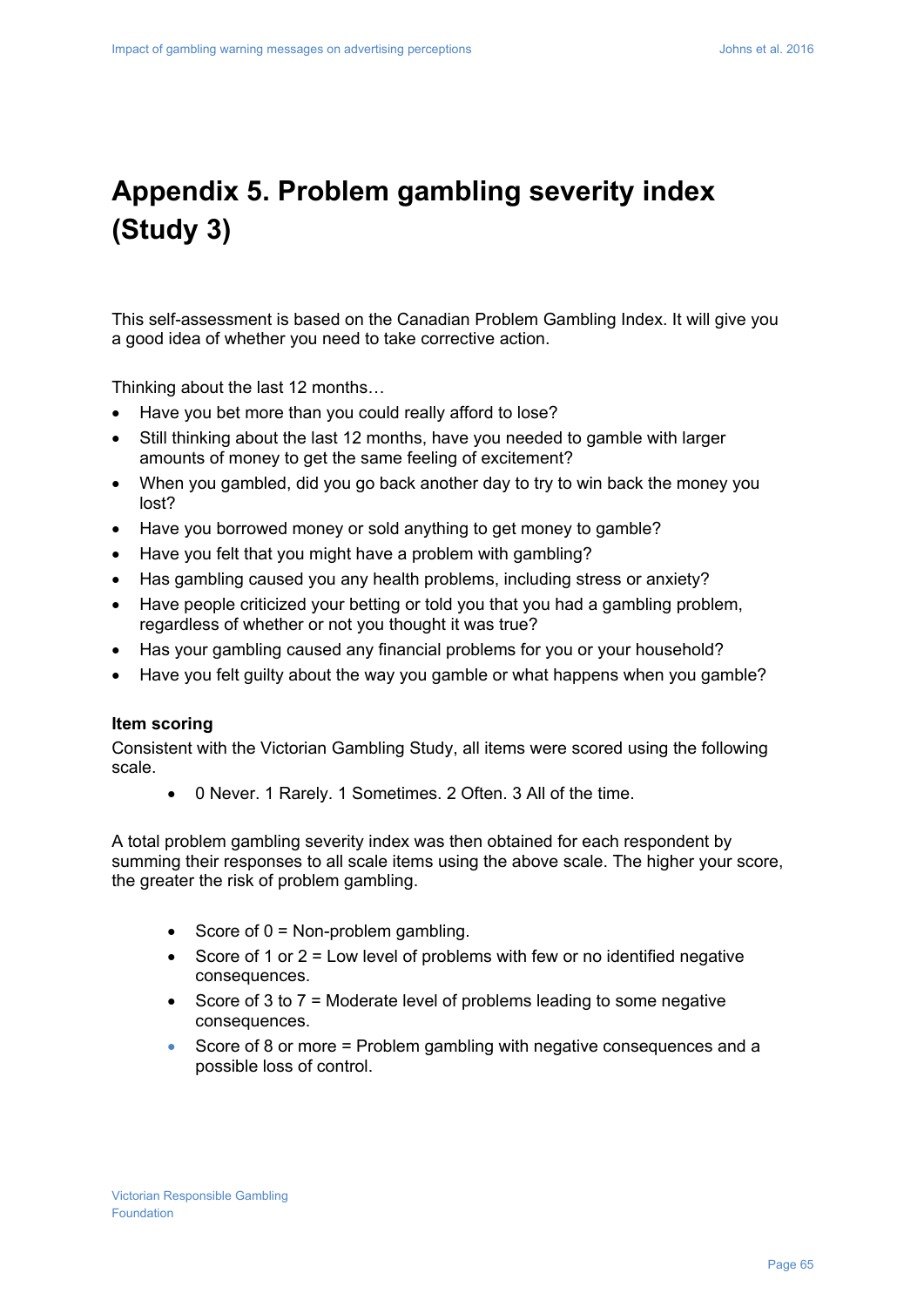# Appendix 5. Problem gambling severity index (Study 3)

This self-assessment is based on the Canadian Problem Gambling Index. It will give you a good idea of whether you need to take corrective action.

Thinking about the last 12 months…

- Have you bet more than you could really afford to lose?
- Still thinking about the last 12 months, have you needed to gamble with larger amounts of money to get the same feeling of excitement?
- When you gambled, did you go back another day to try to win back the money you lost?
- Have you borrowed money or sold anything to get money to gamble?
- Have you felt that you might have a problem with gambling?
- Has gambling caused you any health problems, including stress or anxiety?
- Have people criticized your betting or told you that you had a gambling problem, regardless of whether or not you thought it was true?
- Has your gambling caused any financial problems for you or your household?
- Have you felt guilty about the way you gamble or what happens when you gamble?

**Item scoring**

Consistent with the Victorian Gambling Study, all items were scored using the following scale.

- 0 Never. 1 Rarely. 1 Sometimes. 2 Often. 3 All of the time.

A total problem gambling severity index was then obtained for each respondent by summing their responses to all scale items using the above scale. The higher your score, the greater the risk of problem gambling.

- Score of 0 = Non-problem gambling.
- Score of 1 or 2 = Low level of problems with few or no identified negative consequences.
- Score of 3 to 7 = Moderate level of problems leading to some negative consequences.
- Score of 8 or more = Problem gambling with negative consequences and a possible loss of control.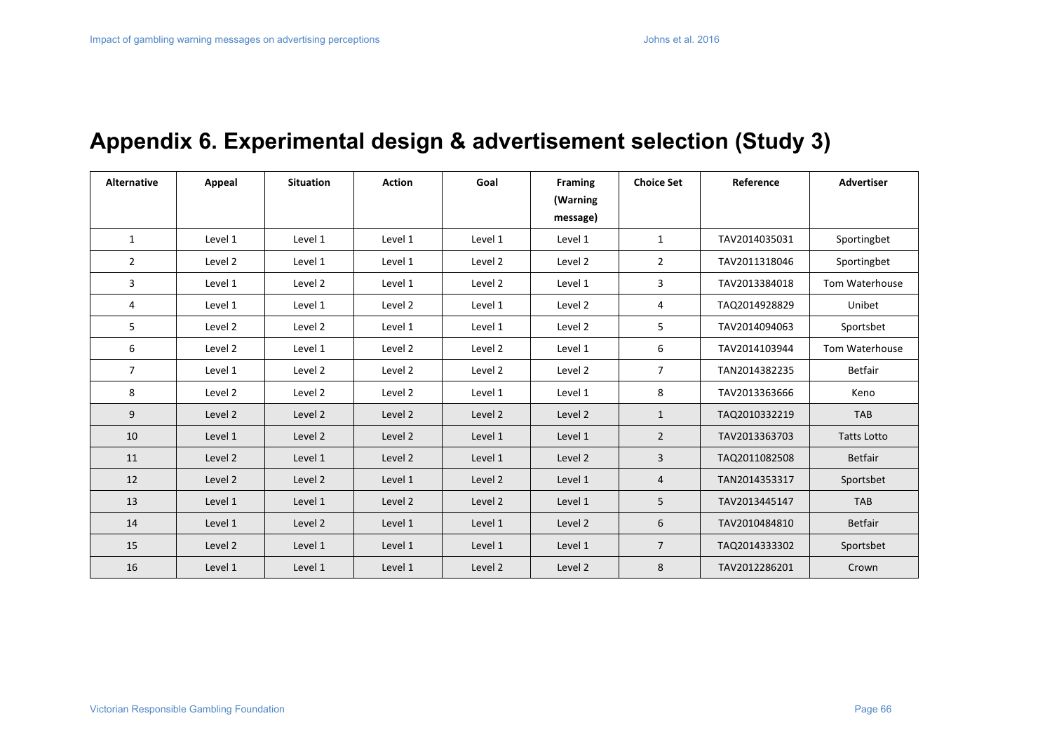# Appendix 6. Experimental design & advertisement selection (Study 3)

| Alternative | Appeal | Situation | Action | Goal | Framing (Warning message) | Choice Set | Reference | Advertiser |
|---|---|---|---|---|---|---|---|---|
| 1 | Level 1 | Level 1 | Level 1 | Level 1 | Level 1 | 1 | TAV2014035031 | Sportingbet |
| 2 | Level 2 | Level 1 | Level 1 | Level 2 | Level 2 | 2 | TAV2011318046 | Sportingbet |
| 3 | Level 1 | Level 2 | Level 1 | Level 2 | Level 1 | 3 | TAV2013384018 | Tom Waterhouse |
| 4 | Level 1 | Level 1 | Level 2 | Level 1 | Level 2 | 4 | TAQ2014928829 | Unibet |
| 5 | Level 2 | Level 2 | Level 1 | Level 1 | Level 2 | 5 | TAV2014094063 | Sportsbet |
| 6 | Level 2 | Level 1 | Level 2 | Level 2 | Level 1 | 6 | TAV2014103944 | Tom Waterhouse |
| 7 | Level 1 | Level 2 | Level 2 | Level 2 | Level 2 | 7 | TAN2014382235 | Betfair |
| 8 | Level 2 | Level 2 | Level 2 | Level 1 | Level 1 | 8 | TAV2013363666 | Keno |
| 9 | Level 2 | Level 2 | Level 2 | Level 2 | Level 2 | 1 | TAQ2010332219 | TAB |
| 10 | Level 1 | Level 2 | Level 2 | Level 1 | Level 1 | 2 | TAV2013363703 | Tatts Lotto |
| 11 | Level 2 | Level 1 | Level 2 | Level 1 | Level 2 | 3 | TAQ2011082508 | Betfair |
| 12 | Level 2 | Level 2 | Level 1 | Level 2 | Level 1 | 4 | TAN2014353317 | Sportsbet |
| 13 | Level 1 | Level 1 | Level 2 | Level 2 | Level 1 | 5 | TAV2013445147 | TAB |
| 14 | Level 1 | Level 2 | Level 1 | Level 1 | Level 2 | 6 | TAV2010484810 | Betfair |
| 15 | Level 2 | Level 1 | Level 1 | Level 1 | Level 1 | 7 | TAQ2014333302 | Sportsbet |
| 16 | Level 1 | Level 1 | Level 1 | Level 2 | Level 2 | 8 | TAV2012286201 | Crown |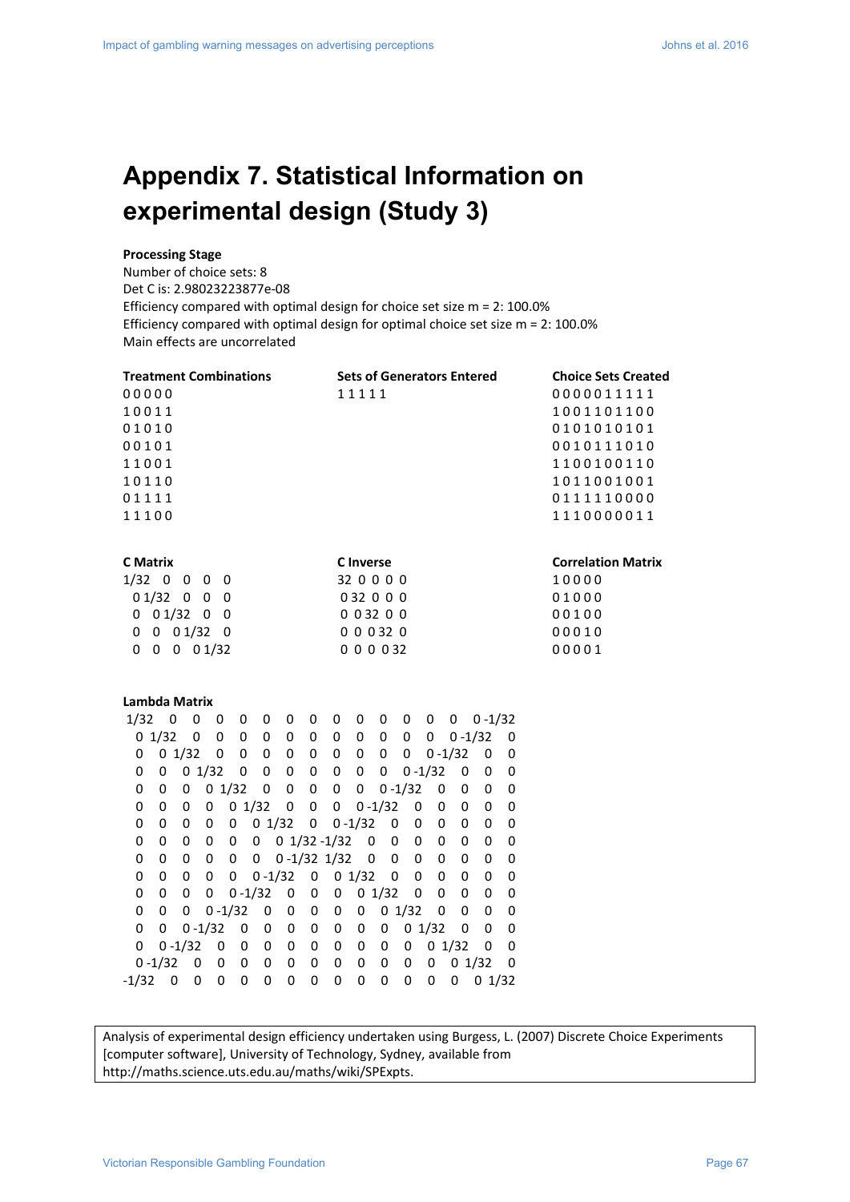# Appendix 7. Statistical Information on experimental design (Study 3)

**Processing Stage**

Number of choice sets: 8
Det C is: 2.98023223877e-08
Efficiency compared with optimal design for choice set size m = 2: 100.0%
Efficiency compared with optimal design for optimal choice set size m = 2: 100.0%
Main effects are uncorrelated

| Treatment Combinations | Sets of Generators Entered | Choice Sets Created |
|---|---|---|
| 0 0 0 0 0 | 1 1 1 1 1 | 0 0 0 0 0 1 1 1 1 1 |
| 1 0 0 1 1 | | 1 0 0 1 1 0 1 1 0 0 |
| 0 1 0 1 0 | | 0 1 0 1 0 1 0 1 0 1 |
| 0 0 1 0 1 | | 0 0 1 0 1 1 1 0 1 0 |
| 1 1 0 0 1 | | 1 1 0 0 1 0 0 1 1 0 |
| 1 0 1 1 0 | | 1 0 1 1 0 0 1 0 0 1 |
| 0 1 1 1 1 | | 0 1 1 1 1 1 0 0 0 0 |
| 1 1 1 0 0 | | 1 1 1 0 0 0 0 0 1 1 |

| C Matrix | C Inverse | Correlation Matrix |
|---|---|---|
| 1/32 0 0 0 0 | 32 0 0 0 0 | 1 0 0 0 0 |
| 0 1/32 0 0 0 | 0 32 0 0 0 | 0 1 0 0 0 |
| 0 0 1/32 0 0 | 0 0 32 0 0 | 0 0 1 0 0 |
| 0 0 0 1/32 0 | 0 0 0 32 0 | 0 0 0 1 0 |
| 0 0 0 0 1/32 | 0 0 0 0 32 | 0 0 0 0 1 |

**Lambda Matrix**

```
1/32    0    0    0    0    0    0    0    0    0    0    0    0    0    0 -1/32
   0 1/32    0    0    0    0    0    0    0    0    0    0    0    0 -1/32    0
   0    0 1/32    0    0    0    0    0    0    0    0    0    0 -1/32    0    0
   0    0    0 1/32    0    0    0    0    0    0    0    0 -1/32    0    0    0
   0    0    0    0 1/32    0    0    0    0    0    0 -1/32    0    0    0    0
   0    0    0    0    0 1/32    0    0    0    0 -1/32    0    0    0    0    0
   0    0    0    0    0    0 1/32    0    0 -1/32    0    0    0    0    0    0
   0    0    0    0    0    0    0 1/32 -1/32    0    0    0    0    0    0    0
   0    0    0    0    0    0    0 -1/32 1/32    0    0    0    0    0    0    0
   0    0    0    0    0    0 -1/32    0    0 1/32    0    0    0    0    0    0
   0    0    0    0    0 -1/32    0    0    0    0 1/32    0    0    0    0    0
   0    0    0    0 -1/32    0    0    0    0    0    0 1/32    0    0    0    0
   0    0    0 -1/32    0    0    0    0    0    0    0    0 1/32    0    0    0
   0    0 -1/32    0    0    0    0    0    0    0    0    0    0 1/32    0    0
   0 -1/32    0    0    0    0    0    0    0    0    0    0    0    0 1/32    0
-1/32    0    0    0    0    0    0    0    0    0    0    0    0    0    0 1/32
```

Analysis of experimental design efficiency undertaken using Burgess, L. (2007) Discrete Choice Experiments [computer software], University of Technology, Sydney, available from http://maths.science.uts.edu.au/maths/wiki/SPExpts.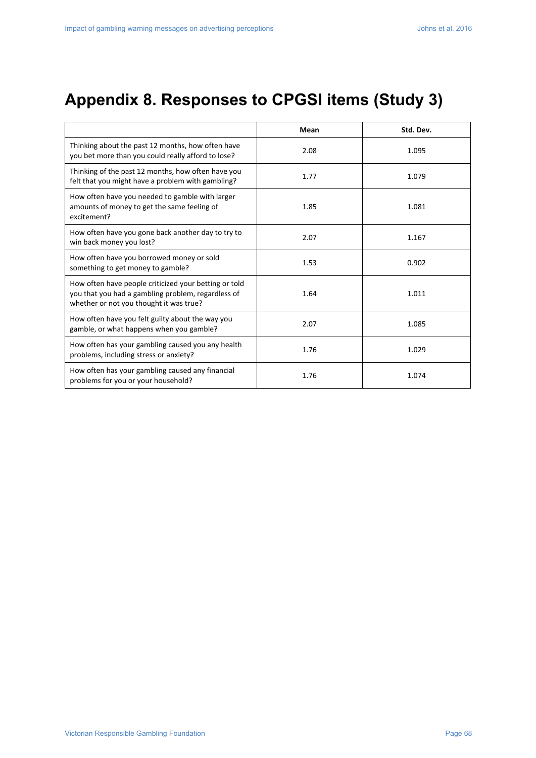# Appendix 8. Responses to CPGSI items (Study 3)

| | Mean | Std. Dev. |
|---|---|---|
| Thinking about the past 12 months, how often have you bet more than you could really afford to lose? | 2.08 | 1.095 |
| Thinking of the past 12 months, how often have you felt that you might have a problem with gambling? | 1.77 | 1.079 |
| How often have you needed to gamble with larger amounts of money to get the same feeling of excitement? | 1.85 | 1.081 |
| How often have you gone back another day to try to win back money you lost? | 2.07 | 1.167 |
| How often have you borrowed money or sold something to get money to gamble? | 1.53 | 0.902 |
| How often have people criticized your betting or told you that you had a gambling problem, regardless of whether or not you thought it was true? | 1.64 | 1.011 |
| How often have you felt guilty about the way you gamble, or what happens when you gamble? | 2.07 | 1.085 |
| How often has your gambling caused you any health problems, including stress or anxiety? | 1.76 | 1.029 |
| How often has your gambling caused any financial problems for you or your household? | 1.76 | 1.074 |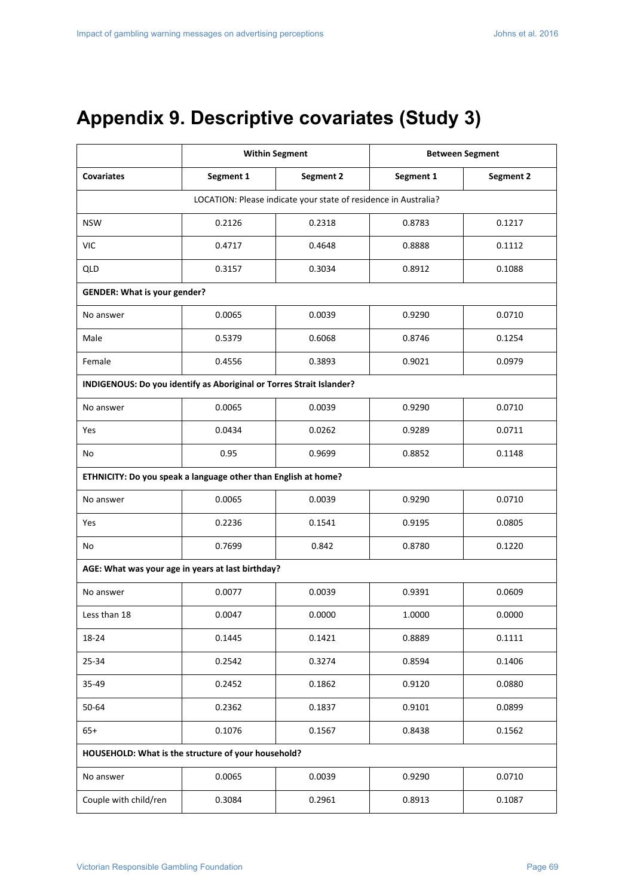# Appendix 9. Descriptive covariates (Study 3)

| | Within Segment | | Between Segment | |
|---|---|---|---|---|
| **Covariates** | **Segment 1** | **Segment 2** | **Segment 1** | **Segment 2** |
| LOCATION: Please indicate your state of residence in Australia? | | | | |
| NSW | 0.2126 | 0.2318 | 0.8783 | 0.1217 |
| VIC | 0.4717 | 0.4648 | 0.8888 | 0.1112 |
| QLD | 0.3157 | 0.3034 | 0.8912 | 0.1088 |
| **GENDER: What is your gender?** | | | | |
| No answer | 0.0065 | 0.0039 | 0.9290 | 0.0710 |
| Male | 0.5379 | 0.6068 | 0.8746 | 0.1254 |
| Female | 0.4556 | 0.3893 | 0.9021 | 0.0979 |
| **INDIGENOUS: Do you identify as Aboriginal or Torres Strait Islander?** | | | | |
| No answer | 0.0065 | 0.0039 | 0.9290 | 0.0710 |
| Yes | 0.0434 | 0.0262 | 0.9289 | 0.0711 |
| No | 0.95 | 0.9699 | 0.8852 | 0.1148 |
| **ETHNICITY: Do you speak a language other than English at home?** | | | | |
| No answer | 0.0065 | 0.0039 | 0.9290 | 0.0710 |
| Yes | 0.2236 | 0.1541 | 0.9195 | 0.0805 |
| No | 0.7699 | 0.842 | 0.8780 | 0.1220 |
| **AGE: What was your age in years at last birthday?** | | | | |
| No answer | 0.0077 | 0.0039 | 0.9391 | 0.0609 |
| Less than 18 | 0.0047 | 0.0000 | 1.0000 | 0.0000 |
| 18-24 | 0.1445 | 0.1421 | 0.8889 | 0.1111 |
| 25-34 | 0.2542 | 0.3274 | 0.8594 | 0.1406 |
| 35-49 | 0.2452 | 0.1862 | 0.9120 | 0.0880 |
| 50-64 | 0.2362 | 0.1837 | 0.9101 | 0.0899 |
| 65+ | 0.1076 | 0.1567 | 0.8438 | 0.1562 |
| **HOUSEHOLD: What is the structure of your household?** | | | | |
| No answer | 0.0065 | 0.0039 | 0.9290 | 0.0710 |
| Couple with child/ren | 0.3084 | 0.2961 | 0.8913 | 0.1087 |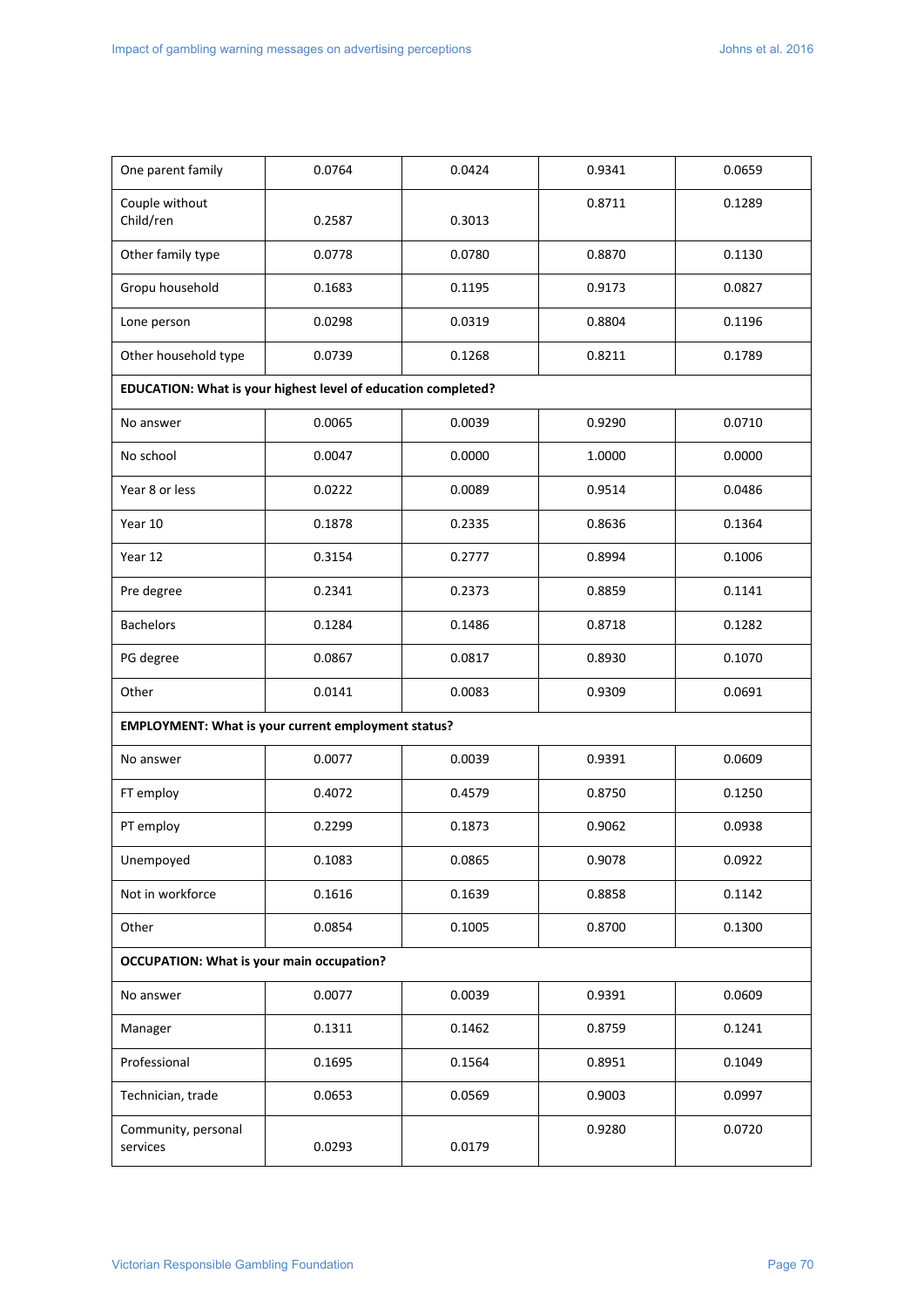| | | | | |
|---|---|---|---|---|
| One parent family | 0.0764 | 0.0424 | 0.9341 | 0.0659 |
| Couple without Child/ren | 0.2587 | 0.3013 | 0.8711 | 0.1289 |
| Other family type | 0.0778 | 0.0780 | 0.8870 | 0.1130 |
| Gropu household | 0.1683 | 0.1195 | 0.9173 | 0.0827 |
| Lone person | 0.0298 | 0.0319 | 0.8804 | 0.1196 |
| Other household type | 0.0739 | 0.1268 | 0.8211 | 0.1789 |
| **EDUCATION: What is your highest level of education completed?** | | | | |
| No answer | 0.0065 | 0.0039 | 0.9290 | 0.0710 |
| No school | 0.0047 | 0.0000 | 1.0000 | 0.0000 |
| Year 8 or less | 0.0222 | 0.0089 | 0.9514 | 0.0486 |
| Year 10 | 0.1878 | 0.2335 | 0.8636 | 0.1364 |
| Year 12 | 0.3154 | 0.2777 | 0.8994 | 0.1006 |
| Pre degree | 0.2341 | 0.2373 | 0.8859 | 0.1141 |
| Bachelors | 0.1284 | 0.1486 | 0.8718 | 0.1282 |
| PG degree | 0.0867 | 0.0817 | 0.8930 | 0.1070 |
| Other | 0.0141 | 0.0083 | 0.9309 | 0.0691 |
| **EMPLOYMENT: What is your current employment status?** | | | | |
| No answer | 0.0077 | 0.0039 | 0.9391 | 0.0609 |
| FT employ | 0.4072 | 0.4579 | 0.8750 | 0.1250 |
| PT employ | 0.2299 | 0.1873 | 0.9062 | 0.0938 |
| Unempoyed | 0.1083 | 0.0865 | 0.9078 | 0.0922 |
| Not in workforce | 0.1616 | 0.1639 | 0.8858 | 0.1142 |
| Other | 0.0854 | 0.1005 | 0.8700 | 0.1300 |
| **OCCUPATION: What is your main occupation?** | | | | |
| No answer | 0.0077 | 0.0039 | 0.9391 | 0.0609 |
| Manager | 0.1311 | 0.1462 | 0.8759 | 0.1241 |
| Professional | 0.1695 | 0.1564 | 0.8951 | 0.1049 |
| Technician, trade | 0.0653 | 0.0569 | 0.9003 | 0.0997 |
| Community, personal services | 0.0293 | 0.0179 | 0.9280 | 0.0720 |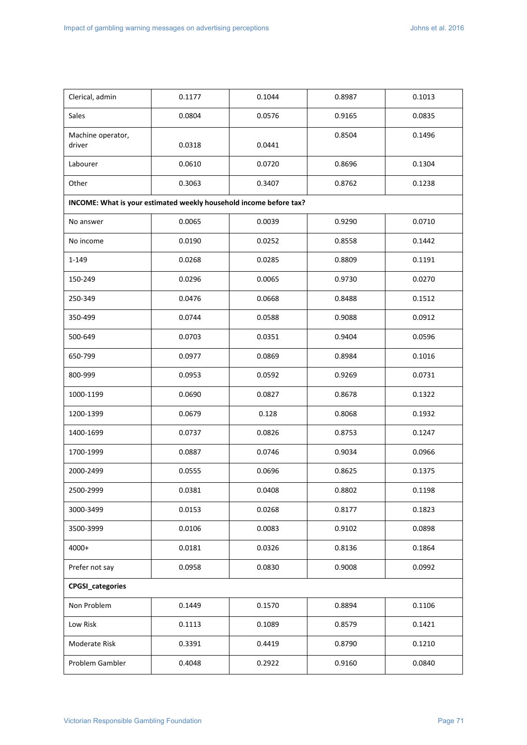| | | | | |
|---|---|---|---|---|
| Clerical, admin | 0.1177 | 0.1044 | 0.8987 | 0.1013 |
| Sales | 0.0804 | 0.0576 | 0.9165 | 0.0835 |
| Machine operator, driver | 0.0318 | 0.0441 | 0.8504 | 0.1496 |
| Labourer | 0.0610 | 0.0720 | 0.8696 | 0.1304 |
| Other | 0.3063 | 0.3407 | 0.8762 | 0.1238 |
| **INCOME: What is your estimated weekly household income before tax?** | | | | |
| No answer | 0.0065 | 0.0039 | 0.9290 | 0.0710 |
| No income | 0.0190 | 0.0252 | 0.8558 | 0.1442 |
| 1-149 | 0.0268 | 0.0285 | 0.8809 | 0.1191 |
| 150-249 | 0.0296 | 0.0065 | 0.9730 | 0.0270 |
| 250-349 | 0.0476 | 0.0668 | 0.8488 | 0.1512 |
| 350-499 | 0.0744 | 0.0588 | 0.9088 | 0.0912 |
| 500-649 | 0.0703 | 0.0351 | 0.9404 | 0.0596 |
| 650-799 | 0.0977 | 0.0869 | 0.8984 | 0.1016 |
| 800-999 | 0.0953 | 0.0592 | 0.9269 | 0.0731 |
| 1000-1199 | 0.0690 | 0.0827 | 0.8678 | 0.1322 |
| 1200-1399 | 0.0679 | 0.128 | 0.8068 | 0.1932 |
| 1400-1699 | 0.0737 | 0.0826 | 0.8753 | 0.1247 |
| 1700-1999 | 0.0887 | 0.0746 | 0.9034 | 0.0966 |
| 2000-2499 | 0.0555 | 0.0696 | 0.8625 | 0.1375 |
| 2500-2999 | 0.0381 | 0.0408 | 0.8802 | 0.1198 |
| 3000-3499 | 0.0153 | 0.0268 | 0.8177 | 0.1823 |
| 3500-3999 | 0.0106 | 0.0083 | 0.9102 | 0.0898 |
| 4000+ | 0.0181 | 0.0326 | 0.8136 | 0.1864 |
| Prefer not say | 0.0958 | 0.0830 | 0.9008 | 0.0992 |
| **CPGSI_categories** | | | | |
| Non Problem | 0.1449 | 0.1570 | 0.8894 | 0.1106 |
| Low Risk | 0.1113 | 0.1089 | 0.8579 | 0.1421 |
| Moderate Risk | 0.3391 | 0.4419 | 0.8790 | 0.1210 |
| Problem Gambler | 0.4048 | 0.2922 | 0.9160 | 0.0840 |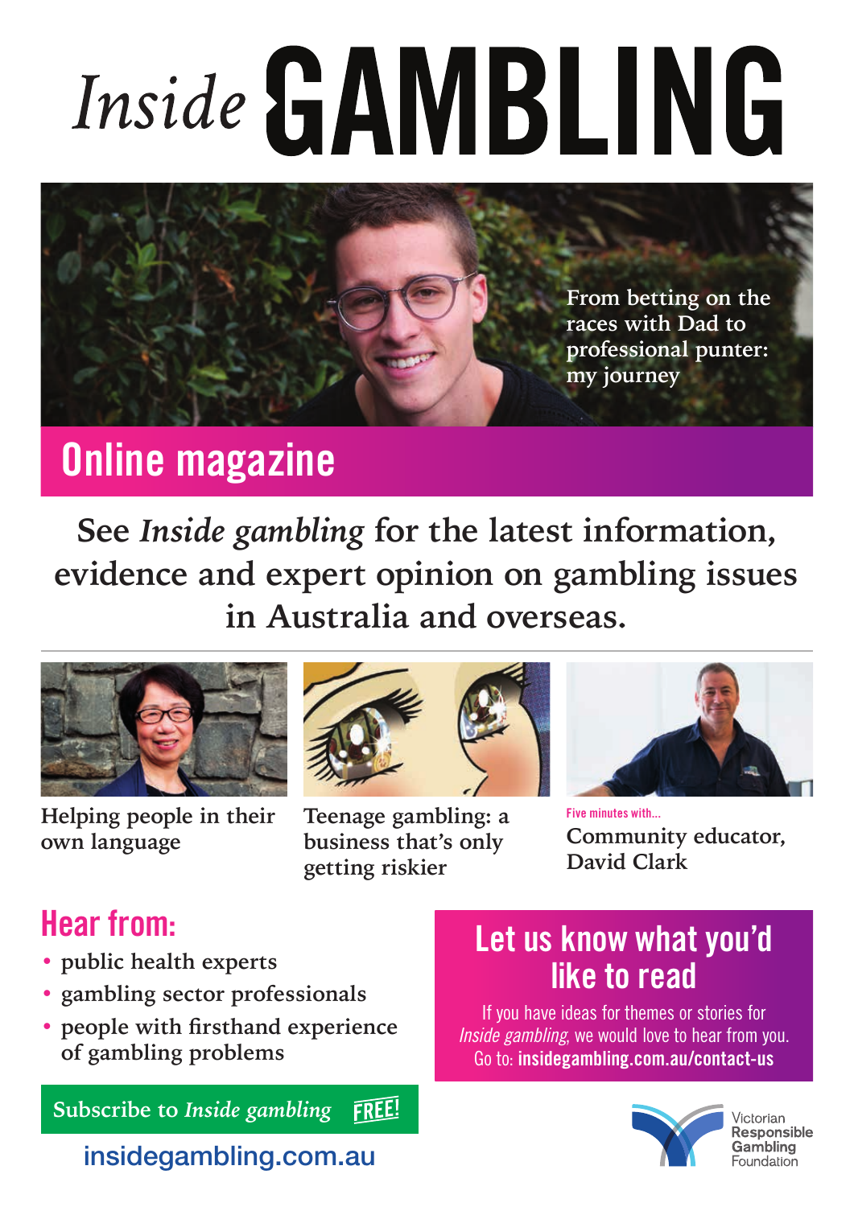# *Inside* GAMBLING

From betting on the races with Dad to professional punter: my journey

## Online magazine

**See *Inside gambling* for the latest information, evidence and expert opinion on gambling issues in Australia and overseas.**

Helping people in their own language

Teenage gambling: a business that's only getting riskier

Five minutes with...

Community educator, David Clark

## Hear from:

- public health experts
- gambling sector professionals
- people with firsthand experience of gambling problems

## Let us know what you'd like to read

If you have ideas for themes or stories for *Inside gambling*, we would love to hear from you.
Go to: **insidegambling.com.au/contact-us**

Subscribe to *Inside gambling* FREE!

insidegambling.com.au

Victorian Responsible Gambling Foundation